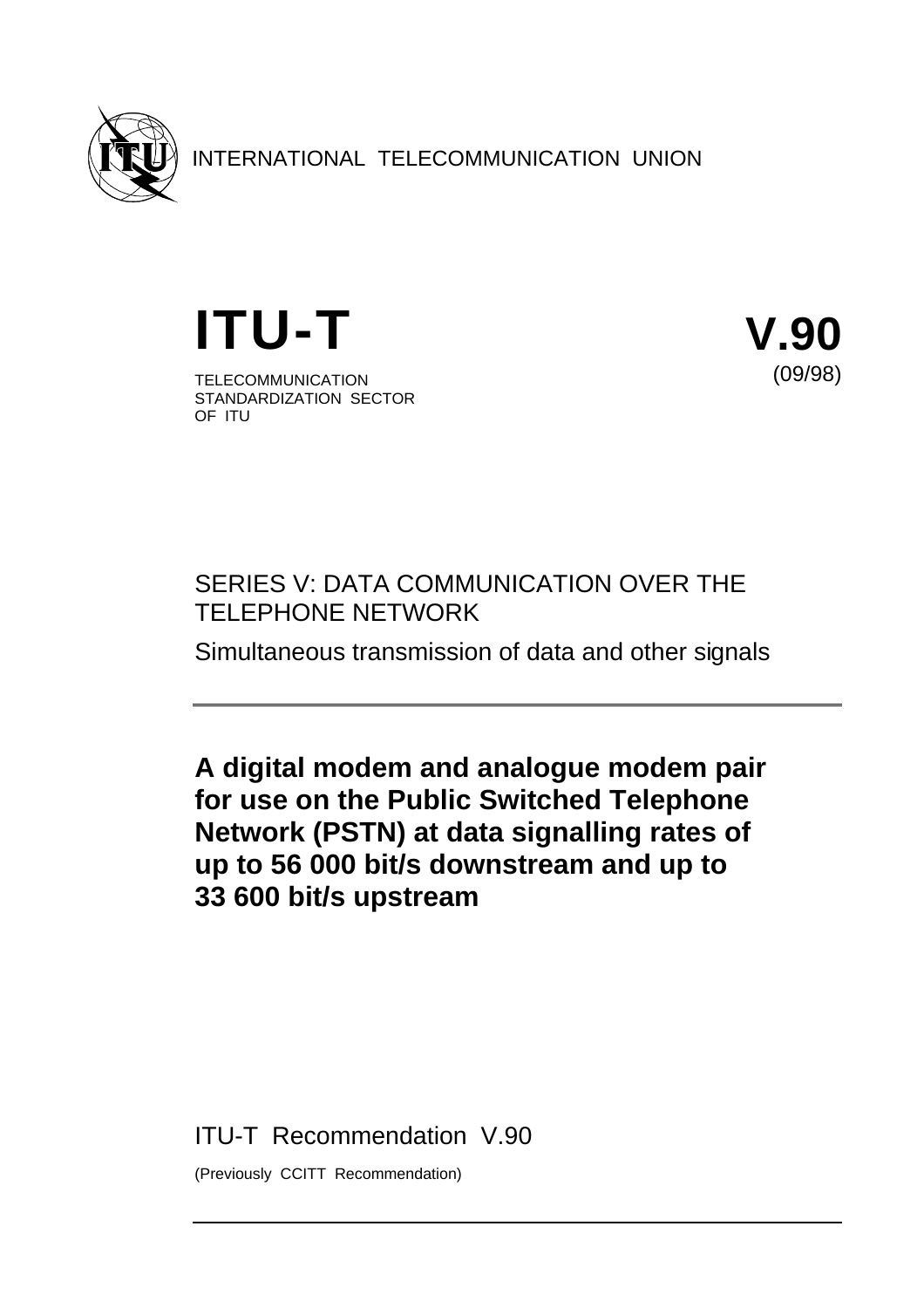INTERNATIONAL TELECOMMUNICATION UNION

# ITU-T

TELECOMMUNICATION
STANDARDIZATION SECTOR
OF ITU

# V.90

(09/98)

SERIES V: DATA COMMUNICATION OVER THE TELEPHONE NETWORK

Simultaneous transmission of data and other signals

---

**A digital modem and analogue modem pair for use on the Public Switched Telephone Network (PSTN) at data signalling rates of up to 56 000 bit/s downstream and up to 33 600 bit/s upstream**

ITU-T Recommendation V.90

(Previously CCITT Recommendation)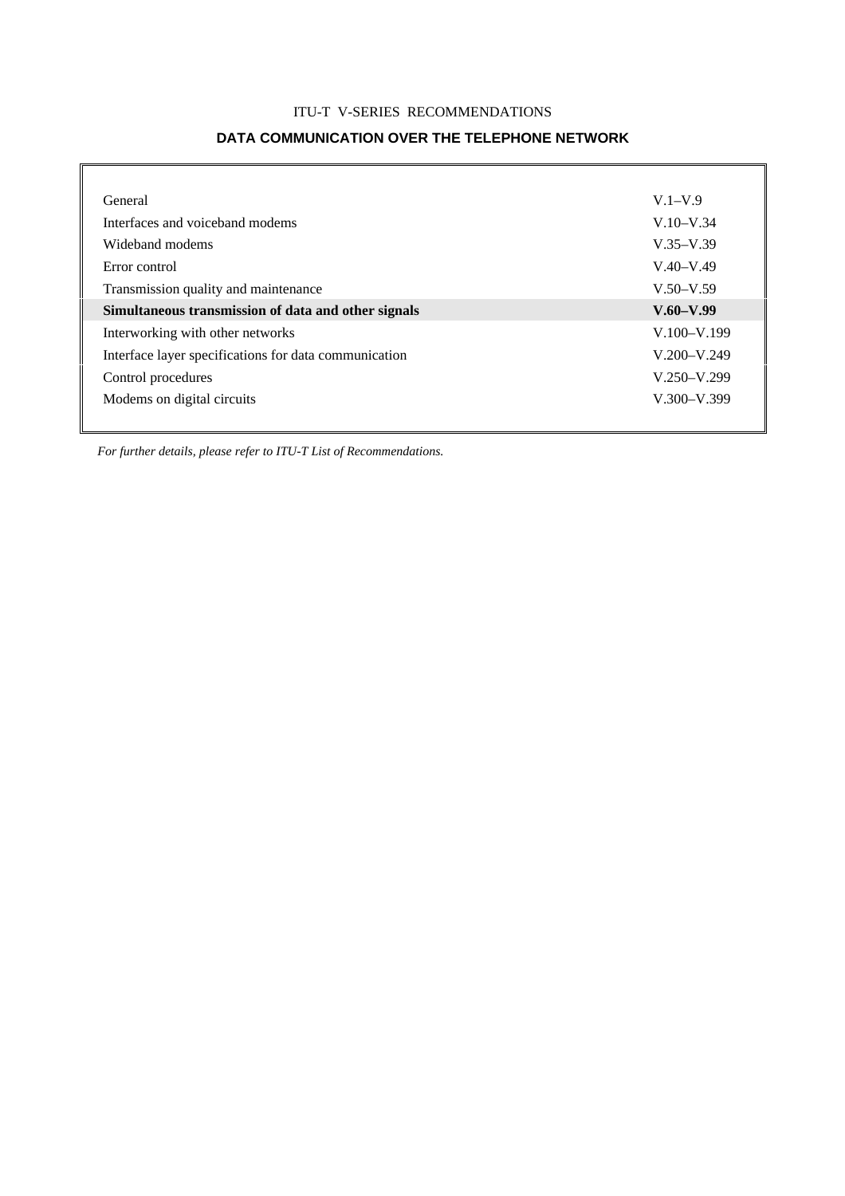ITU-T V-SERIES RECOMMENDATIONS

**DATA COMMUNICATION OVER THE TELEPHONE NETWORK**

| | |
|---|---|
| General | V.1–V.9 |
| Interfaces and voiceband modems | V.10–V.34 |
| Wideband modems | V.35–V.39 |
| Error control | V.40–V.49 |
| Transmission quality and maintenance | V.50–V.59 |
| **Simultaneous transmission of data and other signals** | **V.60–V.99** |
| Interworking with other networks | V.100–V.199 |
| Interface layer specifications for data communication | V.200–V.249 |
| Control procedures | V.250–V.299 |
| Modems on digital circuits | V.300–V.399 |

*For further details, please refer to ITU-T List of Recommendations.*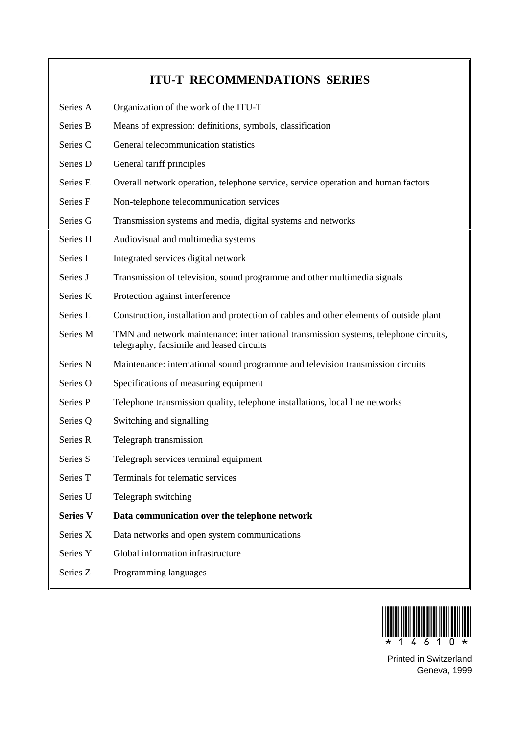## ITU-T RECOMMENDATIONS SERIES

| | |
|---|---|
| Series A | Organization of the work of the ITU-T |
| Series B | Means of expression: definitions, symbols, classification |
| Series C | General telecommunication statistics |
| Series D | General tariff principles |
| Series E | Overall network operation, telephone service, service operation and human factors |
| Series F | Non-telephone telecommunication services |
| Series G | Transmission systems and media, digital systems and networks |
| Series H | Audiovisual and multimedia systems |
| Series I | Integrated services digital network |
| Series J | Transmission of television, sound programme and other multimedia signals |
| Series K | Protection against interference |
| Series L | Construction, installation and protection of cables and other elements of outside plant |
| Series M | TMN and network maintenance: international transmission systems, telephone circuits, telegraphy, facsimile and leased circuits |
| Series N | Maintenance: international sound programme and television transmission circuits |
| Series O | Specifications of measuring equipment |
| Series P | Telephone transmission quality, telephone installations, local line networks |
| Series Q | Switching and signalling |
| Series R | Telegraph transmission |
| Series S | Telegraph services terminal equipment |
| Series T | Terminals for telematic services |
| Series U | Telegraph switching |
| **Series V** | **Data communication over the telephone network** |
| Series X | Data networks and open system communications |
| Series Y | Global information infrastructure |
| Series Z | Programming languages |

*14610*

Printed in Switzerland
Geneva, 1999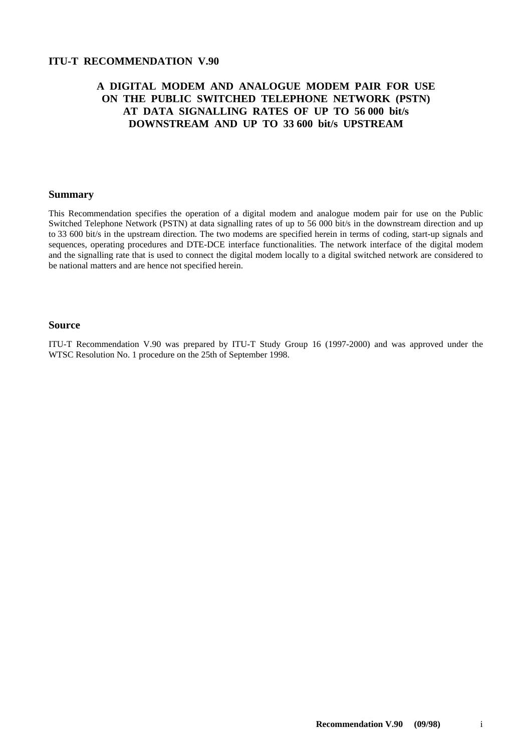**ITU-T RECOMMENDATION V.90**

# A DIGITAL MODEM AND ANALOGUE MODEM PAIR FOR USE ON THE PUBLIC SWITCHED TELEPHONE NETWORK (PSTN) AT DATA SIGNALLING RATES OF UP TO 56 000 bit/s DOWNSTREAM AND UP TO 33 600 bit/s UPSTREAM

## Summary

This Recommendation specifies the operation of a digital modem and analogue modem pair for use on the Public Switched Telephone Network (PSTN) at data signalling rates of up to 56 000 bit/s in the downstream direction and up to 33 600 bit/s in the upstream direction. The two modems are specified herein in terms of coding, start-up signals and sequences, operating procedures and DTE-DCE interface functionalities. The network interface of the digital modem and the signalling rate that is used to connect the digital modem locally to a digital switched network are considered to be national matters and are hence not specified herein.

## Source

ITU-T Recommendation V.90 was prepared by ITU-T Study Group 16 (1997-2000) and was approved under the WTSC Resolution No. 1 procedure on the 25th of September 1998.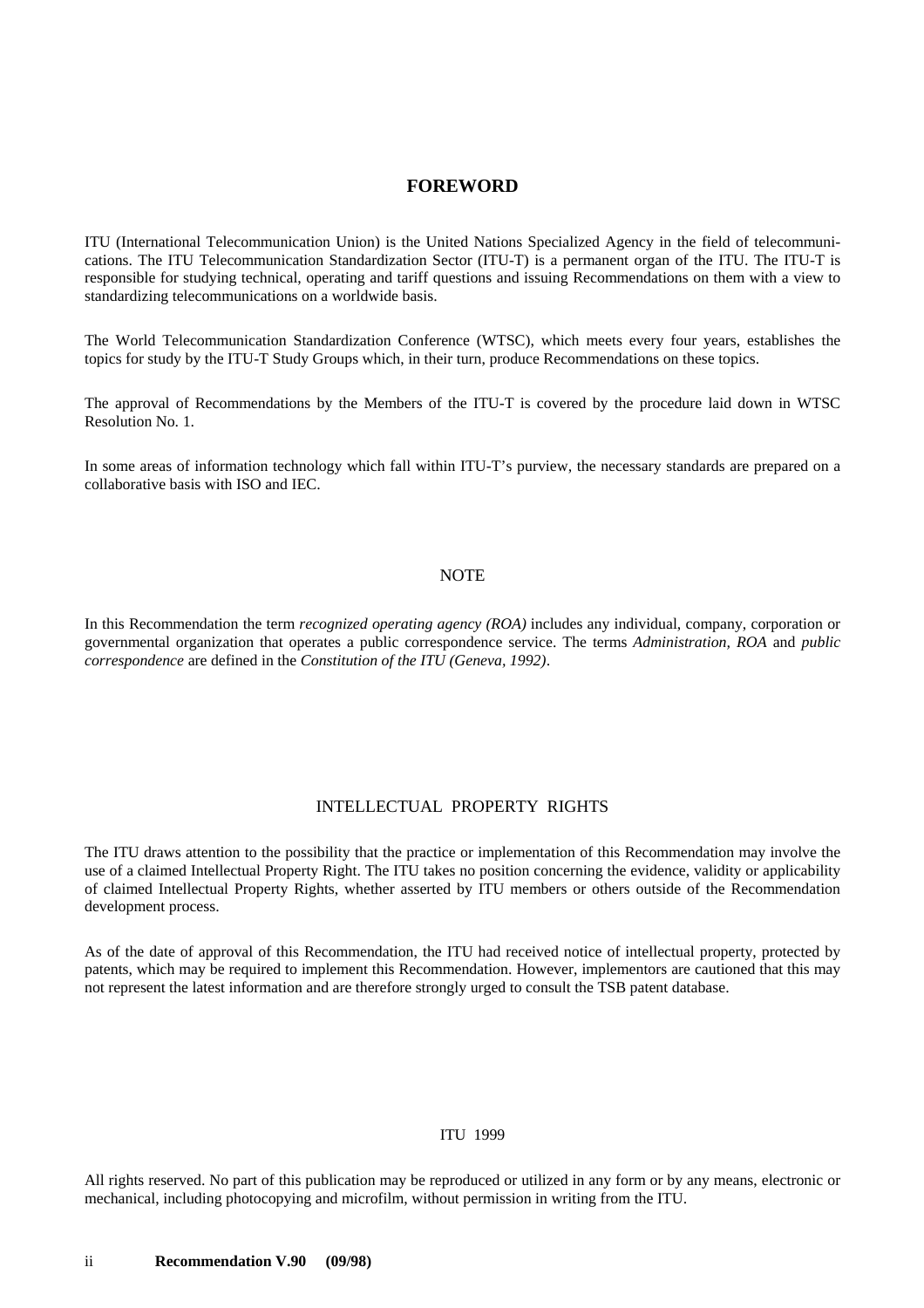## FOREWORD

ITU (International Telecommunication Union) is the United Nations Specialized Agency in the field of telecommunications. The ITU Telecommunication Standardization Sector (ITU-T) is a permanent organ of the ITU. The ITU-T is responsible for studying technical, operating and tariff questions and issuing Recommendations on them with a view to standardizing telecommunications on a worldwide basis.

The World Telecommunication Standardization Conference (WTSC), which meets every four years, establishes the topics for study by the ITU-T Study Groups which, in their turn, produce Recommendations on these topics.

The approval of Recommendations by the Members of the ITU-T is covered by the procedure laid down in WTSC Resolution No. 1.

In some areas of information technology which fall within ITU-T's purview, the necessary standards are prepared on a collaborative basis with ISO and IEC.

### NOTE

In this Recommendation the term *recognized operating agency (ROA)* includes any individual, company, corporation or governmental organization that operates a public correspondence service. The terms *Administration*, *ROA* and *public correspondence* are defined in the *Constitution of the ITU (Geneva, 1992)*.

### INTELLECTUAL PROPERTY RIGHTS

The ITU draws attention to the possibility that the practice or implementation of this Recommendation may involve the use of a claimed Intellectual Property Right. The ITU takes no position concerning the evidence, validity or applicability of claimed Intellectual Property Rights, whether asserted by ITU members or others outside of the Recommendation development process.

As of the date of approval of this Recommendation, the ITU had received notice of intellectual property, protected by patents, which may be required to implement this Recommendation. However, implementors are cautioned that this may not represent the latest information and are therefore strongly urged to consult the TSB patent database.

ITU 1999

All rights reserved. No part of this publication may be reproduced or utilized in any form or by any means, electronic or mechanical, including photocopying and microfilm, without permission in writing from the ITU.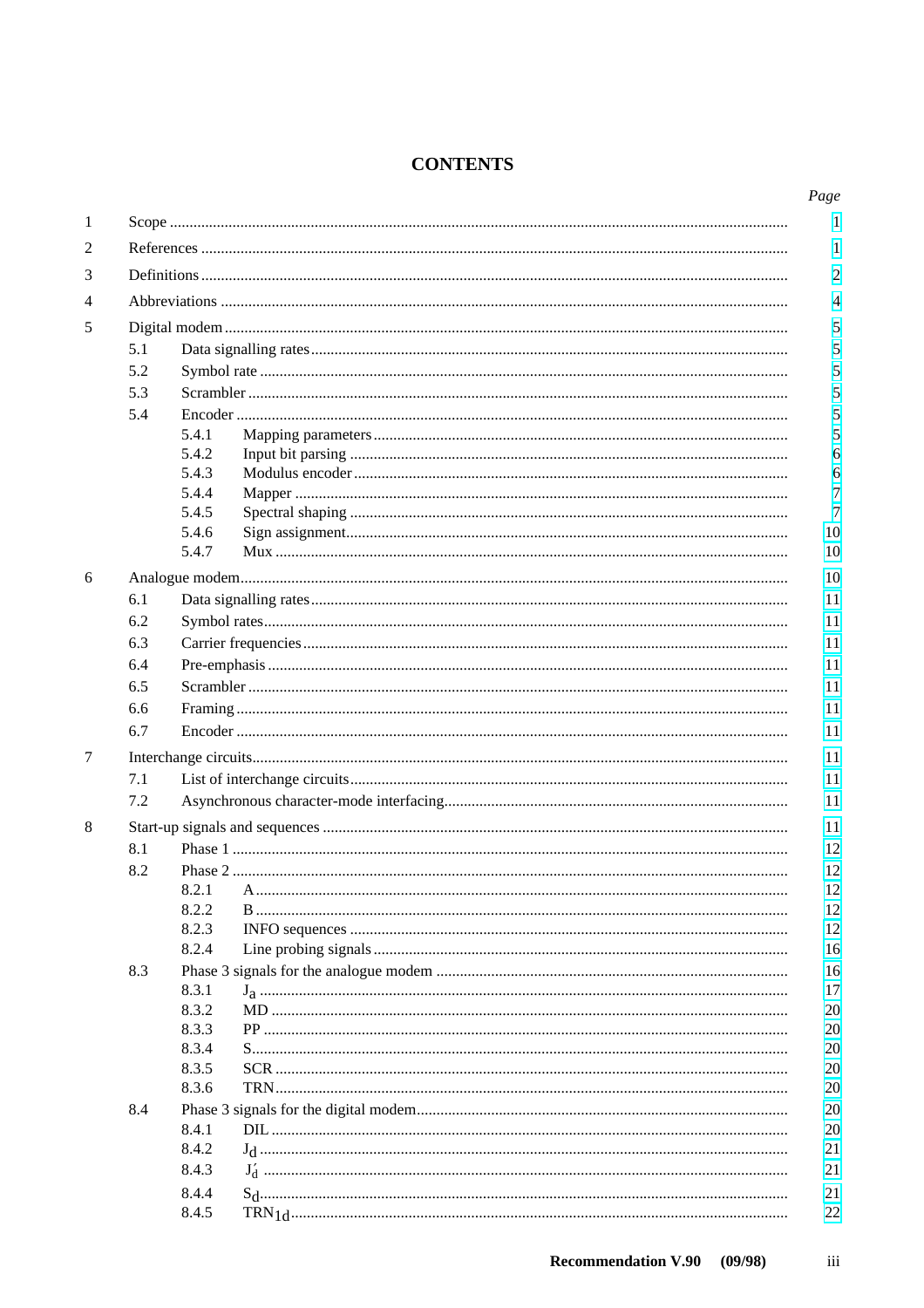# CONTENTS

| | | Page |
|---|---|---|
| 1 | Scope | 1 |
| 2 | References | 1 |
| 3 | Definitions | 2 |
| 4 | Abbreviations | 4 |
| 5 | Digital modem | 5 |
| | 5.1 Data signalling rates | 5 |
| | 5.2 Symbol rate | 5 |
| | 5.3 Scrambler | 5 |
| | 5.4 Encoder | 5 |
| | 5.4.1 Mapping parameters | 5 |
| | 5.4.2 Input bit parsing | 6 |
| | 5.4.3 Modulus encoder | 6 |
| | 5.4.4 Mapper | 7 |
| | 5.4.5 Spectral shaping | 7 |
| | 5.4.6 Sign assignment | 10 |
| | 5.4.7 Mux | 10 |
| 6 | Analogue modem | 10 |
| | 6.1 Data signalling rates | 11 |
| | 6.2 Symbol rates | 11 |
| | 6.3 Carrier frequencies | 11 |
| | 6.4 Pre-emphasis | 11 |
| | 6.5 Scrambler | 11 |
| | 6.6 Framing | 11 |
| | 6.7 Encoder | 11 |
| 7 | Interchange circuits | 11 |
| | 7.1 List of interchange circuits | 11 |
| | 7.2 Asynchronous character-mode interfacing | 11 |
| 8 | Start-up signals and sequences | 11 |
| | 8.1 Phase 1 | 12 |
| | 8.2 Phase 2 | 12 |
| | 8.2.1 A | 12 |
| | 8.2.2 B | 12 |
| | 8.2.3 INFO sequences | 12 |
| | 8.2.4 Line probing signals | 16 |
| | 8.3 Phase 3 signals for the analogue modem | 16 |
| | 8.3.1 $J_a$ | 17 |
| | 8.3.2 MD | 20 |
| | 8.3.3 PP | 20 |
| | 8.3.4 S | 20 |
| | 8.3.5 SCR | 20 |
| | 8.3.6 TRN | 20 |
| | 8.4 Phase 3 signals for the digital modem | 20 |
| | 8.4.1 DIL | 20 |
| | 8.4.2 $J_d$ | 21 |
| | 8.4.3 $J'_d$ | 21 |
| | 8.4.4 $S_d$ | 21 |
| | 8.4.5 $TRN_{1d}$ | 22 |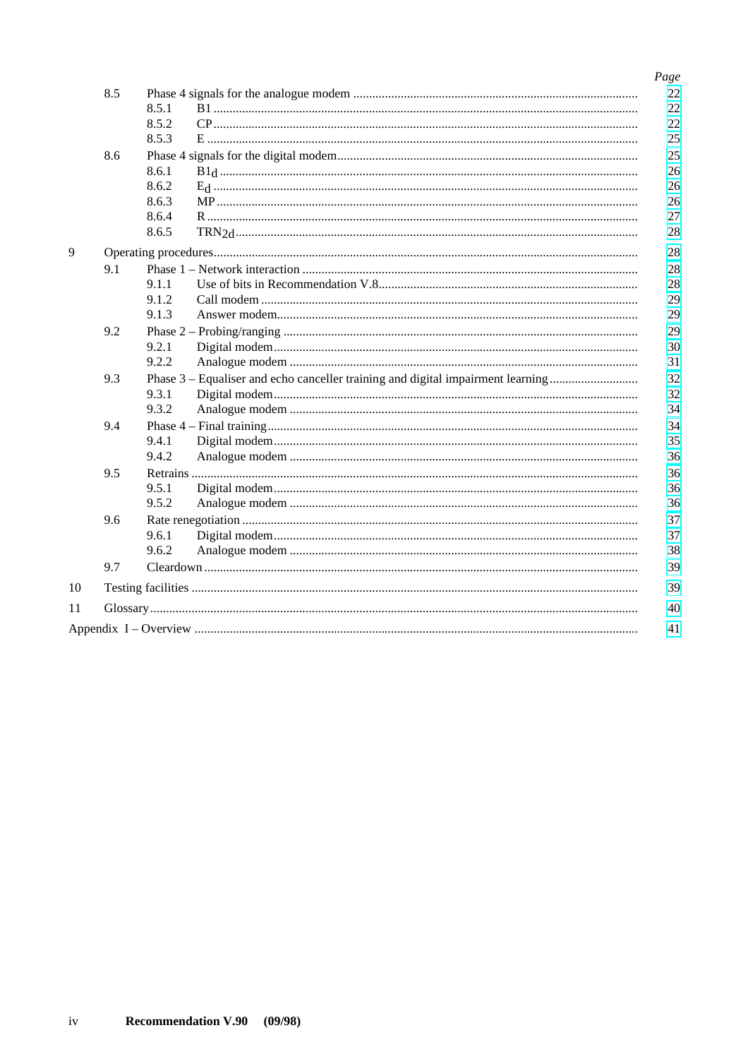| | | | Page |
|---|---|---|---|
| 8.5 | Phase 4 signals for the analogue modem | | 22 |
| | 8.5.1 | B1 | 22 |
| | 8.5.2 | CP | 22 |
| | 8.5.3 | E | 25 |
| 8.6 | Phase 4 signals for the digital modem | | 25 |
| | 8.6.1 | $B1_d$ | 26 |
| | 8.6.2 | $E_d$ | 26 |
| | 8.6.3 | MP | 26 |
| | 8.6.4 | R | 27 |
| | 8.6.5 | $TRN_{2d}$ | 28 |
| 9 | Operating procedures | | 28 |
| 9.1 | Phase 1 – Network interaction | | 28 |
| | 9.1.1 | Use of bits in Recommendation V.8 | 28 |
| | 9.1.2 | Call modem | 29 |
| | 9.1.3 | Answer modem | 29 |
| 9.2 | Phase 2 – Probing/ranging | | 29 |
| | 9.2.1 | Digital modem | 30 |
| | 9.2.2 | Analogue modem | 31 |
| 9.3 | Phase 3 – Equaliser and echo canceller training and digital impairment learning | | 32 |
| | 9.3.1 | Digital modem | 32 |
| | 9.3.2 | Analogue modem | 34 |
| 9.4 | Phase 4 – Final training | | 34 |
| | 9.4.1 | Digital modem | 35 |
| | 9.4.2 | Analogue modem | 36 |
| 9.5 | Retrains | | 36 |
| | 9.5.1 | Digital modem | 36 |
| | 9.5.2 | Analogue modem | 36 |
| 9.6 | Rate renegotiation | | 37 |
| | 9.6.1 | Digital modem | 37 |
| | 9.6.2 | Analogue modem | 38 |
| 9.7 | Cleardown | | 39 |
| 10 | Testing facilities | | 39 |
| 11 | Glossary | | 40 |
| Appendix I – Overview | | | 41 |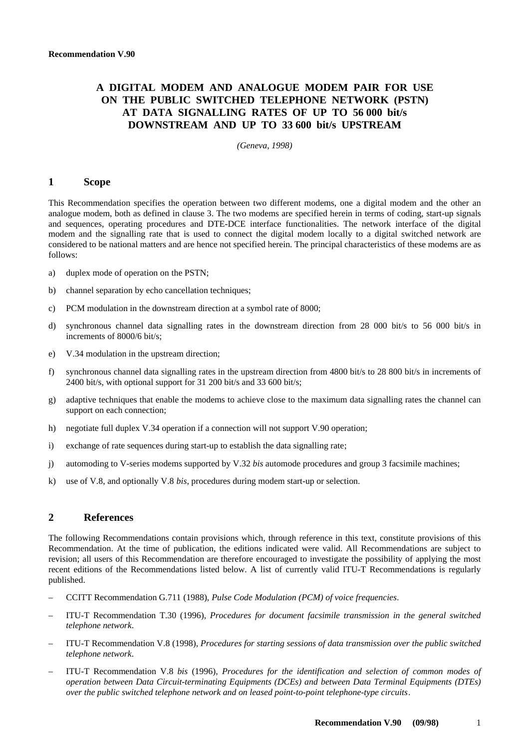**Recommendation V.90**

# A DIGITAL MODEM AND ANALOGUE MODEM PAIR FOR USE ON THE PUBLIC SWITCHED TELEPHONE NETWORK (PSTN) AT DATA SIGNALLING RATES OF UP TO 56 000 bit/s DOWNSTREAM AND UP TO 33 600 bit/s UPSTREAM

*(Geneva, 1998)*

## 1 Scope

This Recommendation specifies the operation between two different modems, one a digital modem and the other an analogue modem, both as defined in clause 3. The two modems are specified herein in terms of coding, start-up signals and sequences, operating procedures and DTE-DCE interface functionalities. The network interface of the digital modem and the signalling rate that is used to connect the digital modem locally to a digital switched network are considered to be national matters and are hence not specified herein. The principal characteristics of these modems are as follows:

a) duplex mode of operation on the PSTN;

b) channel separation by echo cancellation techniques;

c) PCM modulation in the downstream direction at a symbol rate of 8000;

d) synchronous channel data signalling rates in the downstream direction from 28 000 bit/s to 56 000 bit/s in increments of 8000/6 bit/s;

e) V.34 modulation in the upstream direction;

f) synchronous channel data signalling rates in the upstream direction from 4800 bit/s to 28 800 bit/s in increments of 2400 bit/s, with optional support for 31 200 bit/s and 33 600 bit/s;

g) adaptive techniques that enable the modems to achieve close to the maximum data signalling rates the channel can support on each connection;

h) negotiate full duplex V.34 operation if a connection will not support V.90 operation;

i) exchange of rate sequences during start-up to establish the data signalling rate;

j) automoding to V-series modems supported by V.32 *bis* automode procedures and group 3 facsimile machines;

k) use of V.8, and optionally V.8 *bis*, procedures during modem start-up or selection.

## 2 References

The following Recommendations contain provisions which, through reference in this text, constitute provisions of this Recommendation. At the time of publication, the editions indicated were valid. All Recommendations are subject to revision; all users of this Recommendation are therefore encouraged to investigate the possibility of applying the most recent editions of the Recommendations listed below. A list of currently valid ITU-T Recommendations is regularly published.

– CCITT Recommendation G.711 (1988), *Pulse Code Modulation (PCM) of voice frequencies*.

– ITU-T Recommendation T.30 (1996), *Procedures for document facsimile transmission in the general switched telephone network*.

– ITU-T Recommendation V.8 (1998), *Procedures for starting sessions of data transmission over the public switched telephone network*.

– ITU-T Recommendation V.8 *bis* (1996), *Procedures for the identification and selection of common modes of operation between Data Circuit-terminating Equipments (DCEs) and between Data Terminal Equipments (DTEs) over the public switched telephone network and on leased point-to-point telephone-type circuits*.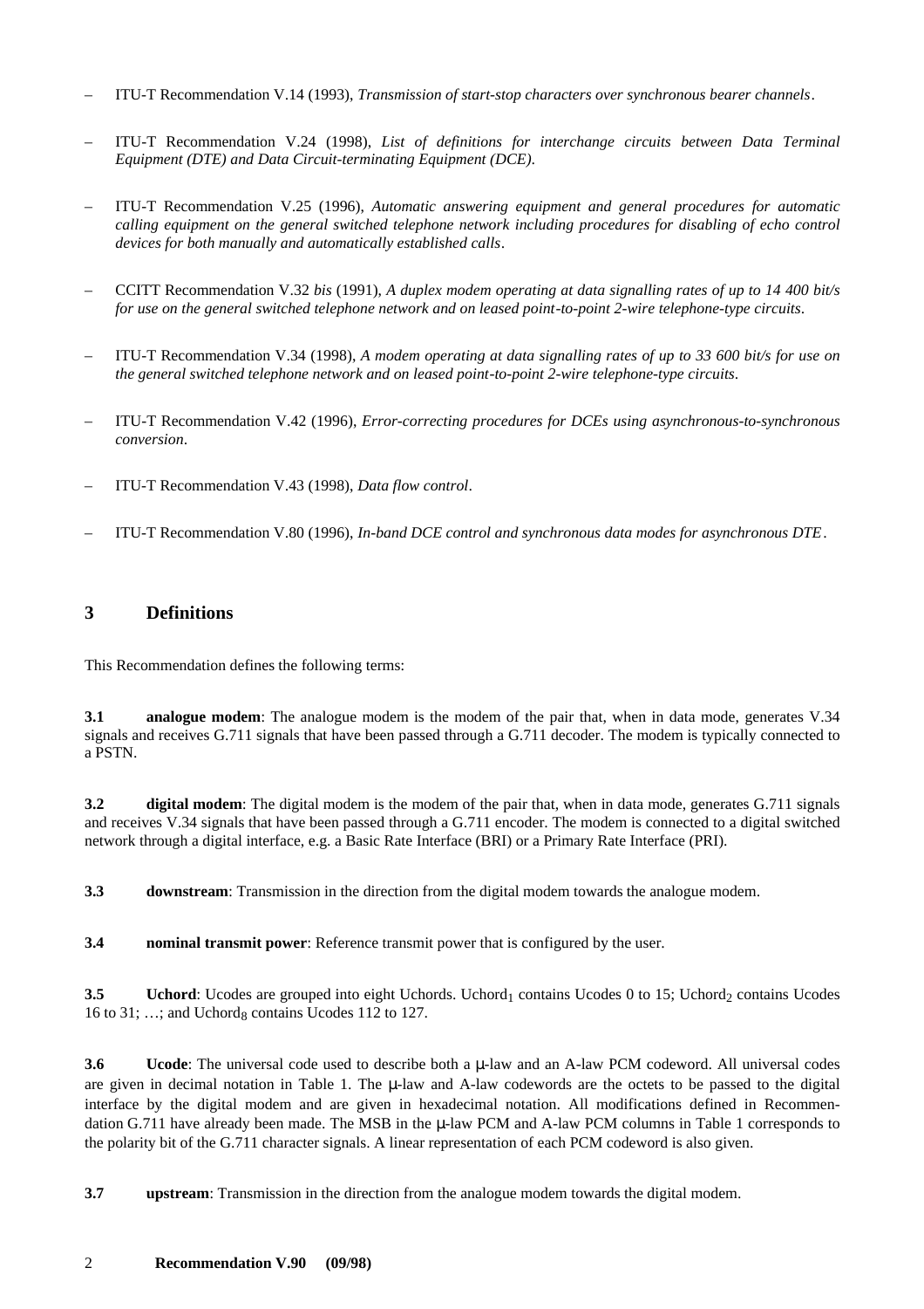– ITU-T Recommendation V.14 (1993), *Transmission of start-stop characters over synchronous bearer channels*.

– ITU-T Recommendation V.24 (1998), *List of definitions for interchange circuits between Data Terminal Equipment (DTE) and Data Circuit-terminating Equipment (DCE)*.

– ITU-T Recommendation V.25 (1996), *Automatic answering equipment and general procedures for automatic calling equipment on the general switched telephone network including procedures for disabling of echo control devices for both manually and automatically established calls*.

– CCITT Recommendation V.32 *bis* (1991), *A duplex modem operating at data signalling rates of up to 14 400 bit/s for use on the general switched telephone network and on leased point-to-point 2-wire telephone-type circuits*.

– ITU-T Recommendation V.34 (1998), *A modem operating at data signalling rates of up to 33 600 bit/s for use on the general switched telephone network and on leased point-to-point 2-wire telephone-type circuits*.

– ITU-T Recommendation V.42 (1996), *Error-correcting procedures for DCEs using asynchronous-to-synchronous conversion*.

– ITU-T Recommendation V.43 (1998), *Data flow control*.

– ITU-T Recommendation V.80 (1996), *In-band DCE control and synchronous data modes for asynchronous DTE*.

## 3 Definitions

This Recommendation defines the following terms:

**3.1 analogue modem**: The analogue modem is the modem of the pair that, when in data mode, generates V.34 signals and receives G.711 signals that have been passed through a G.711 decoder. The modem is typically connected to a PSTN.

**3.2 digital modem**: The digital modem is the modem of the pair that, when in data mode, generates G.711 signals and receives V.34 signals that have been passed through a G.711 encoder. The modem is connected to a digital switched network through a digital interface, e.g. a Basic Rate Interface (BRI) or a Primary Rate Interface (PRI).

**3.3 downstream**: Transmission in the direction from the digital modem towards the analogue modem.

**3.4 nominal transmit power**: Reference transmit power that is configured by the user.

**3.5 Uchord**: Ucodes are grouped into eight Uchords. $\text{Uchord}_1$ contains Ucodes 0 to 15; $\text{Uchord}_2$ contains Ucodes 16 to 31; …; and $\text{Uchord}_8$ contains Ucodes 112 to 127.

**3.6 Ucode**: The universal code used to describe both a μ-law and an A-law PCM codeword. All universal codes are given in decimal notation in Table 1. The μ-law and A-law codewords are the octets to be passed to the digital interface by the digital modem and are given in hexadecimal notation. All modifications defined in Recommendation G.711 have already been made. The MSB in the μ-law PCM and A-law PCM columns in Table 1 corresponds to the polarity bit of the G.711 character signals. A linear representation of each PCM codeword is also given.

**3.7 upstream**: Transmission in the direction from the analogue modem towards the digital modem.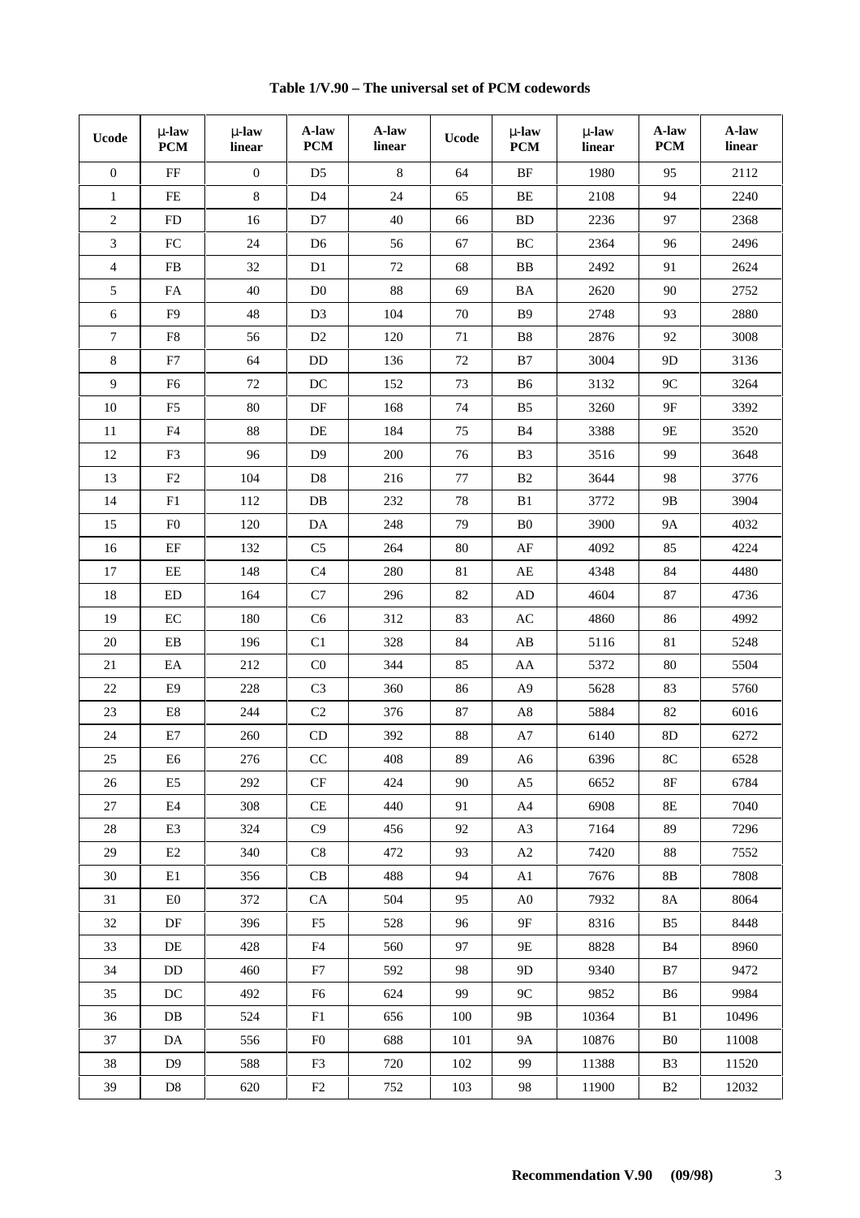**Table 1/V.90 – The universal set of PCM codewords**

| Ucode | μ-law PCM | μ-law linear | A-law PCM | A-law linear | Ucode | μ-law PCM | μ-law linear | A-law PCM | A-law linear |
|---|---|---|---|---|---|---|---|---|---|
| 0 | FF | 0 | D5 | 8 | 64 | BF | 1980 | 95 | 2112 |
| 1 | FE | 8 | D4 | 24 | 65 | BE | 2108 | 94 | 2240 |
| 2 | FD | 16 | D7 | 40 | 66 | BD | 2236 | 97 | 2368 |
| 3 | FC | 24 | D6 | 56 | 67 | BC | 2364 | 96 | 2496 |
| 4 | FB | 32 | D1 | 72 | 68 | BB | 2492 | 91 | 2624 |
| 5 | FA | 40 | D0 | 88 | 69 | BA | 2620 | 90 | 2752 |
| 6 | F9 | 48 | D3 | 104 | 70 | B9 | 2748 | 93 | 2880 |
| 7 | F8 | 56 | D2 | 120 | 71 | B8 | 2876 | 92 | 3008 |
| 8 | F7 | 64 | DD | 136 | 72 | B7 | 3004 | 9D | 3136 |
| 9 | F6 | 72 | DC | 152 | 73 | B6 | 3132 | 9C | 3264 |
| 10 | F5 | 80 | DF | 168 | 74 | B5 | 3260 | 9F | 3392 |
| 11 | F4 | 88 | DE | 184 | 75 | B4 | 3388 | 9E | 3520 |
| 12 | F3 | 96 | D9 | 200 | 76 | B3 | 3516 | 99 | 3648 |
| 13 | F2 | 104 | D8 | 216 | 77 | B2 | 3644 | 98 | 3776 |
| 14 | F1 | 112 | DB | 232 | 78 | B1 | 3772 | 9B | 3904 |
| 15 | F0 | 120 | DA | 248 | 79 | B0 | 3900 | 9A | 4032 |
| 16 | EF | 132 | C5 | 264 | 80 | AF | 4092 | 85 | 4224 |
| 17 | EE | 148 | C4 | 280 | 81 | AE | 4348 | 84 | 4480 |
| 18 | ED | 164 | C7 | 296 | 82 | AD | 4604 | 87 | 4736 |
| 19 | EC | 180 | C6 | 312 | 83 | AC | 4860 | 86 | 4992 |
| 20 | EB | 196 | C1 | 328 | 84 | AB | 5116 | 81 | 5248 |
| 21 | EA | 212 | C0 | 344 | 85 | AA | 5372 | 80 | 5504 |
| 22 | E9 | 228 | C3 | 360 | 86 | A9 | 5628 | 83 | 5760 |
| 23 | E8 | 244 | C2 | 376 | 87 | A8 | 5884 | 82 | 6016 |
| 24 | E7 | 260 | CD | 392 | 88 | A7 | 6140 | 8D | 6272 |
| 25 | E6 | 276 | CC | 408 | 89 | A6 | 6396 | 8C | 6528 |
| 26 | E5 | 292 | CF | 424 | 90 | A5 | 6652 | 8F | 6784 |
| 27 | E4 | 308 | CE | 440 | 91 | A4 | 6908 | 8E | 7040 |
| 28 | E3 | 324 | C9 | 456 | 92 | A3 | 7164 | 89 | 7296 |
| 29 | E2 | 340 | C8 | 472 | 93 | A2 | 7420 | 88 | 7552 |
| 30 | E1 | 356 | CB | 488 | 94 | A1 | 7676 | 8B | 7808 |
| 31 | E0 | 372 | CA | 504 | 95 | A0 | 7932 | 8A | 8064 |
| 32 | DF | 396 | F5 | 528 | 96 | 9F | 8316 | B5 | 8448 |
| 33 | DE | 428 | F4 | 560 | 97 | 9E | 8828 | B4 | 8960 |
| 34 | DD | 460 | F7 | 592 | 98 | 9D | 9340 | B7 | 9472 |
| 35 | DC | 492 | F6 | 624 | 99 | 9C | 9852 | B6 | 9984 |
| 36 | DB | 524 | F1 | 656 | 100 | 9B | 10364 | B1 | 10496 |
| 37 | DA | 556 | F0 | 688 | 101 | 9A | 10876 | B0 | 11008 |
| 38 | D9 | 588 | F3 | 720 | 102 | 99 | 11388 | B3 | 11520 |
| 39 | D8 | 620 | F2 | 752 | 103 | 98 | 11900 | B2 | 12032 |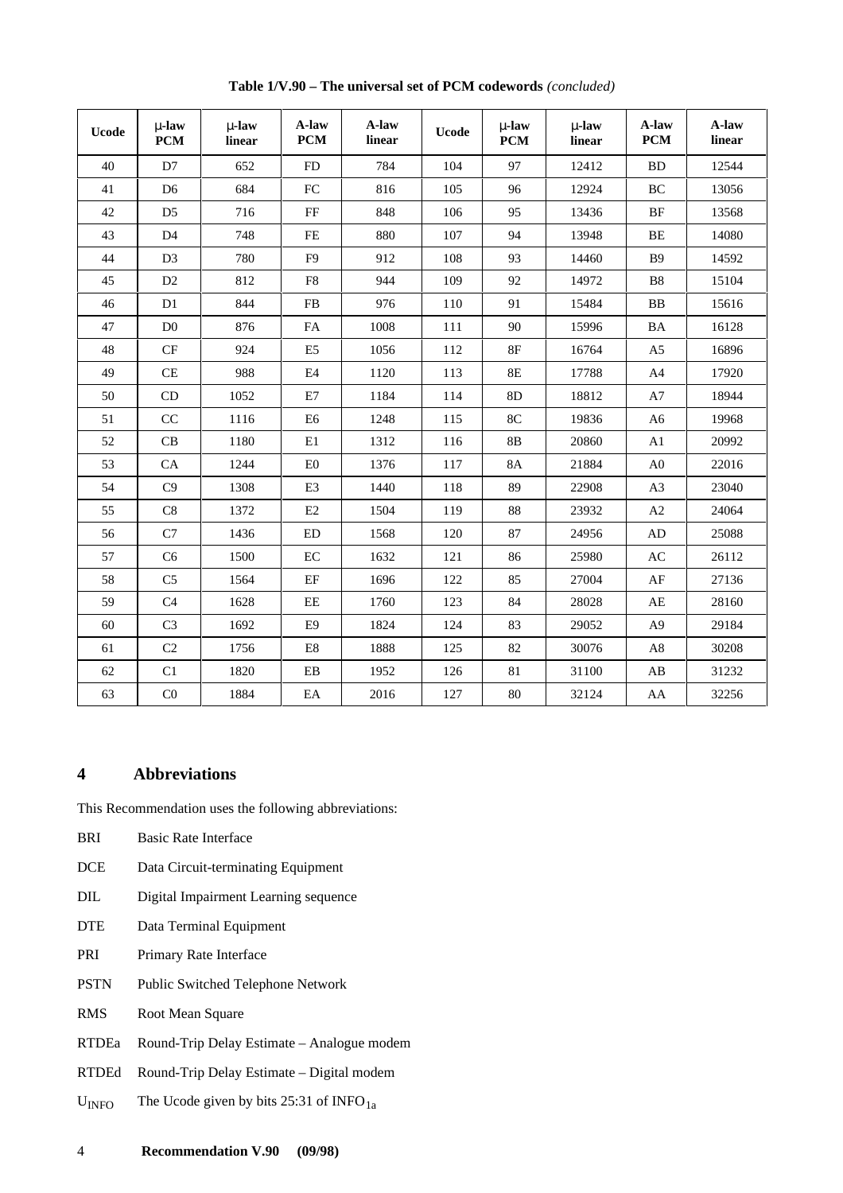**Table 1/V.90 – The universal set of PCM codewords** *(concluded)*

| Ucode | μ-law PCM | μ-law linear | A-law PCM | A-law linear | Ucode | μ-law PCM | μ-law linear | A-law PCM | A-law linear |
|---|---|---|---|---|---|---|---|---|---|
| 40 | D7 | 652 | FD | 784 | 104 | 97 | 12412 | BD | 12544 |
| 41 | D6 | 684 | FC | 816 | 105 | 96 | 12924 | BC | 13056 |
| 42 | D5 | 716 | FF | 848 | 106 | 95 | 13436 | BF | 13568 |
| 43 | D4 | 748 | FE | 880 | 107 | 94 | 13948 | BE | 14080 |
| 44 | D3 | 780 | F9 | 912 | 108 | 93 | 14460 | B9 | 14592 |
| 45 | D2 | 812 | F8 | 944 | 109 | 92 | 14972 | B8 | 15104 |
| 46 | D1 | 844 | FB | 976 | 110 | 91 | 15484 | BB | 15616 |
| 47 | D0 | 876 | FA | 1008 | 111 | 90 | 15996 | BA | 16128 |
| 48 | CF | 924 | E5 | 1056 | 112 | 8F | 16764 | A5 | 16896 |
| 49 | CE | 988 | E4 | 1120 | 113 | 8E | 17788 | A4 | 17920 |
| 50 | CD | 1052 | E7 | 1184 | 114 | 8D | 18812 | A7 | 18944 |
| 51 | CC | 1116 | E6 | 1248 | 115 | 8C | 19836 | A6 | 19968 |
| 52 | CB | 1180 | E1 | 1312 | 116 | 8B | 20860 | A1 | 20992 |
| 53 | CA | 1244 | E0 | 1376 | 117 | 8A | 21884 | A0 | 22016 |
| 54 | C9 | 1308 | E3 | 1440 | 118 | 89 | 22908 | A3 | 23040 |
| 55 | C8 | 1372 | E2 | 1504 | 119 | 88 | 23932 | A2 | 24064 |
| 56 | C7 | 1436 | ED | 1568 | 120 | 87 | 24956 | AD | 25088 |
| 57 | C6 | 1500 | EC | 1632 | 121 | 86 | 25980 | AC | 26112 |
| 58 | C5 | 1564 | EF | 1696 | 122 | 85 | 27004 | AF | 27136 |
| 59 | C4 | 1628 | EE | 1760 | 123 | 84 | 28028 | AE | 28160 |
| 60 | C3 | 1692 | E9 | 1824 | 124 | 83 | 29052 | A9 | 29184 |
| 61 | C2 | 1756 | E8 | 1888 | 125 | 82 | 30076 | A8 | 30208 |
| 62 | C1 | 1820 | EB | 1952 | 126 | 81 | 31100 | AB | 31232 |
| 63 | C0 | 1884 | EA | 2016 | 127 | 80 | 32124 | AA | 32256 |

## 4 Abbreviations

This Recommendation uses the following abbreviations:

BRI Basic Rate Interface

DCE Data Circuit-terminating Equipment

DIL Digital Impairment Learning sequence

DTE Data Terminal Equipment

PRI Primary Rate Interface

PSTN Public Switched Telephone Network

RMS Root Mean Square

RTDEa Round-Trip Delay Estimate – Analogue modem

RTDEd Round-Trip Delay Estimate – Digital modem

$U_{INFO}$ The Ucode given by bits 25:31 of $INFO_{1a}$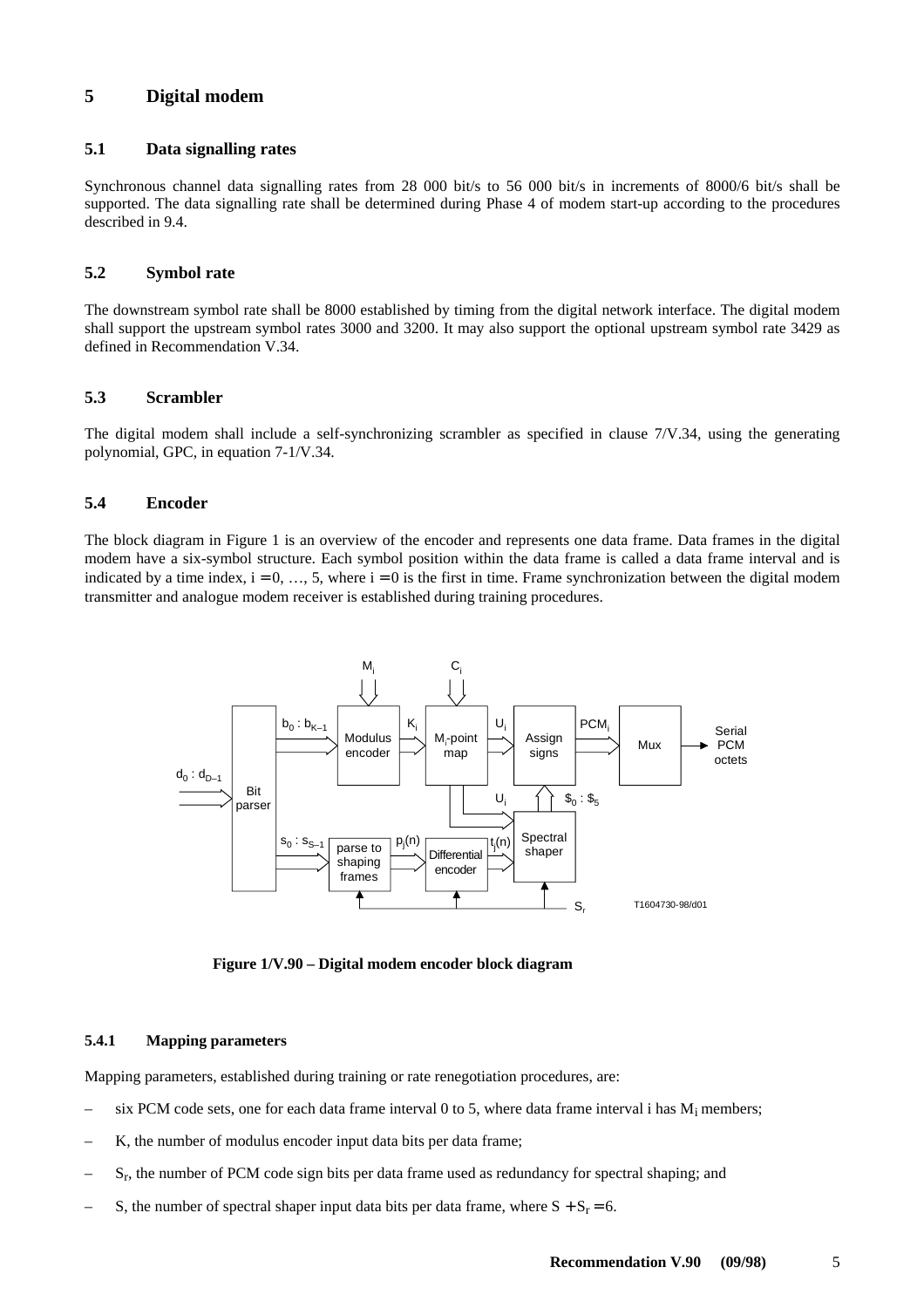# 5 Digital modem

## 5.1 Data signalling rates

Synchronous channel data signalling rates from 28 000 bit/s to 56 000 bit/s in increments of 8000/6 bit/s shall be supported. The data signalling rate shall be determined during Phase 4 of modem start-up according to the procedures described in 9.4.

## 5.2 Symbol rate

The downstream symbol rate shall be 8000 established by timing from the digital network interface. The digital modem shall support the upstream symbol rates 3000 and 3200. It may also support the optional upstream symbol rate 3429 as defined in Recommendation V.34.

## 5.3 Scrambler

The digital modem shall include a self-synchronizing scrambler as specified in clause 7/V.34, using the generating polynomial, GPC, in equation 7-1/V.34.

## 5.4 Encoder

The block diagram in Figure 1 is an overview of the encoder and represents one data frame. Data frames in the digital modem have a six-symbol structure. Each symbol position within the data frame is called a data frame interval and is indicated by a time index, $i = 0, \ldots, 5$, where $i = 0$ is the first in time. Frame synchronization between the digital modem transmitter and analogue modem receiver is established during training procedures.

**Figure 1/V.90 – Digital modem encoder block diagram**

### 5.4.1 Mapping parameters

Mapping parameters, established during training or rate renegotiation procedures, are:

- six PCM code sets, one for each data frame interval 0 to 5, where data frame interval i has $M_i$ members;
- K, the number of modulus encoder input data bits per data frame;
- $S_r$, the number of PCM code sign bits per data frame used as redundancy for spectral shaping; and
- S, the number of spectral shaper input data bits per data frame, where $S + S_r = 6$.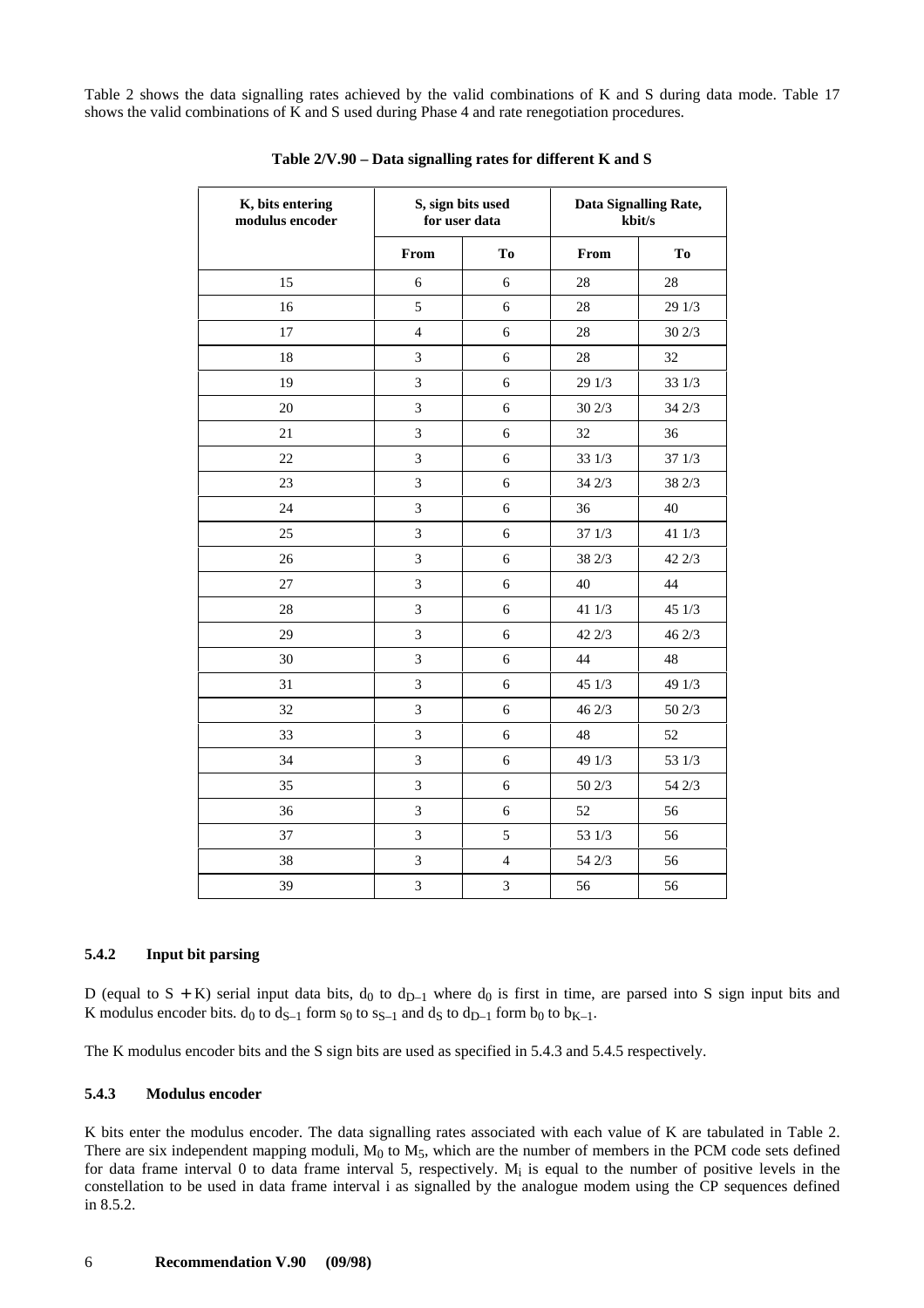Table 2 shows the data signalling rates achieved by the valid combinations of K and S during data mode. Table 17 shows the valid combinations of K and S used during Phase 4 and rate renegotiation procedures.

**Table 2/V.90 – Data signalling rates for different K and S**

| K, bits entering modulus encoder | S, sign bits used for user data | | Data Signalling Rate, kbit/s | |
|---|---|---|---|---|
| | From | To | From | To |
| 15 | 6 | 6 | 28 | 28 |
| 16 | 5 | 6 | 28 | 29 1/3 |
| 17 | 4 | 6 | 28 | 30 2/3 |
| 18 | 3 | 6 | 28 | 32 |
| 19 | 3 | 6 | 29 1/3 | 33 1/3 |
| 20 | 3 | 6 | 30 2/3 | 34 2/3 |
| 21 | 3 | 6 | 32 | 36 |
| 22 | 3 | 6 | 33 1/3 | 37 1/3 |
| 23 | 3 | 6 | 34 2/3 | 38 2/3 |
| 24 | 3 | 6 | 36 | 40 |
| 25 | 3 | 6 | 37 1/3 | 41 1/3 |
| 26 | 3 | 6 | 38 2/3 | 42 2/3 |
| 27 | 3 | 6 | 40 | 44 |
| 28 | 3 | 6 | 41 1/3 | 45 1/3 |
| 29 | 3 | 6 | 42 2/3 | 46 2/3 |
| 30 | 3 | 6 | 44 | 48 |
| 31 | 3 | 6 | 45 1/3 | 49 1/3 |
| 32 | 3 | 6 | 46 2/3 | 50 2/3 |
| 33 | 3 | 6 | 48 | 52 |
| 34 | 3 | 6 | 49 1/3 | 53 1/3 |
| 35 | 3 | 6 | 50 2/3 | 54 2/3 |
| 36 | 3 | 6 | 52 | 56 |
| 37 | 3 | 5 | 53 1/3 | 56 |
| 38 | 3 | 4 | 54 2/3 | 56 |
| 39 | 3 | 3 | 56 | 56 |

### 5.4.2 Input bit parsing

D (equal to $S + K$) serial input data bits, $d_0$ to $d_{D-1}$ where $d_0$ is first in time, are parsed into S sign input bits and K modulus encoder bits. $d_0$ to $d_{S-1}$ form $s_0$ to $s_{S-1}$ and $d_S$ to $d_{D-1}$ form $b_0$ to $b_{K-1}$.

The K modulus encoder bits and the S sign bits are used as specified in 5.4.3 and 5.4.5 respectively.

### 5.4.3 Modulus encoder

K bits enter the modulus encoder. The data signalling rates associated with each value of K are tabulated in Table 2. There are six independent mapping moduli, $M_0$ to $M_5$, which are the number of members in the PCM code sets defined for data frame interval 0 to data frame interval 5, respectively. $M_i$ is equal to the number of positive levels in the constellation to be used in data frame interval i as signalled by the analogue modem using the CP sequences defined in 8.5.2.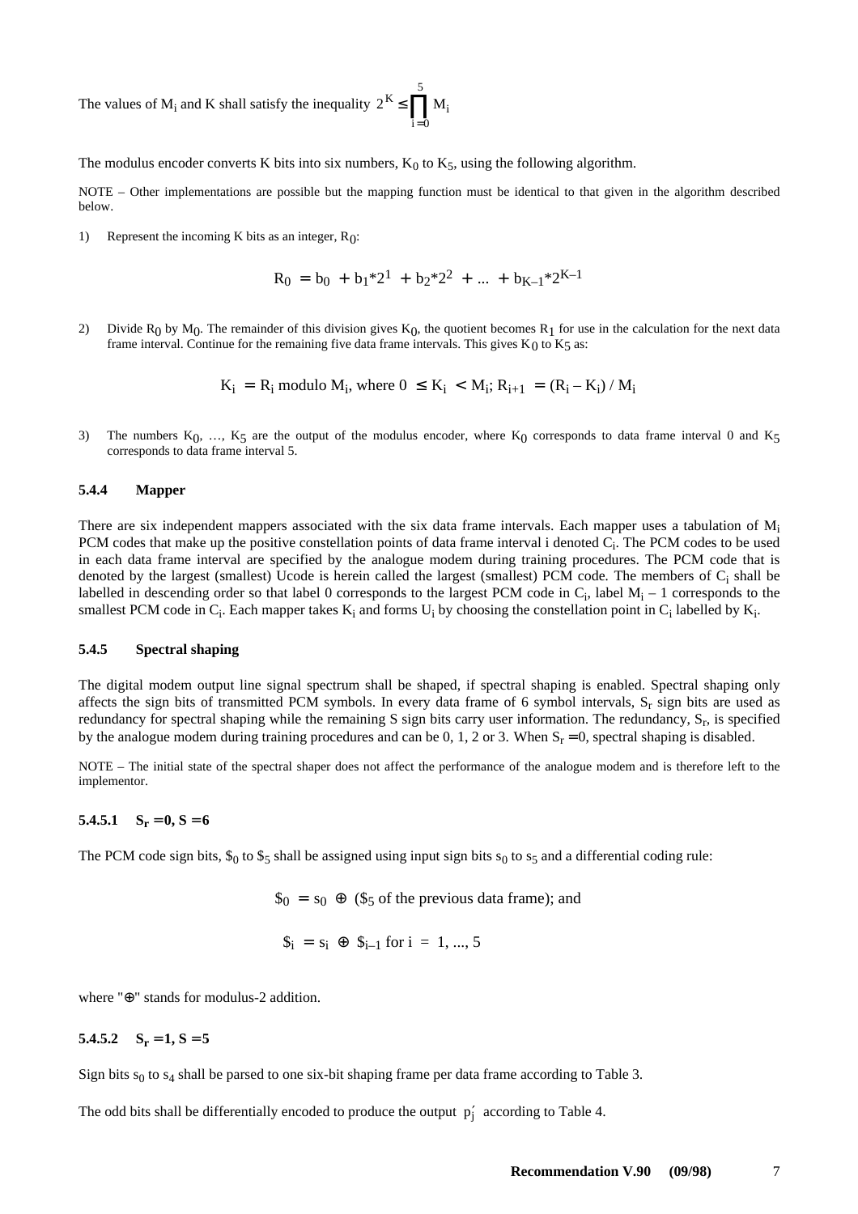The values of $M_i$ and K shall satisfy the inequality $2^K \leq \prod_{i=0}^{5} M_i$

The modulus encoder converts K bits into six numbers, $K_0$ to $K_5$, using the following algorithm.

NOTE – Other implementations are possible but the mapping function must be identical to that given in the algorithm described below.

1) Represent the incoming K bits as an integer, $R_0$:

$$R_0 = b_0 + b_1*2^1 + b_2*2^2 + ... + b_{K-1}*2^{K-1}$$

2) Divide $R_0$ by $M_0$. The remainder of this division gives $K_0$, the quotient becomes $R_1$ for use in the calculation for the next data frame interval. Continue for the remaining five data frame intervals. This gives $K_0$ to $K_5$ as:

$$K_i = R_i \text{ modulo } M_i \text{, where } 0 \leq K_i < M_i; R_{i+1} = (R_i - K_i) / M_i$$

3) The numbers $K_0$, …, $K_5$ are the output of the modulus encoder, where $K_0$ corresponds to data frame interval 0 and $K_5$ corresponds to data frame interval 5.

### 5.4.4 Mapper

There are six independent mappers associated with the six data frame intervals. Each mapper uses a tabulation of $M_i$ PCM codes that make up the positive constellation points of data frame interval i denoted $C_i$. The PCM codes to be used in each data frame interval are specified by the analogue modem during training procedures. The PCM code that is denoted by the largest (smallest) Ucode is herein called the largest (smallest) PCM code. The members of $C_i$ shall be labelled in descending order so that label 0 corresponds to the largest PCM code in $C_i$, label $M_i - 1$ corresponds to the smallest PCM code in $C_i$. Each mapper takes $K_i$ and forms $U_i$ by choosing the constellation point in $C_i$ labelled by $K_i$.

### 5.4.5 Spectral shaping

The digital modem output line signal spectrum shall be shaped, if spectral shaping is enabled. Spectral shaping only affects the sign bits of transmitted PCM symbols. In every data frame of 6 symbol intervals, $S_r$ sign bits are used as redundancy for spectral shaping while the remaining S sign bits carry user information. The redundancy, $S_r$, is specified by the analogue modem during training procedures and can be 0, 1, 2 or 3. When $S_r = 0$, spectral shaping is disabled.

NOTE – The initial state of the spectral shaper does not affect the performance of the analogue modem and is therefore left to the implementor.

#### 5.4.5.1 $S_r = 0$, $S = 6$

The PCM code sign bits, $\$_0$ to $\$_5$ shall be assigned using input sign bits $s_0$ to $s_5$ and a differential coding rule:

$$\$_0 = s_0 \oplus (\$_5 \text{ of the previous data frame}); \text{ and}$$

$$\$_i = s_i \oplus \$_{i-1} \text{ for } i = 1, ..., 5$$

where "⊕" stands for modulus-2 addition.

#### 5.4.5.2 $S_r = 1$, $S = 5$

Sign bits $s_0$ to $s_4$ shall be parsed to one six-bit shaping frame per data frame according to Table 3.

The odd bits shall be differentially encoded to produce the output $p'_j$ according to Table 4.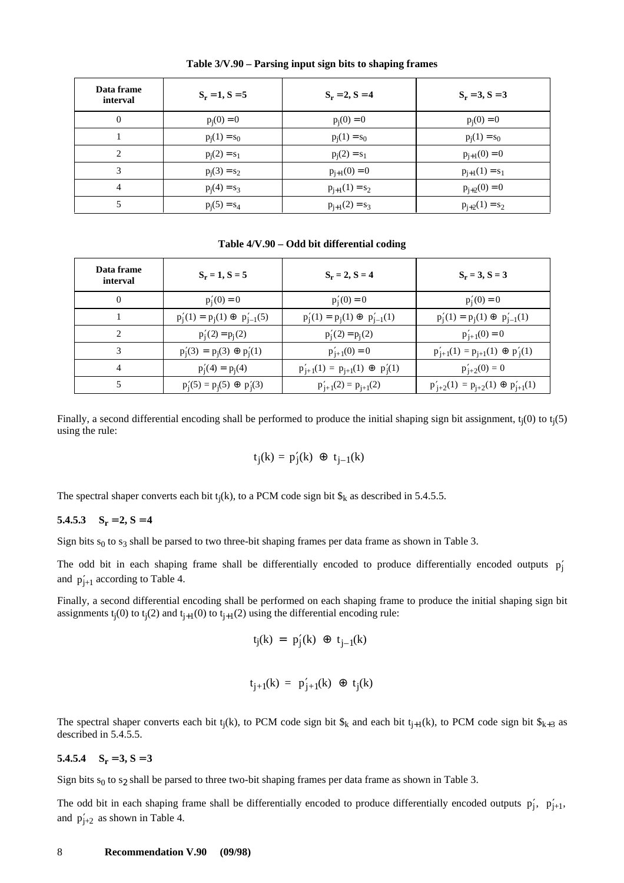**Table 3/V.90 – Parsing input sign bits to shaping frames**

| Data frame interval | $S_r = 1, S = 5$ | $S_r = 2, S = 4$ | $S_r = 3, S = 3$ |
|---|---|---|---|
| 0 | $p_j(0) = 0$ | $p_j(0) = 0$ | $p_j(0) = 0$ |
| 1 | $p_j(1) = s_0$ | $p_j(1) = s_0$ | $p_j(1) = s_0$ |
| 2 | $p_j(2) = s_1$ | $p_j(2) = s_1$ | $p_{j+1}(0) = 0$ |
| 3 | $p_j(3) = s_2$ | $p_{j+1}(0) = 0$ | $p_{j+1}(1) = s_1$ |
| 4 | $p_j(4) = s_3$ | $p_{j+1}(1) = s_2$ | $p_{j+2}(0) = 0$ |
| 5 | $p_j(5) = s_4$ | $p_{j+1}(2) = s_3$ | $p_{j+2}(1) = s_2$ |

**Table 4/V.90 – Odd bit differential coding**

| Data frame interval | $S_r = 1, S = 5$ | $S_r = 2, S = 4$ | $S_r = 3, S = 3$ |
|---|---|---|---|
| 0 | $p'_j(0) = 0$ | $p'_j(0) = 0$ | $p'_j(0) = 0$ |
| 1 | $p'_j(1) = p_j(1) \oplus p'_{j-1}(5)$ | $p'_j(1) = p_j(1) \oplus p'_{j-1}(1)$ | $p'_j(1) = p_j(1) \oplus p'_{j-1}(1)$ |
| 2 | $p'_j(2) = p_j(2)$ | $p'_j(2) = p_j(2)$ | $p'_{j+1}(0) = 0$ |
| 3 | $p'_j(3) = p_j(3) \oplus p'_j(1)$ | $p'_{j+1}(0) = 0$ | $p'_{j+1}(1) = p_{j+1}(1) \oplus p'_j(1)$ |
| 4 | $p'_j(4) = p_j(4)$ | $p'_{j+1}(1) = p_{j+1}(1) \oplus p'_j(1)$ | $p'_{j+2}(0) = 0$ |
| 5 | $p'_j(5) = p_j(5) \oplus p'_j(3)$ | $p'_{j+1}(2) = p_{j+1}(2)$ | $p'_{j+2}(1) = p_{j+2}(1) \oplus p'_{j+1}(1)$ |

Finally, a second differential encoding shall be performed to produce the initial shaping sign bit assignment, $t_j(0)$ to $t_j(5)$ using the rule:

$$t_j(k) = p'_j(k) \oplus t_{j-1}(k)$$

The spectral shaper converts each bit $t_j(k)$, to a PCM code sign bit $\$_k$ as described in 5.4.5.5.

### 5.4.5.3 $S_r = 2, S = 4$

Sign bits $s_0$ to $s_3$ shall be parsed to two three-bit shaping frames per data frame as shown in Table 3.

The odd bit in each shaping frame shall be differentially encoded to produce differentially encoded outputs $p'_j$ and $p'_{j+1}$ according to Table 4.

Finally, a second differential encoding shall be performed on each shaping frame to produce the initial shaping sign bit assignments $t_j(0)$ to $t_j(2)$ and $t_{j+1}(0)$ to $t_{j+1}(2)$ using the differential encoding rule:

$$t_j(k) = p'_j(k) \oplus t_{j-1}(k)$$

$$t_{j+1}(k) = p'_{j+1}(k) \oplus t_j(k)$$

The spectral shaper converts each bit $t_j(k)$, to PCM code sign bit $\$_k$ and each bit $t_{j+1}(k)$, to PCM code sign bit $\$_{k+3}$ as described in 5.4.5.5.

### 5.4.5.4 $S_r = 3, S = 3$

Sign bits $s_0$ to $s_2$ shall be parsed to three two-bit shaping frames per data frame as shown in Table 3.

The odd bit in each shaping frame shall be differentially encoded to produce differentially encoded outputs $p'_j$, $p'_{j+1}$, and $p'_{j+2}$ as shown in Table 4.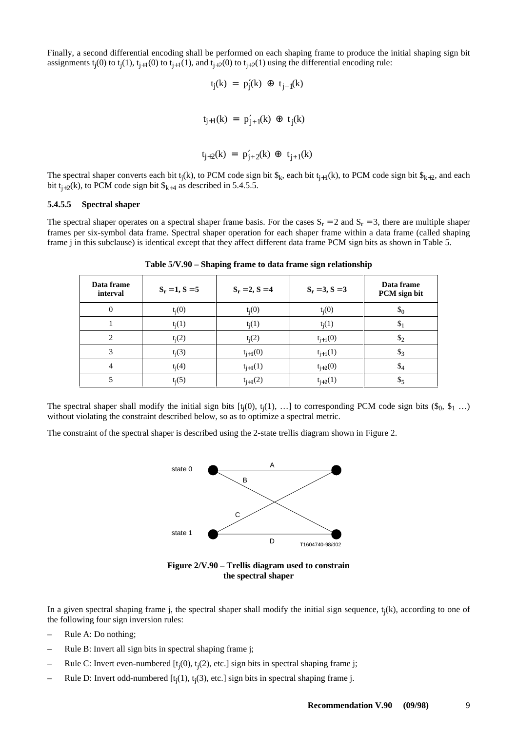Finally, a second differential encoding shall be performed on each shaping frame to produce the initial shaping sign bit assignments $t_j(0)$ to $t_j(1)$, $t_{j+1}(0)$ to $t_{j+1}(1)$, and $t_{j+2}(0)$ to $t_{j+2}(1)$ using the differential encoding rule:

$$t_j(k) = p'_j(k) \oplus t_{j-1}(k)$$

$$t_{j+1}(k) = p'_{j+1}(k) \oplus t_j(k)$$

$$t_{j+2}(k) = p'_{j+2}(k) \oplus t_{j+1}(k)$$

The spectral shaper converts each bit $t_j(k)$, to PCM code sign bit $\$_k$, each bit $t_{j+1}(k)$, to PCM code sign bit $\$_{k+2}$, and each bit $t_{j+2}(k)$, to PCM code sign bit $\$_{k+4}$ as described in 5.4.5.5.

#### 5.4.5.5 Spectral shaper

The spectral shaper operates on a spectral shaper frame basis. For the cases $S_r = 2$ and $S_r = 3$, there are multiple shaper frames per six-symbol data frame. Spectral shaper operation for each shaper frame within a data frame (called shaping frame j in this subclause) is identical except that they affect different data frame PCM sign bits as shown in Table 5.

**Table 5/V.90 – Shaping frame to data frame sign relationship**

| Data frame interval | $S_r = 1, S = 5$ | $S_r = 2, S = 4$ | $S_r = 3, S = 3$ | Data frame PCM sign bit |
|---|---|---|---|---|
| 0 | $t_j(0)$ | $t_j(0)$ | $t_j(0)$ | $\$_0$ |
| 1 | $t_j(1)$ | $t_j(1)$ | $t_j(1)$ | $\$_1$ |
| 2 | $t_j(2)$ | $t_j(2)$ | $t_{j+1}(0)$ | $\$_2$ |
| 3 | $t_j(3)$ | $t_{j+1}(0)$ | $t_{j+1}(1)$ | $\$_3$ |
| 4 | $t_j(4)$ | $t_{j+1}(1)$ | $t_{j+2}(0)$ | $\$_4$ |
| 5 | $t_j(5)$ | $t_{j+1}(2)$ | $t_{j+2}(1)$ | $\$_5$ |

The spectral shaper shall modify the initial sign bits [$t_j(0)$, $t_j(1)$, …] to corresponding PCM code sign bits ($\$_0$, $\$_1$ …) without violating the constraint described below, so as to optimize a spectral metric.

The constraint of the spectral shaper is described using the 2-state trellis diagram shown in Figure 2.

**Figure 2/V.90 – Trellis diagram used to constrain the spectral shaper**

In a given spectral shaping frame j, the spectral shaper shall modify the initial sign sequence, $t_j(k)$, according to one of the following four sign inversion rules:

- Rule A: Do nothing;
- Rule B: Invert all sign bits in spectral shaping frame j;
- Rule C: Invert even-numbered [$t_j(0)$, $t_j(2)$, etc.] sign bits in spectral shaping frame j;
- Rule D: Invert odd-numbered [$t_j(1)$, $t_j(3)$, etc.] sign bits in spectral shaping frame j.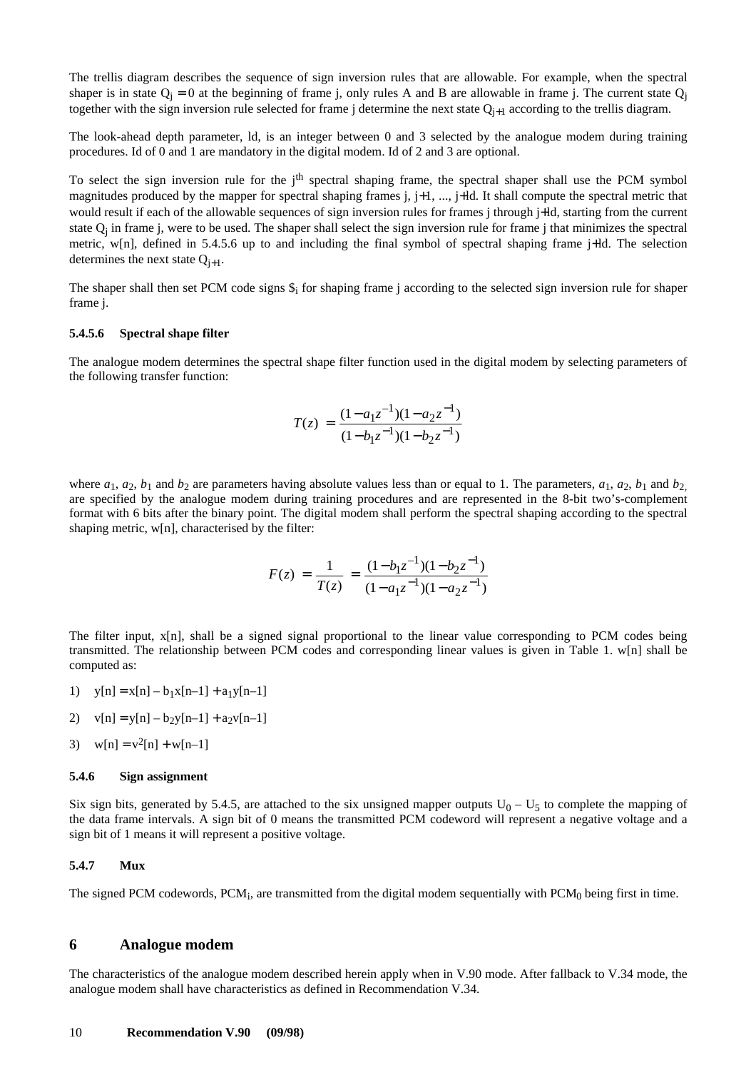The trellis diagram describes the sequence of sign inversion rules that are allowable. For example, when the spectral shaper is in state $Q_j = 0$ at the beginning of frame j, only rules A and B are allowable in frame j. The current state $Q_j$ together with the sign inversion rule selected for frame j determine the next state $Q_{j+1}$ according to the trellis diagram.

The look-ahead depth parameter, ld, is an integer between 0 and 3 selected by the analogue modem during training procedures. ld of 0 and 1 are mandatory in the digital modem. ld of 2 and 3 are optional.

To select the sign inversion rule for the $j^{th}$ spectral shaping frame, the spectral shaper shall use the PCM symbol magnitudes produced by the mapper for spectral shaping frames j, j+1, ..., j+ld. It shall compute the spectral metric that would result if each of the allowable sequences of sign inversion rules for frames j through j+ld, starting from the current state $Q_j$ in frame j, were to be used. The shaper shall select the sign inversion rule for frame j that minimizes the spectral metric, w[n], defined in 5.4.5.6 up to and including the final symbol of spectral shaping frame j+ld. The selection determines the next state $Q_{j+1}$.

The shaper shall then set PCM code signs $\$_i$ for shaping frame j according to the selected sign inversion rule for shaper frame j.

#### 5.4.5.6 Spectral shape filter

The analogue modem determines the spectral shape filter function used in the digital modem by selecting parameters of the following transfer function:

$$T(z) = \frac{(1-a_1z^{-1})(1-a_2z^{-1})}{(1-b_1z^{-1})(1-b_2z^{-1})}$$

where $a_1$, $a_2$, $b_1$ and $b_2$ are parameters having absolute values less than or equal to 1. The parameters, $a_1$, $a_2$, $b_1$ and $b_2$, are specified by the analogue modem during training procedures and are represented in the 8-bit two's-complement format with 6 bits after the binary point. The digital modem shall perform the spectral shaping according to the spectral shaping metric, w[n], characterised by the filter:

$$F(z) = \frac{1}{T(z)} = \frac{(1-b_1z^{-1})(1-b_2z^{-1})}{(1-a_1z^{-1})(1-a_2z^{-1})}$$

The filter input, x[n], shall be a signed signal proportional to the linear value corresponding to PCM codes being transmitted. The relationship between PCM codes and corresponding linear values is given in Table 1. w[n] shall be computed as:

1) $y[n] = x[n] - b_1x[n-1] + a_1y[n-1]$
2) $v[n] = y[n] - b_2y[n-1] + a_2v[n-1]$
3) $w[n] = v^2[n] + w[n-1]$

### 5.4.6 Sign assignment

Six sign bits, generated by 5.4.5, are attached to the six unsigned mapper outputs $U_0 - U_5$ to complete the mapping of the data frame intervals. A sign bit of 0 means the transmitted PCM codeword will represent a negative voltage and a sign bit of 1 means it will represent a positive voltage.

### 5.4.7 Mux

The signed PCM codewords, $PCM_i$, are transmitted from the digital modem sequentially with $PCM_0$ being first in time.

## 6 Analogue modem

The characteristics of the analogue modem described herein apply when in V.90 mode. After fallback to V.34 mode, the analogue modem shall have characteristics as defined in Recommendation V.34.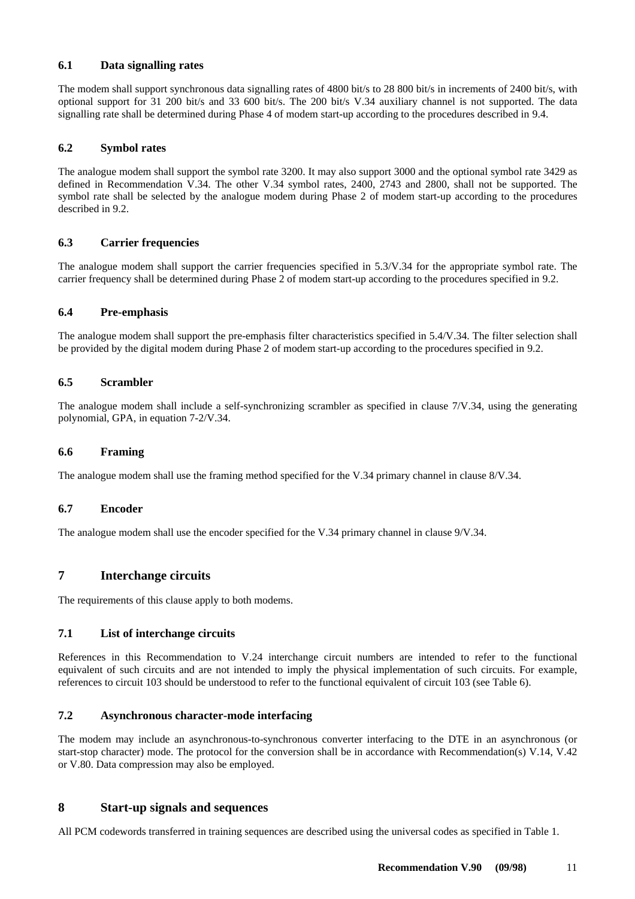### 6.1 Data signalling rates

The modem shall support synchronous data signalling rates of 4800 bit/s to 28 800 bit/s in increments of 2400 bit/s, with optional support for 31 200 bit/s and 33 600 bit/s. The 200 bit/s V.34 auxiliary channel is not supported. The data signalling rate shall be determined during Phase 4 of modem start-up according to the procedures described in 9.4.

### 6.2 Symbol rates

The analogue modem shall support the symbol rate 3200. It may also support 3000 and the optional symbol rate 3429 as defined in Recommendation V.34. The other V.34 symbol rates, 2400, 2743 and 2800, shall not be supported. The symbol rate shall be selected by the analogue modem during Phase 2 of modem start-up according to the procedures described in 9.2.

### 6.3 Carrier frequencies

The analogue modem shall support the carrier frequencies specified in 5.3/V.34 for the appropriate symbol rate. The carrier frequency shall be determined during Phase 2 of modem start-up according to the procedures specified in 9.2.

### 6.4 Pre-emphasis

The analogue modem shall support the pre-emphasis filter characteristics specified in 5.4/V.34. The filter selection shall be provided by the digital modem during Phase 2 of modem start-up according to the procedures specified in 9.2.

### 6.5 Scrambler

The analogue modem shall include a self-synchronizing scrambler as specified in clause 7/V.34, using the generating polynomial, GPA, in equation 7-2/V.34.

### 6.6 Framing

The analogue modem shall use the framing method specified for the V.34 primary channel in clause 8/V.34.

### 6.7 Encoder

The analogue modem shall use the encoder specified for the V.34 primary channel in clause 9/V.34.

## 7 Interchange circuits

The requirements of this clause apply to both modems.

### 7.1 List of interchange circuits

References in this Recommendation to V.24 interchange circuit numbers are intended to refer to the functional equivalent of such circuits and are not intended to imply the physical implementation of such circuits. For example, references to circuit 103 should be understood to refer to the functional equivalent of circuit 103 (see Table 6).

### 7.2 Asynchronous character-mode interfacing

The modem may include an asynchronous-to-synchronous converter interfacing to the DTE in an asynchronous (or start-stop character) mode. The protocol for the conversion shall be in accordance with Recommendation(s) V.14, V.42 or V.80. Data compression may also be employed.

## 8 Start-up signals and sequences

All PCM codewords transferred in training sequences are described using the universal codes as specified in Table 1.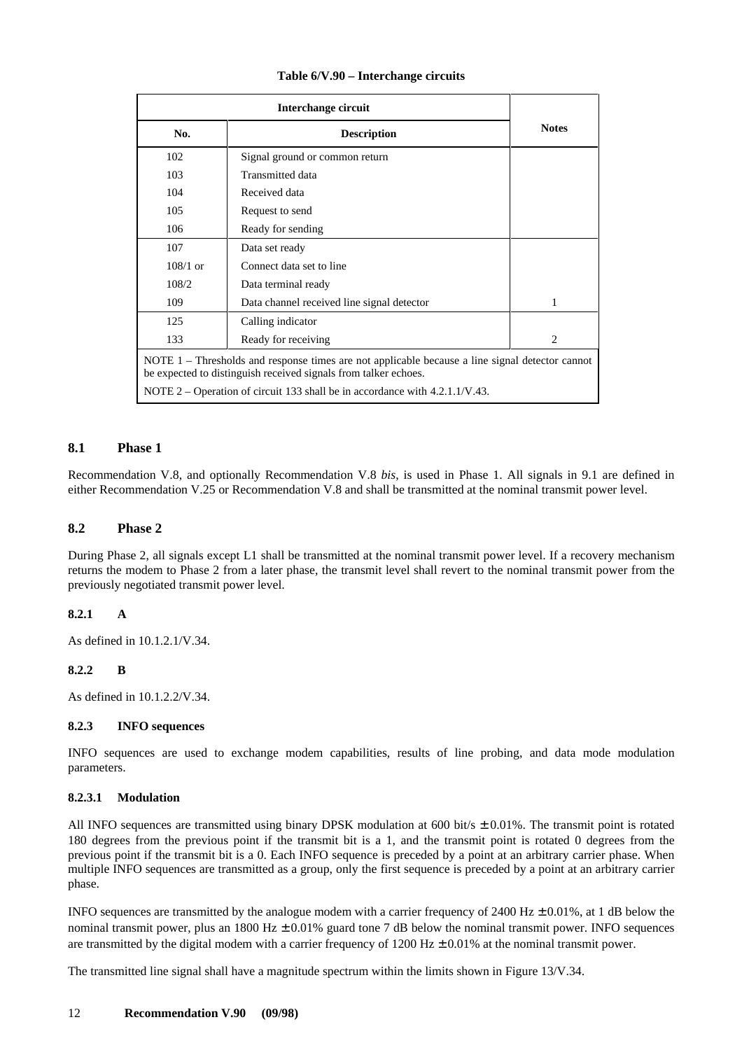**Table 6/V.90 – Interchange circuits**

| Interchange circuit | | Notes |
|---|---|---|
| **No.** | **Description** | |
| 102 | Signal ground or common return | |
| 103 | Transmitted data | |
| 104 | Received data | |
| 105 | Request to send | |
| 106 | Ready for sending | |
| 107 | Data set ready | |
| 108/1 or | Connect data set to line | |
| 108/2 | Data terminal ready | |
| 109 | Data channel received line signal detector | 1 |
| 125 | Calling indicator | |
| 133 | Ready for receiving | 2 |

NOTE 1 – Thresholds and response times are not applicable because a line signal detector cannot be expected to distinguish received signals from talker echoes.

NOTE 2 – Operation of circuit 133 shall be in accordance with 4.2.1.1/V.43.

## 8.1 Phase 1

Recommendation V.8, and optionally Recommendation V.8 *bis*, is used in Phase 1. All signals in 9.1 are defined in either Recommendation V.25 or Recommendation V.8 and shall be transmitted at the nominal transmit power level.

## 8.2 Phase 2

During Phase 2, all signals except L1 shall be transmitted at the nominal transmit power level. If a recovery mechanism returns the modem to Phase 2 from a later phase, the transmit level shall revert to the nominal transmit power from the previously negotiated transmit power level.

### 8.2.1 A

As defined in 10.1.2.1/V.34.

### 8.2.2 B

As defined in 10.1.2.2/V.34.

### 8.2.3 INFO sequences

INFO sequences are used to exchange modem capabilities, results of line probing, and data mode modulation parameters.

#### 8.2.3.1 Modulation

All INFO sequences are transmitted using binary DPSK modulation at 600 bit/s ± 0.01%. The transmit point is rotated 180 degrees from the previous point if the transmit bit is a 1, and the transmit point is rotated 0 degrees from the previous point if the transmit bit is a 0. Each INFO sequence is preceded by a point at an arbitrary carrier phase. When multiple INFO sequences are transmitted as a group, only the first sequence is preceded by a point at an arbitrary carrier phase.

INFO sequences are transmitted by the analogue modem with a carrier frequency of 2400 Hz ± 0.01%, at 1 dB below the nominal transmit power, plus an 1800 Hz ± 0.01% guard tone 7 dB below the nominal transmit power. INFO sequences are transmitted by the digital modem with a carrier frequency of 1200 Hz ± 0.01% at the nominal transmit power.

The transmitted line signal shall have a magnitude spectrum within the limits shown in Figure 13/V.34.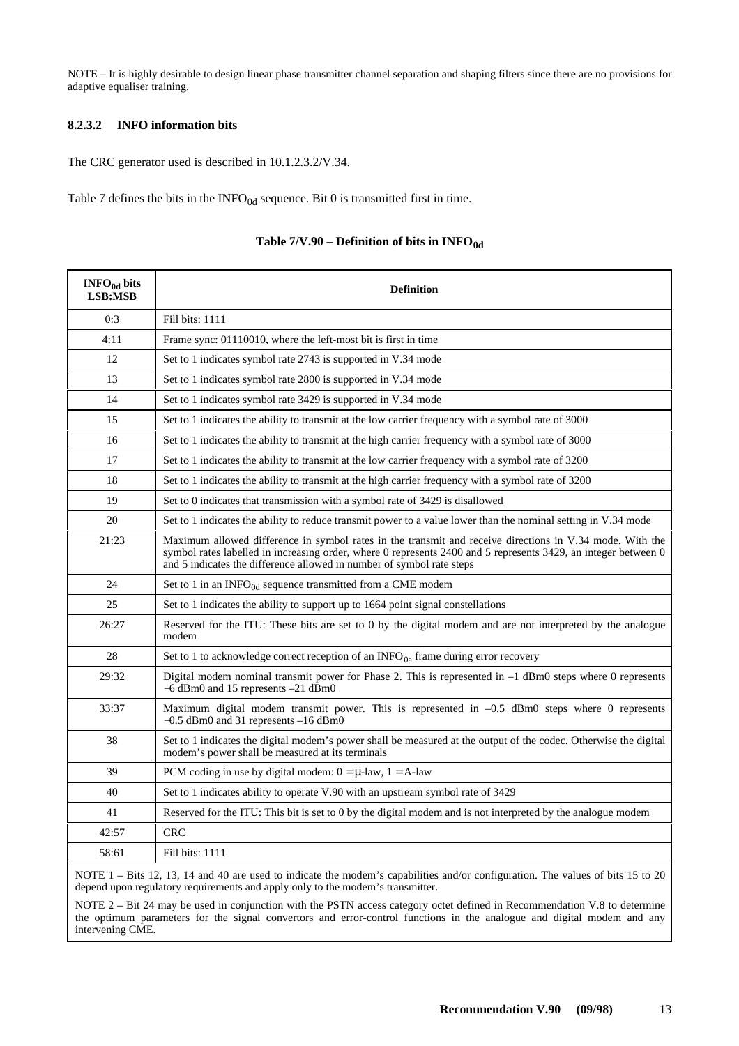NOTE – It is highly desirable to design linear phase transmitter channel separation and shaping filters since there are no provisions for adaptive equaliser training.

### 8.2.3.2 INFO information bits

The CRC generator used is described in 10.1.2.3.2/V.34.

Table 7 defines the bits in the $INFO_{0d}$ sequence. Bit 0 is transmitted first in time.

**Table 7/V.90 – Definition of bits in $INFO_{0d}$**

| $INFO_{0d}$ bits LSB:MSB | Definition |
|---|---|
| 0:3 | Fill bits: 1111 |
| 4:11 | Frame sync: 01110010, where the left-most bit is first in time |
| 12 | Set to 1 indicates symbol rate 2743 is supported in V.34 mode |
| 13 | Set to 1 indicates symbol rate 2800 is supported in V.34 mode |
| 14 | Set to 1 indicates symbol rate 3429 is supported in V.34 mode |
| 15 | Set to 1 indicates the ability to transmit at the low carrier frequency with a symbol rate of 3000 |
| 16 | Set to 1 indicates the ability to transmit at the high carrier frequency with a symbol rate of 3000 |
| 17 | Set to 1 indicates the ability to transmit at the low carrier frequency with a symbol rate of 3200 |
| 18 | Set to 1 indicates the ability to transmit at the high carrier frequency with a symbol rate of 3200 |
| 19 | Set to 0 indicates that transmission with a symbol rate of 3429 is disallowed |
| 20 | Set to 1 indicates the ability to reduce transmit power to a value lower than the nominal setting in V.34 mode |
| 21:23 | Maximum allowed difference in symbol rates in the transmit and receive directions in V.34 mode. With the symbol rates labelled in increasing order, where 0 represents 2400 and 5 represents 3429, an integer between 0 and 5 indicates the difference allowed in number of symbol rate steps |
| 24 | Set to 1 in an $INFO_{0d}$ sequence transmitted from a CME modem |
| 25 | Set to 1 indicates the ability to support up to 1664 point signal constellations |
| 26:27 | Reserved for the ITU: These bits are set to 0 by the digital modem and are not interpreted by the analogue modem |
| 28 | Set to 1 to acknowledge correct reception of an $INFO_{0a}$ frame during error recovery |
| 29:32 | Digital modem nominal transmit power for Phase 2. This is represented in –1 dBm0 steps where 0 represents −6 dBm0 and 15 represents –21 dBm0 |
| 33:37 | Maximum digital modem transmit power. This is represented in –0.5 dBm0 steps where 0 represents −0.5 dBm0 and 31 represents –16 dBm0 |
| 38 | Set to 1 indicates the digital modem's power shall be measured at the output of the codec. Otherwise the digital modem's power shall be measured at its terminals |
| 39 | PCM coding in use by digital modem: 0 = μ-law, 1 = A-law |
| 40 | Set to 1 indicates ability to operate V.90 with an upstream symbol rate of 3429 |
| 41 | Reserved for the ITU: This bit is set to 0 by the digital modem and is not interpreted by the analogue modem |
| 42:57 | CRC |
| 58:61 | Fill bits: 1111 |

NOTE 1 – Bits 12, 13, 14 and 40 are used to indicate the modem's capabilities and/or configuration. The values of bits 15 to 20 depend upon regulatory requirements and apply only to the modem's transmitter.

NOTE 2 – Bit 24 may be used in conjunction with the PSTN access category octet defined in Recommendation V.8 to determine the optimum parameters for the signal convertors and error-control functions in the analogue and digital modem and any intervening CME.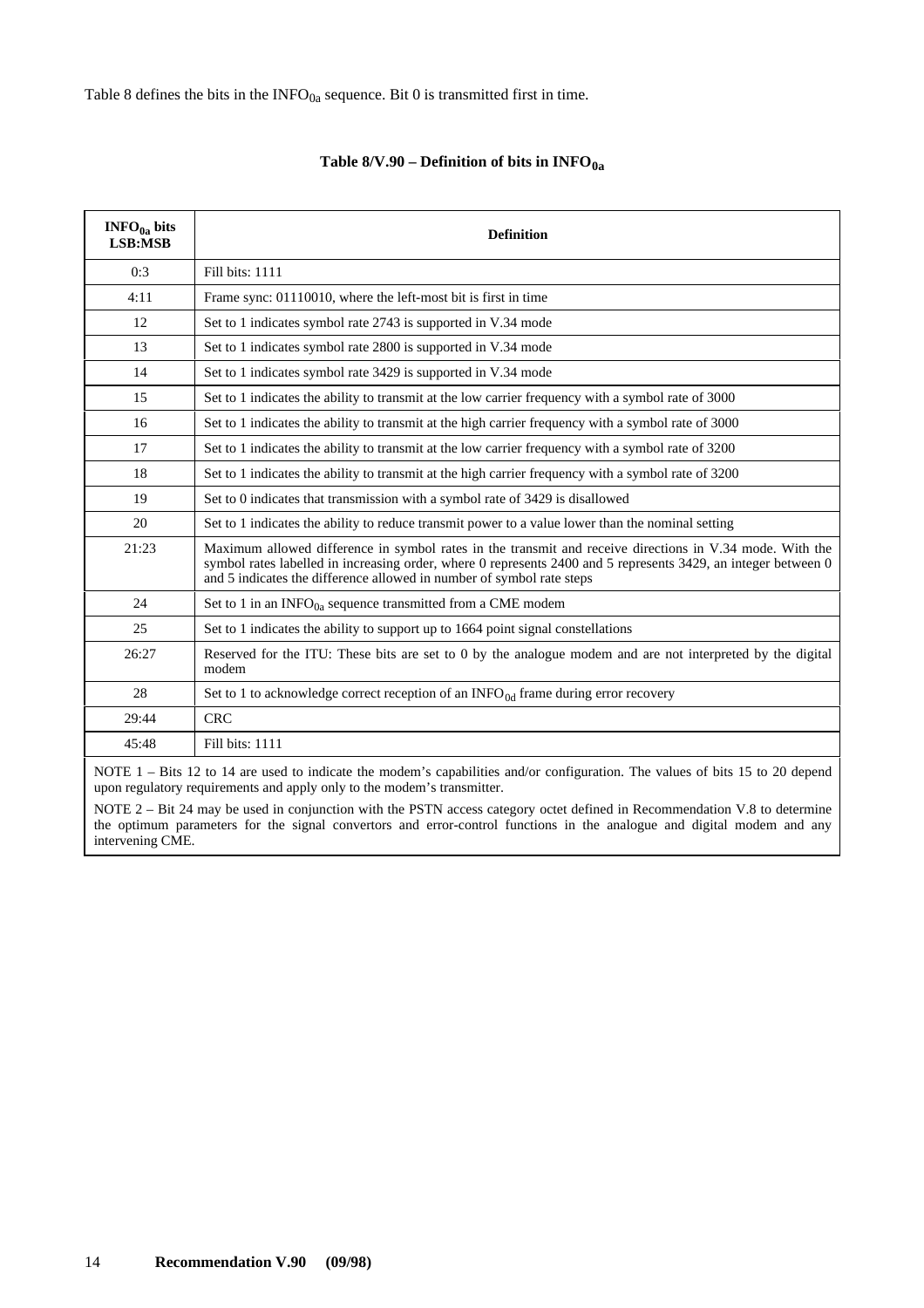Table 8 defines the bits in the $INFO_{0a}$ sequence. Bit 0 is transmitted first in time.

**Table 8/V.90 – Definition of bits in $INFO_{0a}$**

| $INFO_{0a}$ bits LSB:MSB | Definition |
|---|---|
| 0:3 | Fill bits: 1111 |
| 4:11 | Frame sync: 01110010, where the left-most bit is first in time |
| 12 | Set to 1 indicates symbol rate 2743 is supported in V.34 mode |
| 13 | Set to 1 indicates symbol rate 2800 is supported in V.34 mode |
| 14 | Set to 1 indicates symbol rate 3429 is supported in V.34 mode |
| 15 | Set to 1 indicates the ability to transmit at the low carrier frequency with a symbol rate of 3000 |
| 16 | Set to 1 indicates the ability to transmit at the high carrier frequency with a symbol rate of 3000 |
| 17 | Set to 1 indicates the ability to transmit at the low carrier frequency with a symbol rate of 3200 |
| 18 | Set to 1 indicates the ability to transmit at the high carrier frequency with a symbol rate of 3200 |
| 19 | Set to 0 indicates that transmission with a symbol rate of 3429 is disallowed |
| 20 | Set to 1 indicates the ability to reduce transmit power to a value lower than the nominal setting |
| 21:23 | Maximum allowed difference in symbol rates in the transmit and receive directions in V.34 mode. With the symbol rates labelled in increasing order, where 0 represents 2400 and 5 represents 3429, an integer between 0 and 5 indicates the difference allowed in number of symbol rate steps |
| 24 | Set to 1 in an $INFO_{0a}$ sequence transmitted from a CME modem |
| 25 | Set to 1 indicates the ability to support up to 1664 point signal constellations |
| 26:27 | Reserved for the ITU: These bits are set to 0 by the analogue modem and are not interpreted by the digital modem |
| 28 | Set to 1 to acknowledge correct reception of an $INFO_{0d}$ frame during error recovery |
| 29:44 | CRC |
| 45:48 | Fill bits: 1111 |

NOTE 1 – Bits 12 to 14 are used to indicate the modem's capabilities and/or configuration. The values of bits 15 to 20 depend upon regulatory requirements and apply only to the modem's transmitter.

NOTE 2 – Bit 24 may be used in conjunction with the PSTN access category octet defined in Recommendation V.8 to determine the optimum parameters for the signal convertors and error-control functions in the analogue and digital modem and any intervening CME.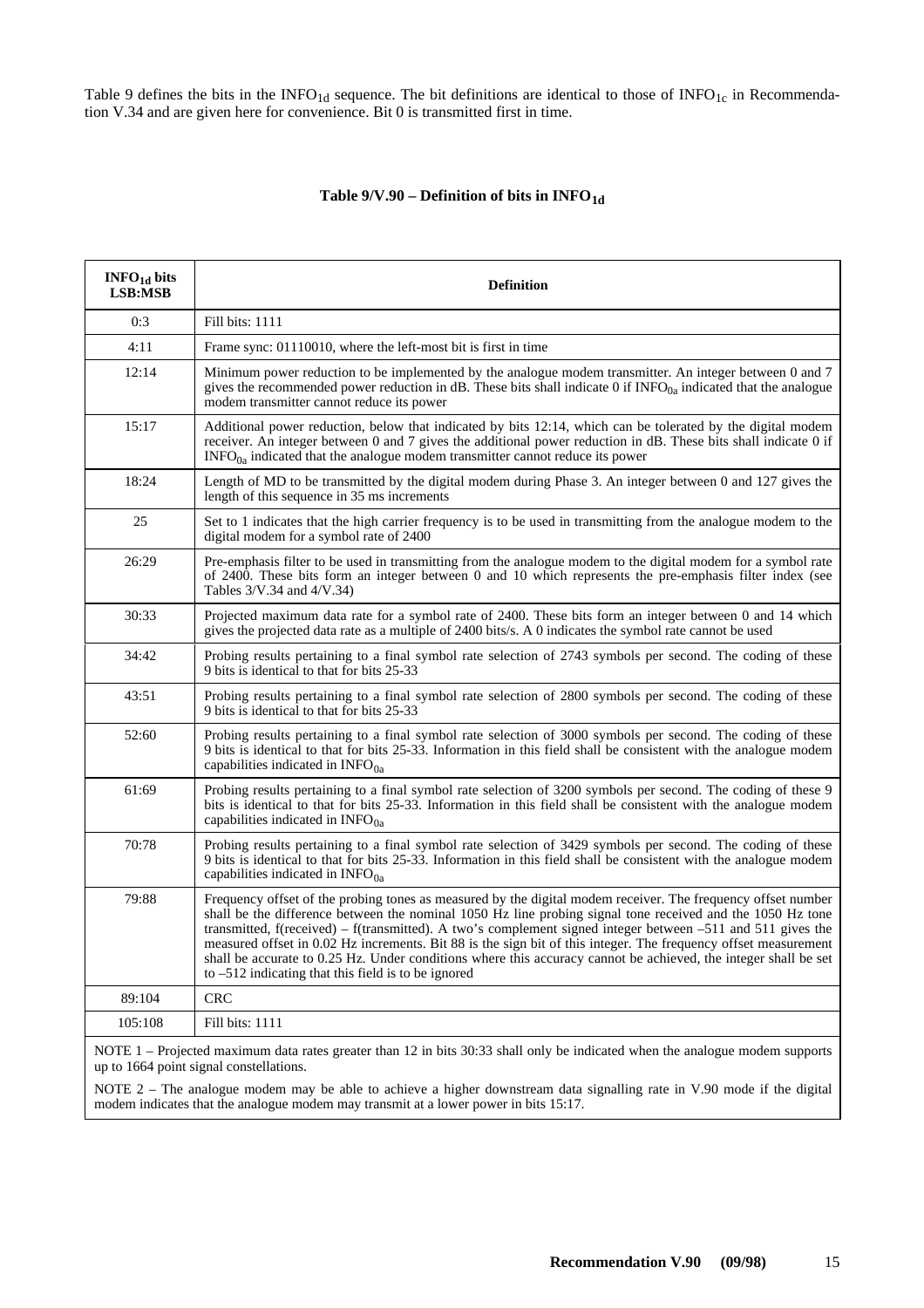Table 9 defines the bits in the $INFO_{1d}$ sequence. The bit definitions are identical to those of $INFO_{1c}$ in Recommendation V.34 and are given here for convenience. Bit 0 is transmitted first in time.

**Table 9/V.90 – Definition of bits in $INFO_{1d}$**

| $INFO_{1d}$ bits LSB:MSB | Definition |
|---|---|
| 0:3 | Fill bits: 1111 |
| 4:11 | Frame sync: 01110010, where the left-most bit is first in time |
| 12:14 | Minimum power reduction to be implemented by the analogue modem transmitter. An integer between 0 and 7 gives the recommended power reduction in dB. These bits shall indicate 0 if $INFO_{0a}$ indicated that the analogue modem transmitter cannot reduce its power |
| 15:17 | Additional power reduction, below that indicated by bits 12:14, which can be tolerated by the digital modem receiver. An integer between 0 and 7 gives the additional power reduction in dB. These bits shall indicate 0 if $INFO_{0a}$ indicated that the analogue modem transmitter cannot reduce its power |
| 18:24 | Length of MD to be transmitted by the digital modem during Phase 3. An integer between 0 and 127 gives the length of this sequence in 35 ms increments |
| 25 | Set to 1 indicates that the high carrier frequency is to be used in transmitting from the analogue modem to the digital modem for a symbol rate of 2400 |
| 26:29 | Pre-emphasis filter to be used in transmitting from the analogue modem to the digital modem for a symbol rate of 2400. These bits form an integer between 0 and 10 which represents the pre-emphasis filter index (see Tables 3/V.34 and 4/V.34) |
| 30:33 | Projected maximum data rate for a symbol rate of 2400. These bits form an integer between 0 and 14 which gives the projected data rate as a multiple of 2400 bits/s. A 0 indicates the symbol rate cannot be used |
| 34:42 | Probing results pertaining to a final symbol rate selection of 2743 symbols per second. The coding of these 9 bits is identical to that for bits 25-33 |
| 43:51 | Probing results pertaining to a final symbol rate selection of 2800 symbols per second. The coding of these 9 bits is identical to that for bits 25-33 |
| 52:60 | Probing results pertaining to a final symbol rate selection of 3000 symbols per second. The coding of these 9 bits is identical to that for bits 25-33. Information in this field shall be consistent with the analogue modem capabilities indicated in $INFO_{0a}$ |
| 61:69 | Probing results pertaining to a final symbol rate selection of 3200 symbols per second. The coding of these 9 bits is identical to that for bits 25-33. Information in this field shall be consistent with the analogue modem capabilities indicated in $INFO_{0a}$ |
| 70:78 | Probing results pertaining to a final symbol rate selection of 3429 symbols per second. The coding of these 9 bits is identical to that for bits 25-33. Information in this field shall be consistent with the analogue modem capabilities indicated in $INFO_{0a}$ |
| 79:88 | Frequency offset of the probing tones as measured by the digital modem receiver. The frequency offset number shall be the difference between the nominal 1050 Hz line probing signal tone received and the 1050 Hz tone transmitted, f(received) – f(transmitted). A two's complement signed integer between –511 and 511 gives the measured offset in 0.02 Hz increments. Bit 88 is the sign bit of this integer. The frequency offset measurement shall be accurate to 0.25 Hz. Under conditions where this accuracy cannot be achieved, the integer shall be set to –512 indicating that this field is to be ignored |
| 89:104 | CRC |
| 105:108 | Fill bits: 1111 |

NOTE 1 – Projected maximum data rates greater than 12 in bits 30:33 shall only be indicated when the analogue modem supports up to 1664 point signal constellations.

NOTE 2 – The analogue modem may be able to achieve a higher downstream data signalling rate in V.90 mode if the digital modem indicates that the analogue modem may transmit at a lower power in bits 15:17.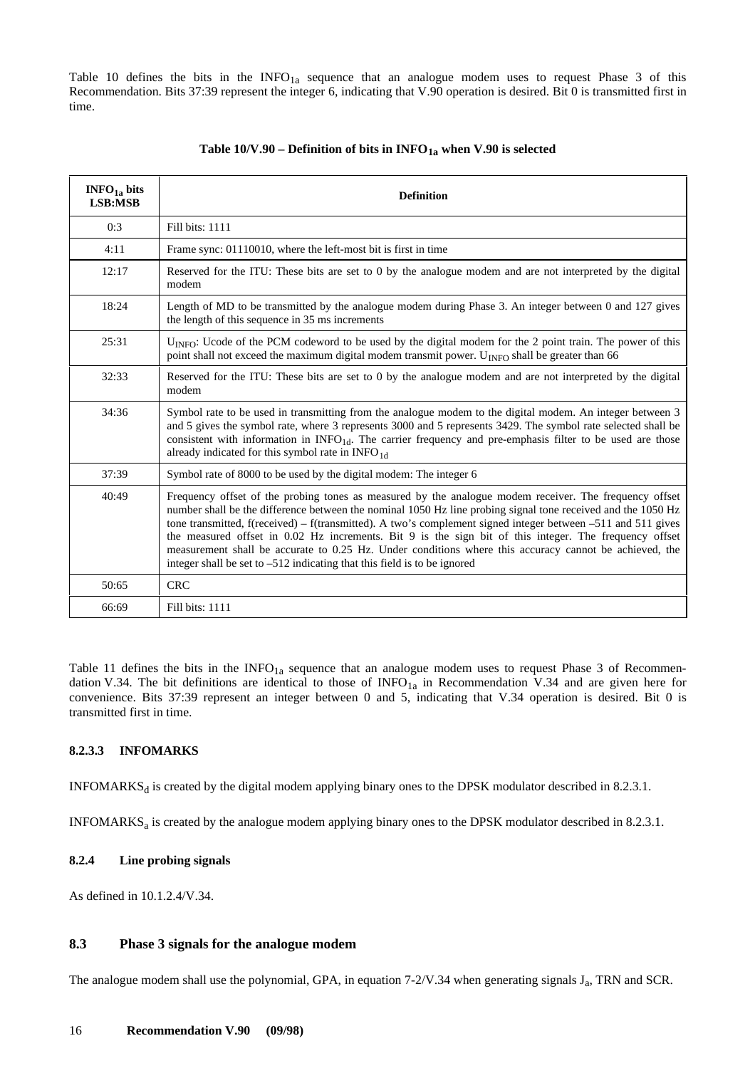Table 10 defines the bits in the $INFO_{1a}$ sequence that an analogue modem uses to request Phase 3 of this Recommendation. Bits 37:39 represent the integer 6, indicating that V.90 operation is desired. Bit 0 is transmitted first in time.

**Table 10/V.90 – Definition of bits in $INFO_{1a}$ when V.90 is selected**

| $INFO_{1a}$ bits LSB:MSB | Definition |
|---|---|
| 0:3 | Fill bits: 1111 |
| 4:11 | Frame sync: 01110010, where the left-most bit is first in time |
| 12:17 | Reserved for the ITU: These bits are set to 0 by the analogue modem and are not interpreted by the digital modem |
| 18:24 | Length of MD to be transmitted by the analogue modem during Phase 3. An integer between 0 and 127 gives the length of this sequence in 35 ms increments |
| 25:31 | $U_{INFO}$: Ucode of the PCM codeword to be used by the digital modem for the 2 point train. The power of this point shall not exceed the maximum digital modem transmit power. $U_{INFO}$ shall be greater than 66 |
| 32:33 | Reserved for the ITU: These bits are set to 0 by the analogue modem and are not interpreted by the digital modem |
| 34:36 | Symbol rate to be used in transmitting from the analogue modem to the digital modem. An integer between 3 and 5 gives the symbol rate, where 3 represents 3000 and 5 represents 3429. The symbol rate selected shall be consistent with information in $INFO_{1d}$. The carrier frequency and pre-emphasis filter to be used are those already indicated for this symbol rate in $INFO_{1d}$ |
| 37:39 | Symbol rate of 8000 to be used by the digital modem: The integer 6 |
| 40:49 | Frequency offset of the probing tones as measured by the analogue modem receiver. The frequency offset number shall be the difference between the nominal 1050 Hz line probing signal tone received and the 1050 Hz tone transmitted, f(received) – f(transmitted). A two's complement signed integer between –511 and 511 gives the measured offset in 0.02 Hz increments. Bit 9 is the sign bit of this integer. The frequency offset measurement shall be accurate to 0.25 Hz. Under conditions where this accuracy cannot be achieved, the integer shall be set to –512 indicating that this field is to be ignored |
| 50:65 | CRC |
| 66:69 | Fill bits: 1111 |

Table 11 defines the bits in the $INFO_{1a}$ sequence that an analogue modem uses to request Phase 3 of Recommendation V.34. The bit definitions are identical to those of $INFO_{1a}$ in Recommendation V.34 and are given here for convenience. Bits 37:39 represent an integer between 0 and 5, indicating that V.34 operation is desired. Bit 0 is transmitted first in time.

#### 8.2.3.3 INFOMARKS

$INFOMARKS_d$ is created by the digital modem applying binary ones to the DPSK modulator described in 8.2.3.1.

$INFOMARKS_a$ is created by the analogue modem applying binary ones to the DPSK modulator described in 8.2.3.1.

### 8.2.4 Line probing signals

As defined in 10.1.2.4/V.34.

## 8.3 Phase 3 signals for the analogue modem

The analogue modem shall use the polynomial, GPA, in equation 7-2/V.34 when generating signals $J_a$, TRN and SCR.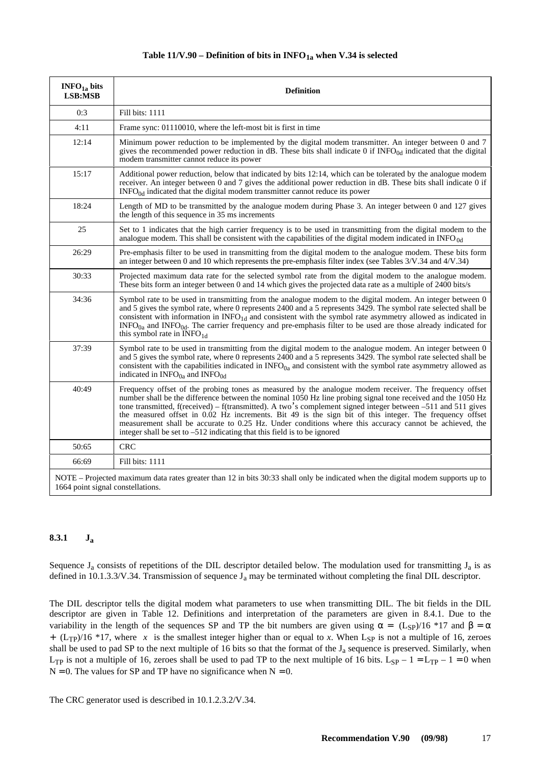**Table 11/V.90 – Definition of bits in $INFO_{1a}$ when V.34 is selected**

| $INFO_{1a}$ bits LSB:MSB | Definition |
|---|---|
| 0:3 | Fill bits: 1111 |
| 4:11 | Frame sync: 01110010, where the left-most bit is first in time |
| 12:14 | Minimum power reduction to be implemented by the digital modem transmitter. An integer between 0 and 7 gives the recommended power reduction in dB. These bits shall indicate 0 if $INFO_{0d}$ indicated that the digital modem transmitter cannot reduce its power |
| 15:17 | Additional power reduction, below that indicated by bits 12:14, which can be tolerated by the analogue modem receiver. An integer between 0 and 7 gives the additional power reduction in dB. These bits shall indicate 0 if $INFO_{0d}$ indicated that the digital modem transmitter cannot reduce its power |
| 18:24 | Length of MD to be transmitted by the analogue modem during Phase 3. An integer between 0 and 127 gives the length of this sequence in 35 ms increments |
| 25 | Set to 1 indicates that the high carrier frequency is to be used in transmitting from the digital modem to the analogue modem. This shall be consistent with the capabilities of the digital modem indicated in $INFO_{0d}$ |
| 26:29 | Pre-emphasis filter to be used in transmitting from the digital modem to the analogue modem. These bits form an integer between 0 and 10 which represents the pre-emphasis filter index (see Tables 3/V.34 and 4/V.34) |
| 30:33 | Projected maximum data rate for the selected symbol rate from the digital modem to the analogue modem. These bits form an integer between 0 and 14 which gives the projected data rate as a multiple of 2400 bits/s |
| 34:36 | Symbol rate to be used in transmitting from the analogue modem to the digital modem. An integer between 0 and 5 gives the symbol rate, where 0 represents 2400 and a 5 represents 3429. The symbol rate selected shall be consistent with information in $INFO_{1d}$ and consistent with the symbol rate asymmetry allowed as indicated in $INFO_{0a}$ and $INFO_{0d}$. The carrier frequency and pre-emphasis filter to be used are those already indicated for this symbol rate in $INFO_{1d}$ |
| 37:39 | Symbol rate to be used in transmitting from the digital modem to the analogue modem. An integer between 0 and 5 gives the symbol rate, where 0 represents 2400 and a 5 represents 3429. The symbol rate selected shall be consistent with the capabilities indicated in $INFO_{0a}$ and consistent with the symbol rate asymmetry allowed as indicated in $INFO_{0a}$ and $INFO_{0d}$ |
| 40:49 | Frequency offset of the probing tones as measured by the analogue modem receiver. The frequency offset number shall be the difference between the nominal 1050 Hz line probing signal tone received and the 1050 Hz tone transmitted, f(received) – f(transmitted). A two's complement signed integer between –511 and 511 gives the measured offset in 0.02 Hz increments. Bit 49 is the sign bit of this integer. The frequency offset measurement shall be accurate to 0.25 Hz. Under conditions where this accuracy cannot be achieved, the integer shall be set to –512 indicating that this field is to be ignored |
| 50:65 | CRC |
| 66:69 | Fill bits: 1111 |
| NOTE – Projected maximum data rates greater than 12 in bits 30:33 shall only be indicated when the digital modem supports up to 1664 point signal constellations. | |

### 8.3.1 $J_a$

Sequence $J_a$ consists of repetitions of the DIL descriptor detailed below. The modulation used for transmitting $J_a$ is as defined in 10.1.3.3/V.34. Transmission of sequence $J_a$ may be terminated without completing the final DIL descriptor.

The DIL descriptor tells the digital modem what parameters to use when transmitting DIL. The bit fields in the DIL descriptor are given in Table 12. Definitions and interpretation of the parameters are given in 8.4.1. Due to the variability in the length of the sequences SP and TP the bit numbers are given using $\alpha = \lceil (L_{SP})/16 \rceil *17$ and $\beta = \alpha + \lceil (L_{TP})/16 \rceil *17$, where $\lceil x \rceil$ is the smallest integer higher than or equal to $x$. When $L_{SP}$ is not a multiple of 16, zeroes shall be used to pad SP to the next multiple of 16 bits so that the format of the $J_a$ sequence is preserved. Similarly, when $L_{TP}$ is not a multiple of 16, zeroes shall be used to pad TP to the next multiple of 16 bits. $L_{SP} - 1 = L_{TP} - 1 = 0$ when $N = 0$. The values for SP and TP have no significance when $N = 0$.

The CRC generator used is described in 10.1.2.3.2/V.34.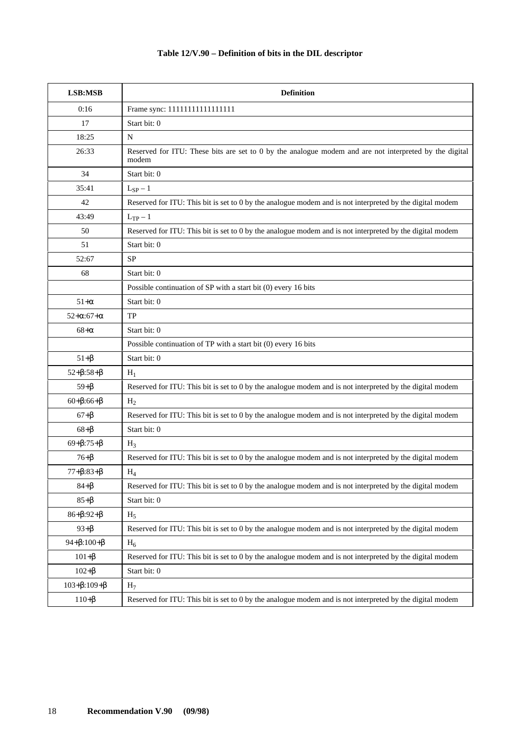**Table 12/V.90 – Definition of bits in the DIL descriptor**

| LSB:MSB | Definition |
|---|---|
| 0:16 | Frame sync: 11111111111111111 |
| 17 | Start bit: 0 |
| 18:25 | N |
| 26:33 | Reserved for ITU: These bits are set to 0 by the analogue modem and are not interpreted by the digital modem |
| 34 | Start bit: 0 |
| 35:41 | $L_{SP} - 1$ |
| 42 | Reserved for ITU: This bit is set to 0 by the analogue modem and is not interpreted by the digital modem |
| 43:49 | $L_{TP} - 1$ |
| 50 | Reserved for ITU: This bit is set to 0 by the analogue modem and is not interpreted by the digital modem |
| 51 | Start bit: 0 |
| 52:67 | SP |
| 68 | Start bit: 0 |
| | Possible continuation of SP with a start bit (0) every 16 bits |
| $51+\alpha$ | Start bit: 0 |
| $52+\alpha:67+\alpha$ | TP |
| $68+\alpha$ | Start bit: 0 |
| | Possible continuation of TP with a start bit (0) every 16 bits |
| $51+\beta$ | Start bit: 0 |
| $52+\beta:58+\beta$ | $H_1$ |
| $59+\beta$ | Reserved for ITU: This bit is set to 0 by the analogue modem and is not interpreted by the digital modem |
| $60+\beta:66+\beta$ | $H_2$ |
| $67+\beta$ | Reserved for ITU: This bit is set to 0 by the analogue modem and is not interpreted by the digital modem |
| $68+\beta$ | Start bit: 0 |
| $69+\beta:75+\beta$ | $H_3$ |
| $76+\beta$ | Reserved for ITU: This bit is set to 0 by the analogue modem and is not interpreted by the digital modem |
| $77+\beta:83+\beta$ | $H_4$ |
| $84+\beta$ | Reserved for ITU: This bit is set to 0 by the analogue modem and is not interpreted by the digital modem |
| $85+\beta$ | Start bit: 0 |
| $86+\beta:92+\beta$ | $H_5$ |
| $93+\beta$ | Reserved for ITU: This bit is set to 0 by the analogue modem and is not interpreted by the digital modem |
| $94+\beta:100+\beta$ | $H_6$ |
| $101+\beta$ | Reserved for ITU: This bit is set to 0 by the analogue modem and is not interpreted by the digital modem |
| $102+\beta$ | Start bit: 0 |
| $103+\beta:109+\beta$ | $H_7$ |
| $110+\beta$ | Reserved for ITU: This bit is set to 0 by the analogue modem and is not interpreted by the digital modem |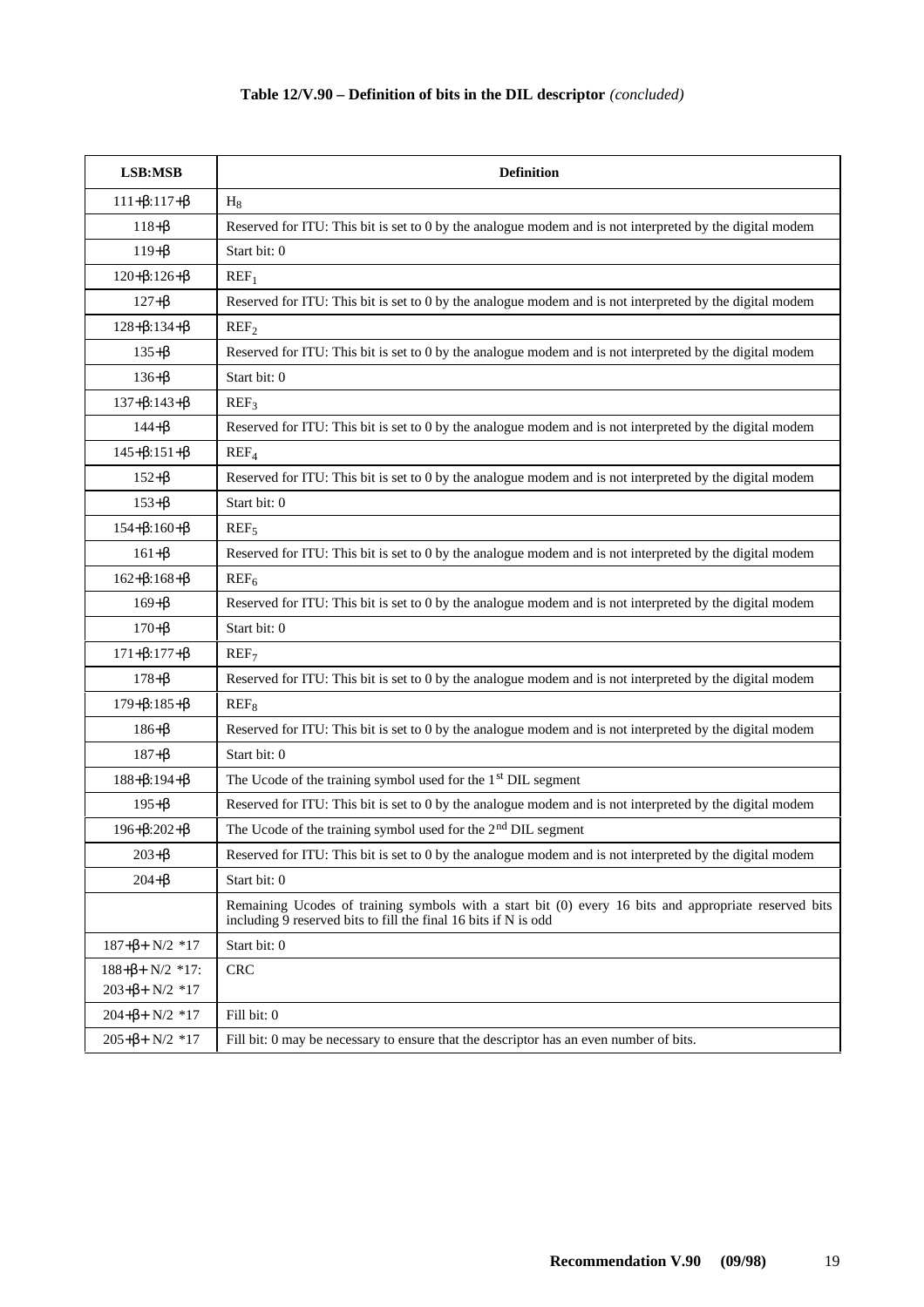**Table 12/V.90 – Definition of bits in the DIL descriptor** *(concluded)*

| LSB:MSB | Definition |
|---|---|
| $111+\beta:117+\beta$ | $H_8$ |
| $118+\beta$ | Reserved for ITU: This bit is set to 0 by the analogue modem and is not interpreted by the digital modem |
| $119+\beta$ | Start bit: 0 |
| $120+\beta:126+\beta$ | $REF_1$ |
| $127+\beta$ | Reserved for ITU: This bit is set to 0 by the analogue modem and is not interpreted by the digital modem |
| $128+\beta:134+\beta$ | $REF_2$ |
| $135+\beta$ | Reserved for ITU: This bit is set to 0 by the analogue modem and is not interpreted by the digital modem |
| $136+\beta$ | Start bit: 0 |
| $137+\beta:143+\beta$ | $REF_3$ |
| $144+\beta$ | Reserved for ITU: This bit is set to 0 by the analogue modem and is not interpreted by the digital modem |
| $145+\beta:151+\beta$ | $REF_4$ |
| $152+\beta$ | Reserved for ITU: This bit is set to 0 by the analogue modem and is not interpreted by the digital modem |
| $153+\beta$ | Start bit: 0 |
| $154+\beta:160+\beta$ | $REF_5$ |
| $161+\beta$ | Reserved for ITU: This bit is set to 0 by the analogue modem and is not interpreted by the digital modem |
| $162+\beta:168+\beta$ | $REF_6$ |
| $169+\beta$ | Reserved for ITU: This bit is set to 0 by the analogue modem and is not interpreted by the digital modem |
| $170+\beta$ | Start bit: 0 |
| $171+\beta:177+\beta$ | $REF_7$ |
| $178+\beta$ | Reserved for ITU: This bit is set to 0 by the analogue modem and is not interpreted by the digital modem |
| $179+\beta:185+\beta$ | $REF_8$ |
| $186+\beta$ | Reserved for ITU: This bit is set to 0 by the analogue modem and is not interpreted by the digital modem |
| $187+\beta$ | Start bit: 0 |
| $188+\beta:194+\beta$ | The Ucode of the training symbol used for the 1st DIL segment |
| $195+\beta$ | Reserved for ITU: This bit is set to 0 by the analogue modem and is not interpreted by the digital modem |
| $196+\beta:202+\beta$ | The Ucode of the training symbol used for the 2nd DIL segment |
| $203+\beta$ | Reserved for ITU: This bit is set to 0 by the analogue modem and is not interpreted by the digital modem |
| $204+\beta$ | Start bit: 0 |
| | Remaining Ucodes of training symbols with a start bit (0) every 16 bits and appropriate reserved bits including 9 reserved bits to fill the final 16 bits if N is odd |
| $187+\beta+\lceil N/2 \rceil*17$ | Start bit: 0 |
| $188+\beta+\lceil N/2 \rceil*17$: $203+\beta+\lceil N/2 \rceil*17$ | CRC |
| $204+\beta+\lceil N/2 \rceil*17$ | Fill bit: 0 |
| $205+\beta+\lceil N/2 \rceil*17$ | Fill bit: 0 may be necessary to ensure that the descriptor has an even number of bits. |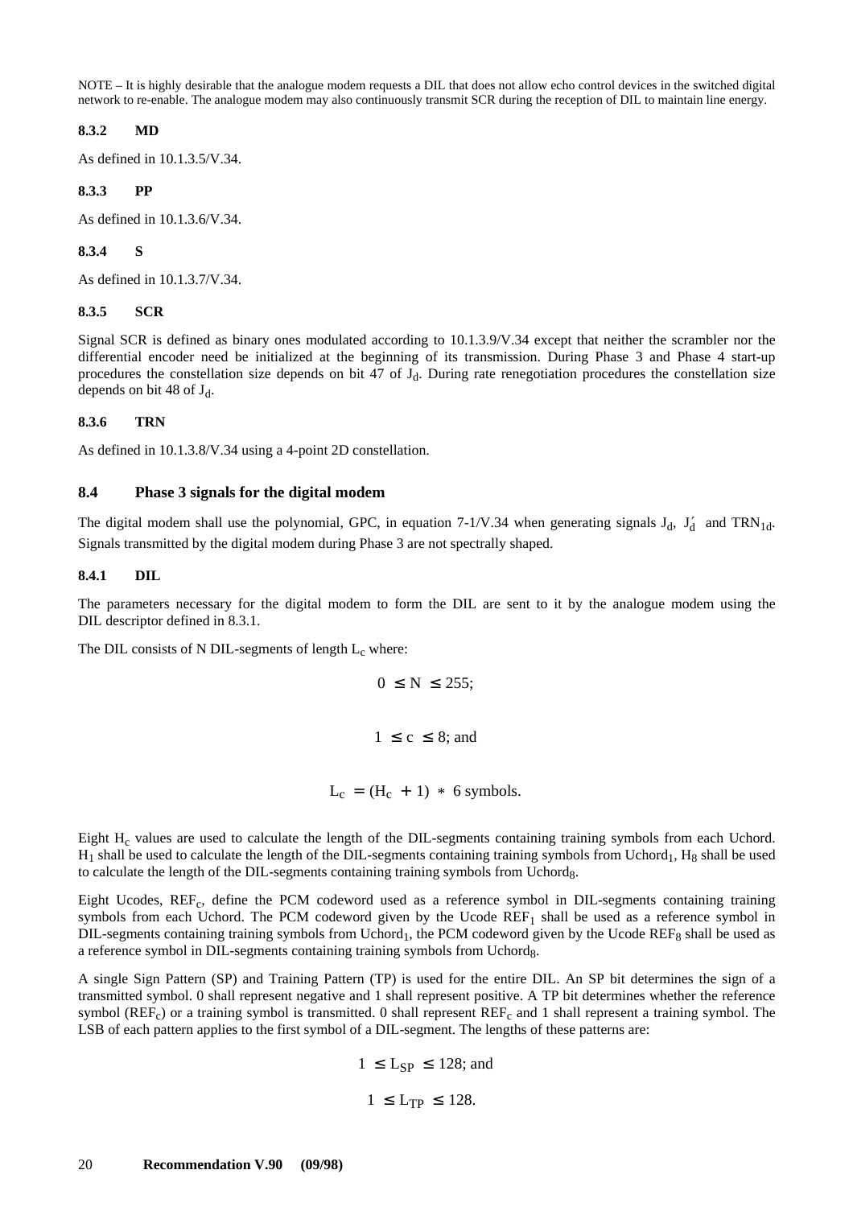NOTE – It is highly desirable that the analogue modem requests a DIL that does not allow echo control devices in the switched digital network to re-enable. The analogue modem may also continuously transmit SCR during the reception of DIL to maintain line energy.

#### 8.3.2 MD

As defined in 10.1.3.5/V.34.

#### 8.3.3 PP

As defined in 10.1.3.6/V.34.

#### 8.3.4 S

As defined in 10.1.3.7/V.34.

#### 8.3.5 SCR

Signal SCR is defined as binary ones modulated according to 10.1.3.9/V.34 except that neither the scrambler nor the differential encoder need be initialized at the beginning of its transmission. During Phase 3 and Phase 4 start-up procedures the constellation size depends on bit 47 of $J_d$. During rate renegotiation procedures the constellation size depends on bit 48 of $J_d$.

#### 8.3.6 TRN

As defined in 10.1.3.8/V.34 using a 4-point 2D constellation.

### 8.4 Phase 3 signals for the digital modem

The digital modem shall use the polynomial, GPC, in equation 7-1/V.34 when generating signals $J_d$, $J'_d$ and $TRN_{1d}$. Signals transmitted by the digital modem during Phase 3 are not spectrally shaped.

#### 8.4.1 DIL

The parameters necessary for the digital modem to form the DIL are sent to it by the analogue modem using the DIL descriptor defined in 8.3.1.

The DIL consists of N DIL-segments of length $L_c$ where:

$$0 \leq N \leq 255;$$

$$1 \leq c \leq 8; \text{ and}$$

$$L_c = (H_c + 1) * 6 \text{ symbols.}$$

Eight $H_c$ values are used to calculate the length of the DIL-segments containing training symbols from each Uchord. $H_1$ shall be used to calculate the length of the DIL-segments containing training symbols from $Uchord_1$, $H_8$ shall be used to calculate the length of the DIL-segments containing training symbols from $Uchord_8$.

Eight Ucodes, $REF_c$, define the PCM codeword used as a reference symbol in DIL-segments containing training symbols from each Uchord. The PCM codeword given by the Ucode $REF_1$ shall be used as a reference symbol in DIL-segments containing training symbols from $Uchord_1$, the PCM codeword given by the Ucode $REF_8$ shall be used as a reference symbol in DIL-segments containing training symbols from $Uchord_8$.

A single Sign Pattern (SP) and Training Pattern (TP) is used for the entire DIL. An SP bit determines the sign of a transmitted symbol. 0 shall represent negative and 1 shall represent positive. A TP bit determines whether the reference symbol ($REF_c$) or a training symbol is transmitted. 0 shall represent $REF_c$ and 1 shall represent a training symbol. The LSB of each pattern applies to the first symbol of a DIL-segment. The lengths of these patterns are:

$$1 \leq L_{SP} \leq 128; \text{ and}$$

$$1 \leq L_{TP} \leq 128.$$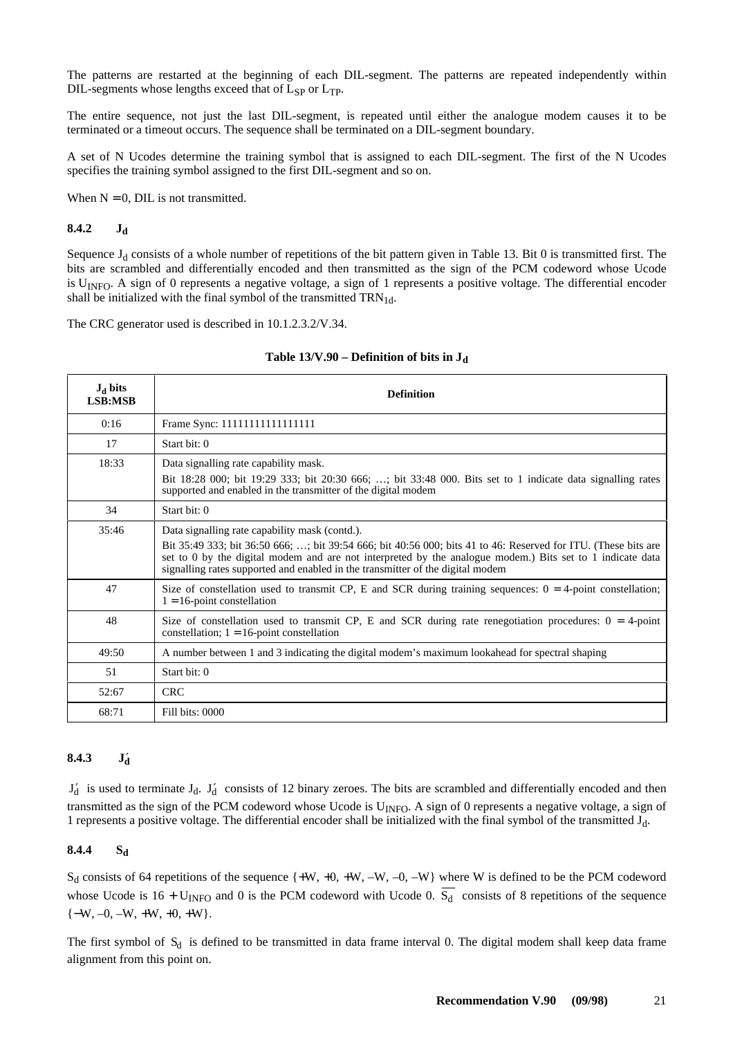The patterns are restarted at the beginning of each DIL-segment. The patterns are repeated independently within DIL-segments whose lengths exceed that of $L_{SP}$ or $L_{TP}$.

The entire sequence, not just the last DIL-segment, is repeated until either the analogue modem causes it to be terminated or a timeout occurs. The sequence shall be terminated on a DIL-segment boundary.

A set of N Ucodes determine the training symbol that is assigned to each DIL-segment. The first of the N Ucodes specifies the training symbol assigned to the first DIL-segment and so on.

When N = 0, DIL is not transmitted.

### 8.4.2 $J_d$

Sequence $J_d$ consists of a whole number of repetitions of the bit pattern given in Table 13. Bit 0 is transmitted first. The bits are scrambled and differentially encoded and then transmitted as the sign of the PCM codeword whose Ucode is $U_{INFO}$. A sign of 0 represents a negative voltage, a sign of 1 represents a positive voltage. The differential encoder shall be initialized with the final symbol of the transmitted $TRN_{1d}$.

The CRC generator used is described in 10.1.2.3.2/V.34.

**Table 13/V.90 – Definition of bits in $J_d$**

| $J_d$ bits LSB:MSB | Definition |
|---|---|
| 0:16 | Frame Sync: 11111111111111111 |
| 17 | Start bit: 0 |
| 18:33 | Data signalling rate capability mask. Bit 18:28 000; bit 19:29 333; bit 20:30 666; …; bit 33:48 000. Bits set to 1 indicate data signalling rates supported and enabled in the transmitter of the digital modem |
| 34 | Start bit: 0 |
| 35:46 | Data signalling rate capability mask (contd.). Bit 35:49 333; bit 36:50 666; …; bit 39:54 666; bit 40:56 000; bits 41 to 46: Reserved for ITU. (These bits are set to 0 by the digital modem and are not interpreted by the analogue modem.) Bits set to 1 indicate data signalling rates supported and enabled in the transmitter of the digital modem |
| 47 | Size of constellation used to transmit CP, E and SCR during training sequences: 0 = 4-point constellation; 1 = 16-point constellation |
| 48 | Size of constellation used to transmit CP, E and SCR during rate renegotiation procedures: 0 = 4-point constellation; 1 = 16-point constellation |
| 49:50 | A number between 1 and 3 indicating the digital modem's maximum lookahead for spectral shaping |
| 51 | Start bit: 0 |
| 52:67 | CRC |
| 68:71 | Fill bits: 0000 |

### 8.4.3 $J'_d$

$J'_d$ is used to terminate $J_d$. $J'_d$ consists of 12 binary zeroes. The bits are scrambled and differentially encoded and then transmitted as the sign of the PCM codeword whose Ucode is $U_{INFO}$. A sign of 0 represents a negative voltage, a sign of 1 represents a positive voltage. The differential encoder shall be initialized with the final symbol of the transmitted $J_d$.

### 8.4.4 $S_d$

$S_d$ consists of 64 repetitions of the sequence {+W, +0, +W, –W, –0, –W} where W is defined to be the PCM codeword whose Ucode is 16 + $U_{INFO}$ and 0 is the PCM codeword with Ucode 0. $\overline{S_d}$ consists of 8 repetitions of the sequence {–W, –0, –W, +W, +0, +W}.

The first symbol of $S_d$ is defined to be transmitted in data frame interval 0. The digital modem shall keep data frame alignment from this point on.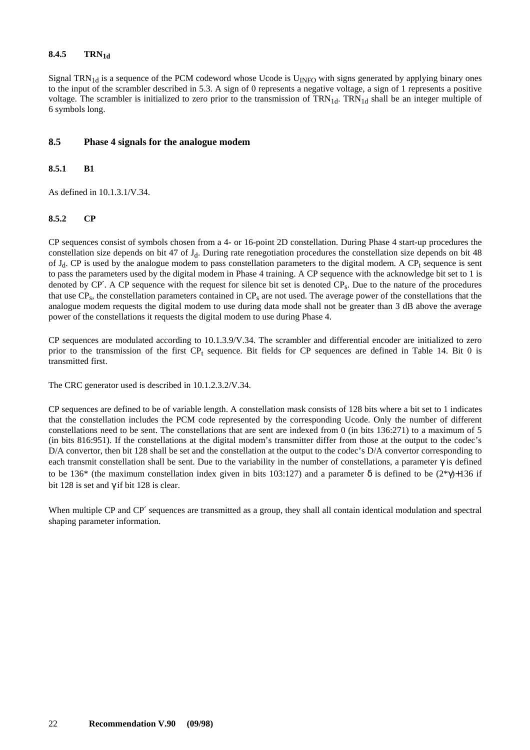### 8.4.5 $TRN_{1d}$

Signal $TRN_{1d}$ is a sequence of the PCM codeword whose Ucode is $U_{INFO}$ with signs generated by applying binary ones to the input of the scrambler described in 5.3. A sign of 0 represents a negative voltage, a sign of 1 represents a positive voltage. The scrambler is initialized to zero prior to the transmission of $TRN_{1d}$. $TRN_{1d}$ shall be an integer multiple of 6 symbols long.

## 8.5 Phase 4 signals for the analogue modem

### 8.5.1 B1

As defined in 10.1.3.1/V.34.

### 8.5.2 CP

CP sequences consist of symbols chosen from a 4- or 16-point 2D constellation. During Phase 4 start-up procedures the constellation size depends on bit 47 of $J_d$. During rate renegotiation procedures the constellation size depends on bit 48 of $J_d$. CP is used by the analogue modem to pass constellation parameters to the digital modem. A $CP_t$ sequence is sent to pass the parameters used by the digital modem in Phase 4 training. A CP sequence with the acknowledge bit set to 1 is denoted by CP′. A CP sequence with the request for silence bit set is denoted $CP_s$. Due to the nature of the procedures that use $CP_s$, the constellation parameters contained in $CP_s$ are not used. The average power of the constellations that the analogue modem requests the digital modem to use during data mode shall not be greater than 3 dB above the average power of the constellations it requests the digital modem to use during Phase 4.

CP sequences are modulated according to 10.1.3.9/V.34. The scrambler and differential encoder are initialized to zero prior to the transmission of the first $CP_t$ sequence. Bit fields for CP sequences are defined in Table 14. Bit 0 is transmitted first.

The CRC generator used is described in 10.1.2.3.2/V.34.

CP sequences are defined to be of variable length. A constellation mask consists of 128 bits where a bit set to 1 indicates that the constellation includes the PCM code represented by the corresponding Ucode. Only the number of different constellations need to be sent. The constellations that are sent are indexed from 0 (in bits 136:271) to a maximum of 5 (in bits 816:951). If the constellations at the digital modem's transmitter differ from those at the output to the codec's D/A convertor, then bit 128 shall be set and the constellation at the output to the codec's D/A convertor corresponding to each transmit constellation shall be sent. Due to the variability in the number of constellations, a parameter $\gamma$ is defined to be 136* (the maximum constellation index given in bits 103:127) and a parameter $\delta$ is defined to be $(2^*\gamma)+136$ if bit 128 is set and $\gamma$ if bit 128 is clear.

When multiple CP and CP′ sequences are transmitted as a group, they shall all contain identical modulation and spectral shaping parameter information.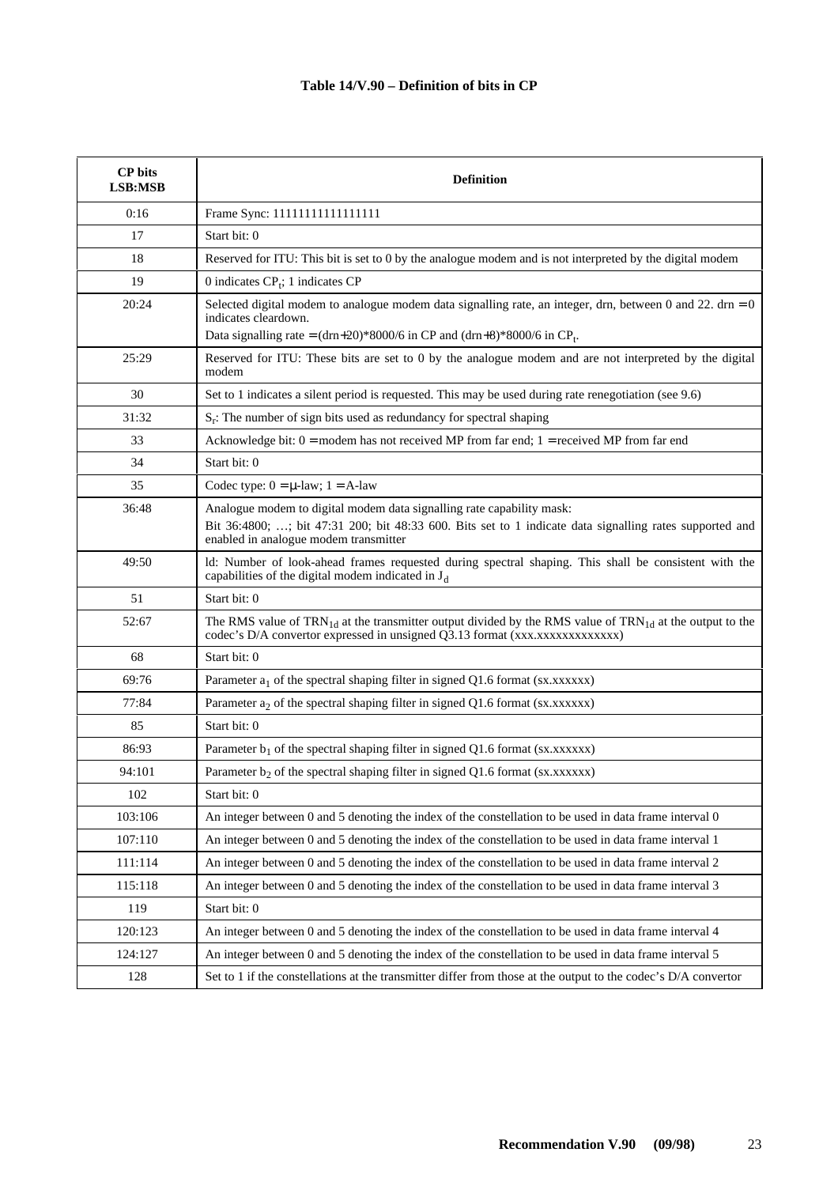**Table 14/V.90 – Definition of bits in CP**

| CP bits LSB:MSB | Definition |
|---|---|
| 0:16 | Frame Sync: 11111111111111111 |
| 17 | Start bit: 0 |
| 18 | Reserved for ITU: This bit is set to 0 by the analogue modem and is not interpreted by the digital modem |
| 19 | 0 indicates $CP_t$; 1 indicates CP |
| 20:24 | Selected digital modem to analogue modem data signalling rate, an integer, drn, between 0 and 22. drn = 0 indicates cleardown.<br>Data signalling rate = (drn+20)*8000/6 in CP and (drn+8)*8000/6 in $CP_t$. |
| 25:29 | Reserved for ITU: These bits are set to 0 by the analogue modem and are not interpreted by the digital modem |
| 30 | Set to 1 indicates a silent period is requested. This may be used during rate renegotiation (see 9.6) |
| 31:32 | $S_r$: The number of sign bits used as redundancy for spectral shaping |
| 33 | Acknowledge bit: 0 = modem has not received MP from far end; 1 = received MP from far end |
| 34 | Start bit: 0 |
| 35 | Codec type: 0 = μ-law; 1 = A-law |
| 36:48 | Analogue modem to digital modem data signalling rate capability mask:<br>Bit 36:4800; …; bit 47:31 200; bit 48:33 600. Bits set to 1 indicate data signalling rates supported and enabled in analogue modem transmitter |
| 49:50 | ld: Number of look-ahead frames requested during spectral shaping. This shall be consistent with the capabilities of the digital modem indicated in $J_d$ |
| 51 | Start bit: 0 |
| 52:67 | The RMS value of $TRN_{1d}$ at the transmitter output divided by the RMS value of $TRN_{1d}$ at the output to the codec's D/A convertor expressed in unsigned Q3.13 format (xxx.xxxxxxxxxxxxx) |
| 68 | Start bit: 0 |
| 69:76 | Parameter $a_1$ of the spectral shaping filter in signed Q1.6 format (sx.xxxxxx) |
| 77:84 | Parameter $a_2$ of the spectral shaping filter in signed Q1.6 format (sx.xxxxxx) |
| 85 | Start bit: 0 |
| 86:93 | Parameter $b_1$ of the spectral shaping filter in signed Q1.6 format (sx.xxxxxx) |
| 94:101 | Parameter $b_2$ of the spectral shaping filter in signed Q1.6 format (sx.xxxxxx) |
| 102 | Start bit: 0 |
| 103:106 | An integer between 0 and 5 denoting the index of the constellation to be used in data frame interval 0 |
| 107:110 | An integer between 0 and 5 denoting the index of the constellation to be used in data frame interval 1 |
| 111:114 | An integer between 0 and 5 denoting the index of the constellation to be used in data frame interval 2 |
| 115:118 | An integer between 0 and 5 denoting the index of the constellation to be used in data frame interval 3 |
| 119 | Start bit: 0 |
| 120:123 | An integer between 0 and 5 denoting the index of the constellation to be used in data frame interval 4 |
| 124:127 | An integer between 0 and 5 denoting the index of the constellation to be used in data frame interval 5 |
| 128 | Set to 1 if the constellations at the transmitter differ from those at the output to the codec's D/A convertor |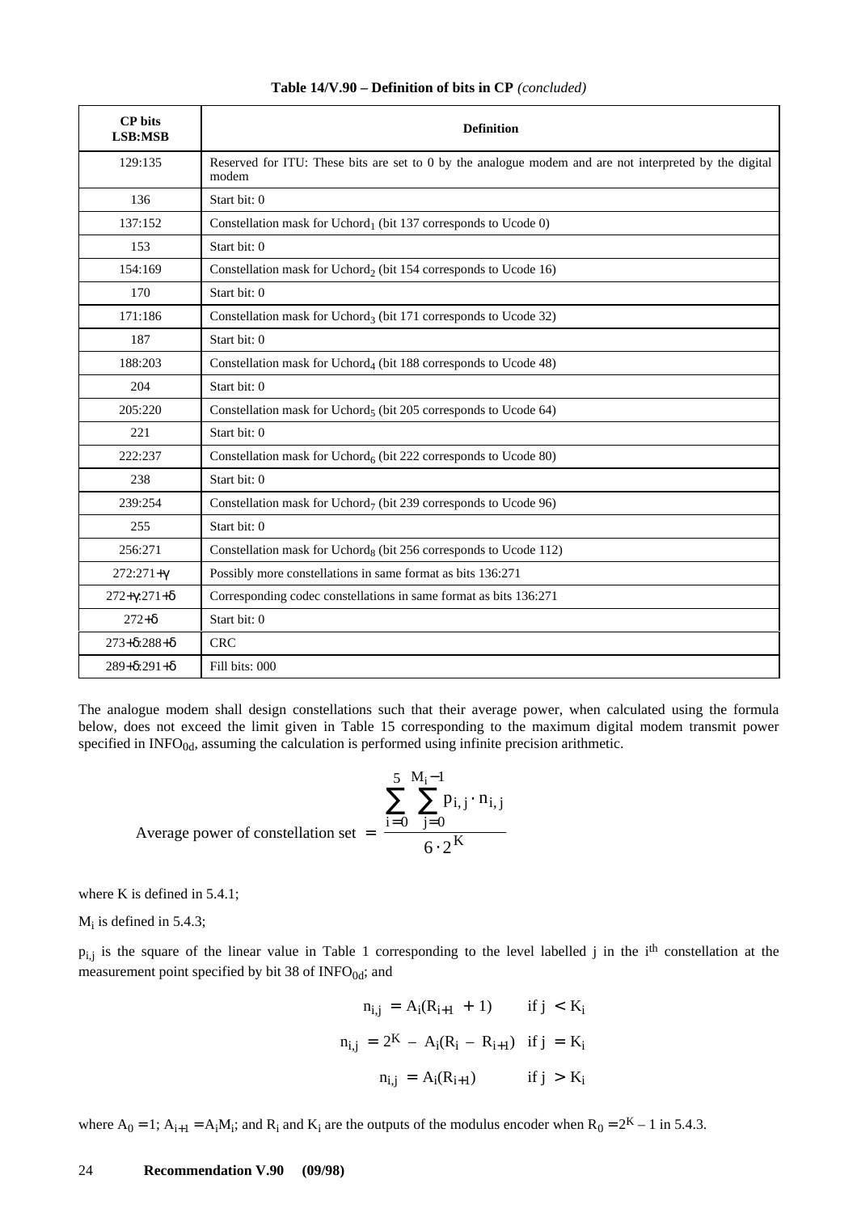**Table 14/V.90 – Definition of bits in CP** *(concluded)*

| CP bits LSB:MSB | Definition |
|---|---|
| 129:135 | Reserved for ITU: These bits are set to 0 by the analogue modem and are not interpreted by the digital modem |
| 136 | Start bit: 0 |
| 137:152 | Constellation mask for $Uchord_1$ (bit 137 corresponds to Ucode 0) |
| 153 | Start bit: 0 |
| 154:169 | Constellation mask for $Uchord_2$ (bit 154 corresponds to Ucode 16) |
| 170 | Start bit: 0 |
| 171:186 | Constellation mask for $Uchord_3$ (bit 171 corresponds to Ucode 32) |
| 187 | Start bit: 0 |
| 188:203 | Constellation mask for $Uchord_4$ (bit 188 corresponds to Ucode 48) |
| 204 | Start bit: 0 |
| 205:220 | Constellation mask for $Uchord_5$ (bit 205 corresponds to Ucode 64) |
| 221 | Start bit: 0 |
| 222:237 | Constellation mask for $Uchord_6$ (bit 222 corresponds to Ucode 80) |
| 238 | Start bit: 0 |
| 239:254 | Constellation mask for $Uchord_7$ (bit 239 corresponds to Ucode 96) |
| 255 | Start bit: 0 |
| 256:271 | Constellation mask for $Uchord_8$ (bit 256 corresponds to Ucode 112) |
| $272:271+\gamma$ | Possibly more constellations in same format as bits 136:271 |
| $272+\gamma:271+\delta$ | Corresponding codec constellations in same format as bits 136:271 |
| $272+\delta$ | Start bit: 0 |
| $273+\delta:288+\delta$ | CRC |
| $289+\delta:291+\delta$ | Fill bits: 000 |

The analogue modem shall design constellations such that their average power, when calculated using the formula below, does not exceed the limit given in Table 15 corresponding to the maximum digital modem transmit power specified in $INFO_{0d}$, assuming the calculation is performed using infinite precision arithmetic.

$$\text{Average power of constellation set} = \frac{\sum_{i=0}^{5} \sum_{j=0}^{M_i - 1} p_{i,j} \cdot n_{i,j}}{6 \cdot 2^K}$$

where K is defined in 5.4.1;

$M_i$ is defined in 5.4.3;

$p_{i,j}$ is the square of the linear value in Table 1 corresponding to the level labelled j in the $i^{th}$ constellation at the measurement point specified by bit 38 of $INFO_{0d}$; and

$$n_{i,j} = A_i(R_{i+1} + 1) \qquad \text{if } j < K_i$$

$$n_{i,j} = 2^K - A_i(R_i - R_{i+1}) \quad \text{if } j = K_i$$

$$n_{i,j} = A_i(R_{i+1}) \qquad \text{if } j > K_i$$

where $A_0 = 1$; $A_{i+1} = A_i M_i$; and $R_i$ and $K_i$ are the outputs of the modulus encoder when $R_0 = 2^K - 1$ in 5.4.3.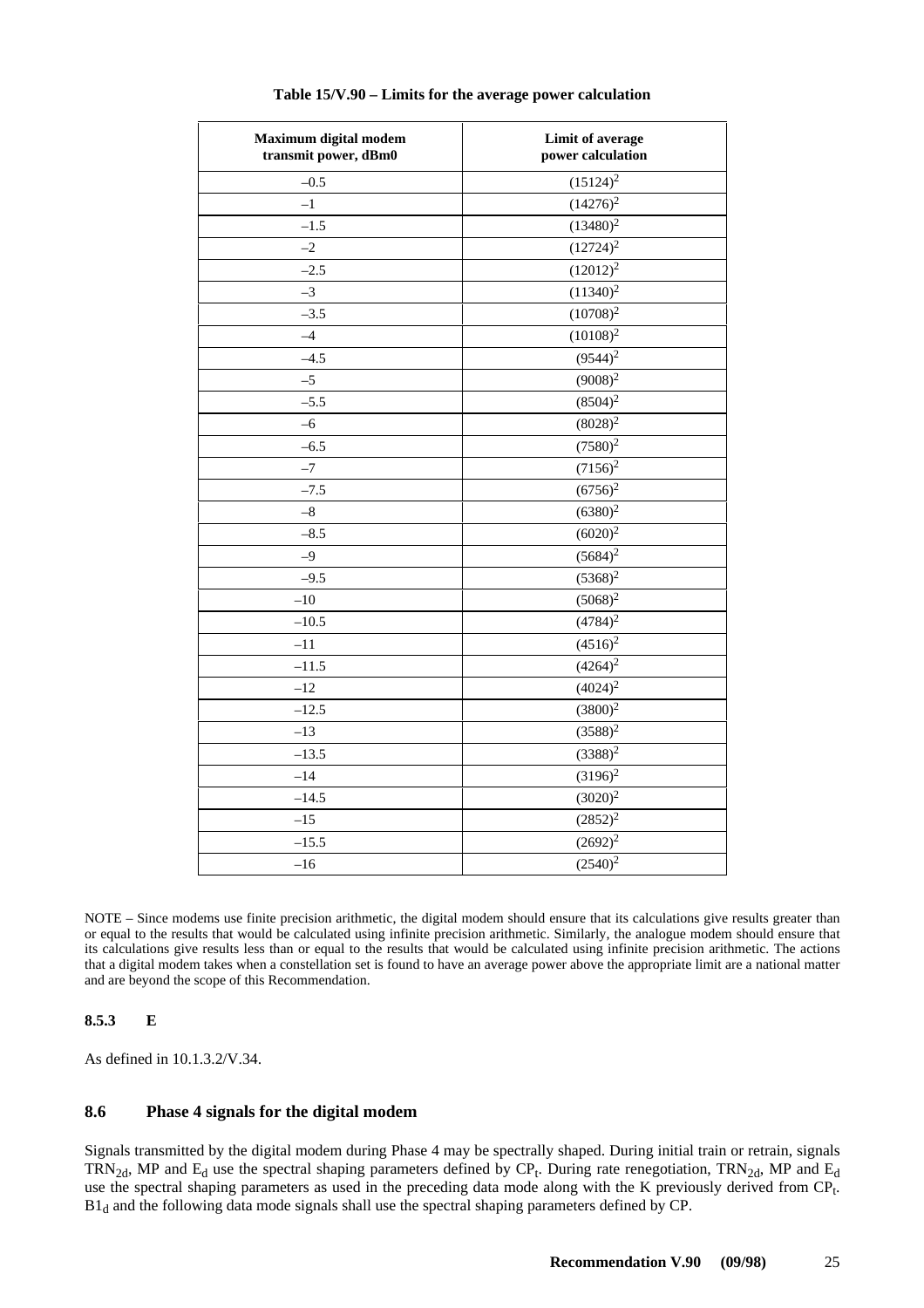**Table 15/V.90 – Limits for the average power calculation**

| Maximum digital modem transmit power, dBm0 | Limit of average power calculation |
|---|---|
| –0.5 | $(15124)^2$ |
| –1 | $(14276)^2$ |
| –1.5 | $(13480)^2$ |
| –2 | $(12724)^2$ |
| –2.5 | $(12012)^2$ |
| –3 | $(11340)^2$ |
| –3.5 | $(10708)^2$ |
| –4 | $(10108)^2$ |
| –4.5 | $(9544)^2$ |
| –5 | $(9008)^2$ |
| –5.5 | $(8504)^2$ |
| –6 | $(8028)^2$ |
| –6.5 | $(7580)^2$ |
| –7 | $(7156)^2$ |
| –7.5 | $(6756)^2$ |
| –8 | $(6380)^2$ |
| –8.5 | $(6020)^2$ |
| –9 | $(5684)^2$ |
| –9.5 | $(5368)^2$ |
| –10 | $(5068)^2$ |
| –10.5 | $(4784)^2$ |
| –11 | $(4516)^2$ |
| –11.5 | $(4264)^2$ |
| –12 | $(4024)^2$ |
| –12.5 | $(3800)^2$ |
| –13 | $(3588)^2$ |
| –13.5 | $(3388)^2$ |
| –14 | $(3196)^2$ |
| –14.5 | $(3020)^2$ |
| –15 | $(2852)^2$ |
| –15.5 | $(2692)^2$ |
| –16 | $(2540)^2$ |

NOTE – Since modems use finite precision arithmetic, the digital modem should ensure that its calculations give results greater than or equal to the results that would be calculated using infinite precision arithmetic. Similarly, the analogue modem should ensure that its calculations give results less than or equal to the results that would be calculated using infinite precision arithmetic. The actions that a digital modem takes when a constellation set is found to have an average power above the appropriate limit are a national matter and are beyond the scope of this Recommendation.

### 8.5.3 E

As defined in 10.1.3.2/V.34.

## 8.6 Phase 4 signals for the digital modem

Signals transmitted by the digital modem during Phase 4 may be spectrally shaped. During initial train or retrain, signals $TRN_{2d}$, MP and $E_d$ use the spectral shaping parameters defined by $CP_t$. During rate renegotiation, $TRN_{2d}$, MP and $E_d$ use the spectral shaping parameters as used in the preceding data mode along with the K previously derived from $CP_t$. $B1_d$ and the following data mode signals shall use the spectral shaping parameters defined by CP.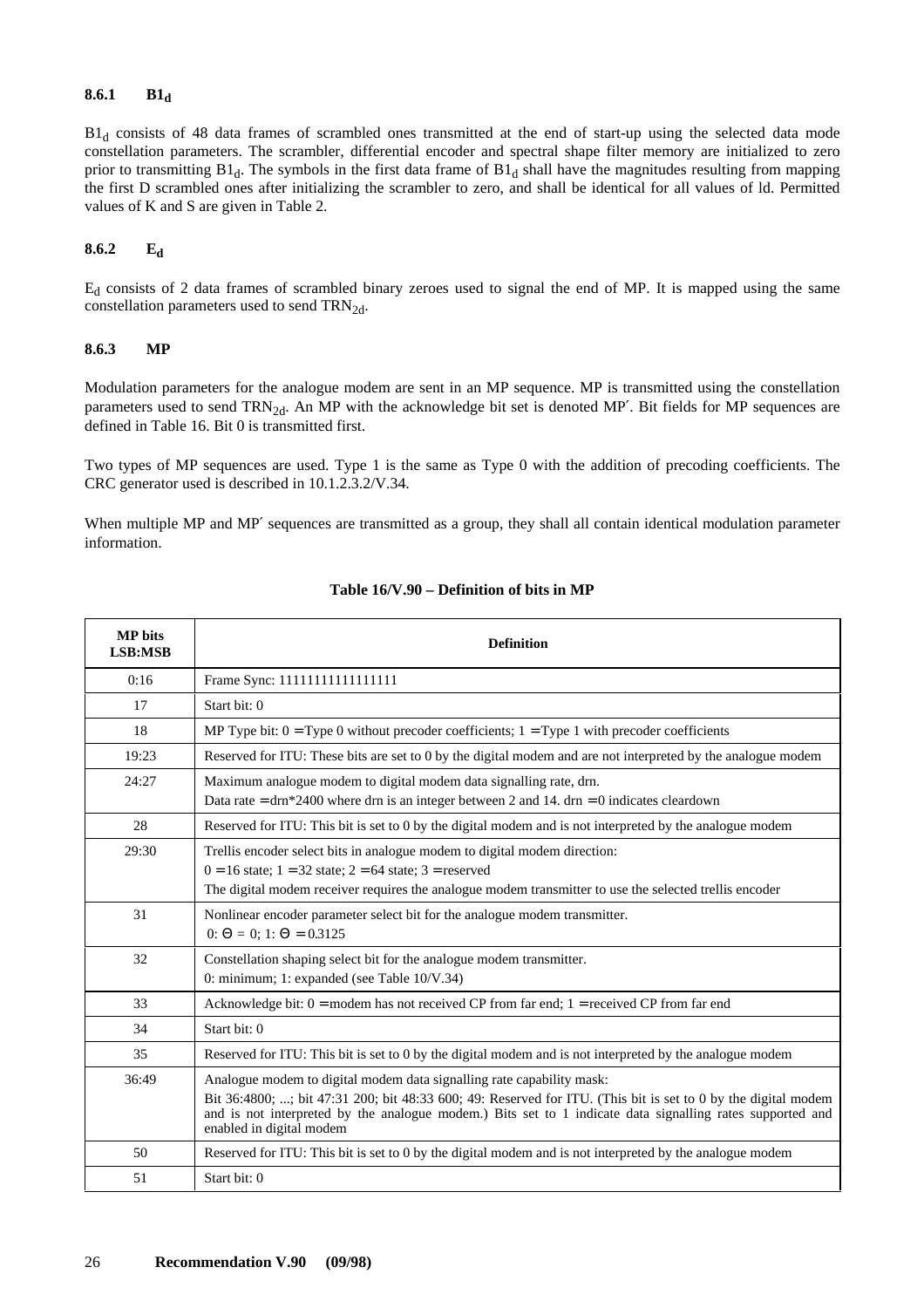### 8.6.1 $B1_d$

$B1_d$ consists of 48 data frames of scrambled ones transmitted at the end of start-up using the selected data mode constellation parameters. The scrambler, differential encoder and spectral shape filter memory are initialized to zero prior to transmitting $B1_d$. The symbols in the first data frame of $B1_d$ shall have the magnitudes resulting from mapping the first D scrambled ones after initializing the scrambler to zero, and shall be identical for all values of ld. Permitted values of K and S are given in Table 2.

### 8.6.2 $E_d$

$E_d$ consists of 2 data frames of scrambled binary zeroes used to signal the end of MP. It is mapped using the same constellation parameters used to send $TRN_{2d}$.

### 8.6.3 MP

Modulation parameters for the analogue modem are sent in an MP sequence. MP is transmitted using the constellation parameters used to send $TRN_{2d}$. An MP with the acknowledge bit set is denoted MP′. Bit fields for MP sequences are defined in Table 16. Bit 0 is transmitted first.

Two types of MP sequences are used. Type 1 is the same as Type 0 with the addition of precoding coefficients. The CRC generator used is described in 10.1.2.3.2/V.34.

When multiple MP and MP′ sequences are transmitted as a group, they shall all contain identical modulation parameter information.

**Table 16/V.90 – Definition of bits in MP**

| MP bits LSB:MSB | Definition |
|---|---|
| 0:16 | Frame Sync: 11111111111111111 |
| 17 | Start bit: 0 |
| 18 | MP Type bit: 0 = Type 0 without precoder coefficients; 1 = Type 1 with precoder coefficients |
| 19:23 | Reserved for ITU: These bits are set to 0 by the digital modem and are not interpreted by the analogue modem |
| 24:27 | Maximum analogue modem to digital modem data signalling rate, drn.<br>Data rate = drn*2400 where drn is an integer between 2 and 14. drn = 0 indicates cleardown |
| 28 | Reserved for ITU: This bit is set to 0 by the digital modem and is not interpreted by the analogue modem |
| 29:30 | Trellis encoder select bits in analogue modem to digital modem direction:<br>0 = 16 state; 1 = 32 state; 2 = 64 state; 3 = reserved<br>The digital modem receiver requires the analogue modem transmitter to use the selected trellis encoder |
| 31 | Nonlinear encoder parameter select bit for the analogue modem transmitter.<br>0: $\Theta = 0$; 1: $\Theta = 0.3125$ |
| 32 | Constellation shaping select bit for the analogue modem transmitter.<br>0: minimum; 1: expanded (see Table 10/V.34) |
| 33 | Acknowledge bit: 0 = modem has not received CP from far end; 1 = received CP from far end |
| 34 | Start bit: 0 |
| 35 | Reserved for ITU: This bit is set to 0 by the digital modem and is not interpreted by the analogue modem |
| 36:49 | Analogue modem to digital modem data signalling rate capability mask:<br>Bit 36:4800; ...; bit 47:31 200; bit 48:33 600; 49: Reserved for ITU. (This bit is set to 0 by the digital modem and is not interpreted by the analogue modem.) Bits set to 1 indicate data signalling rates supported and enabled in digital modem |
| 50 | Reserved for ITU: This bit is set to 0 by the digital modem and is not interpreted by the analogue modem |
| 51 | Start bit: 0 |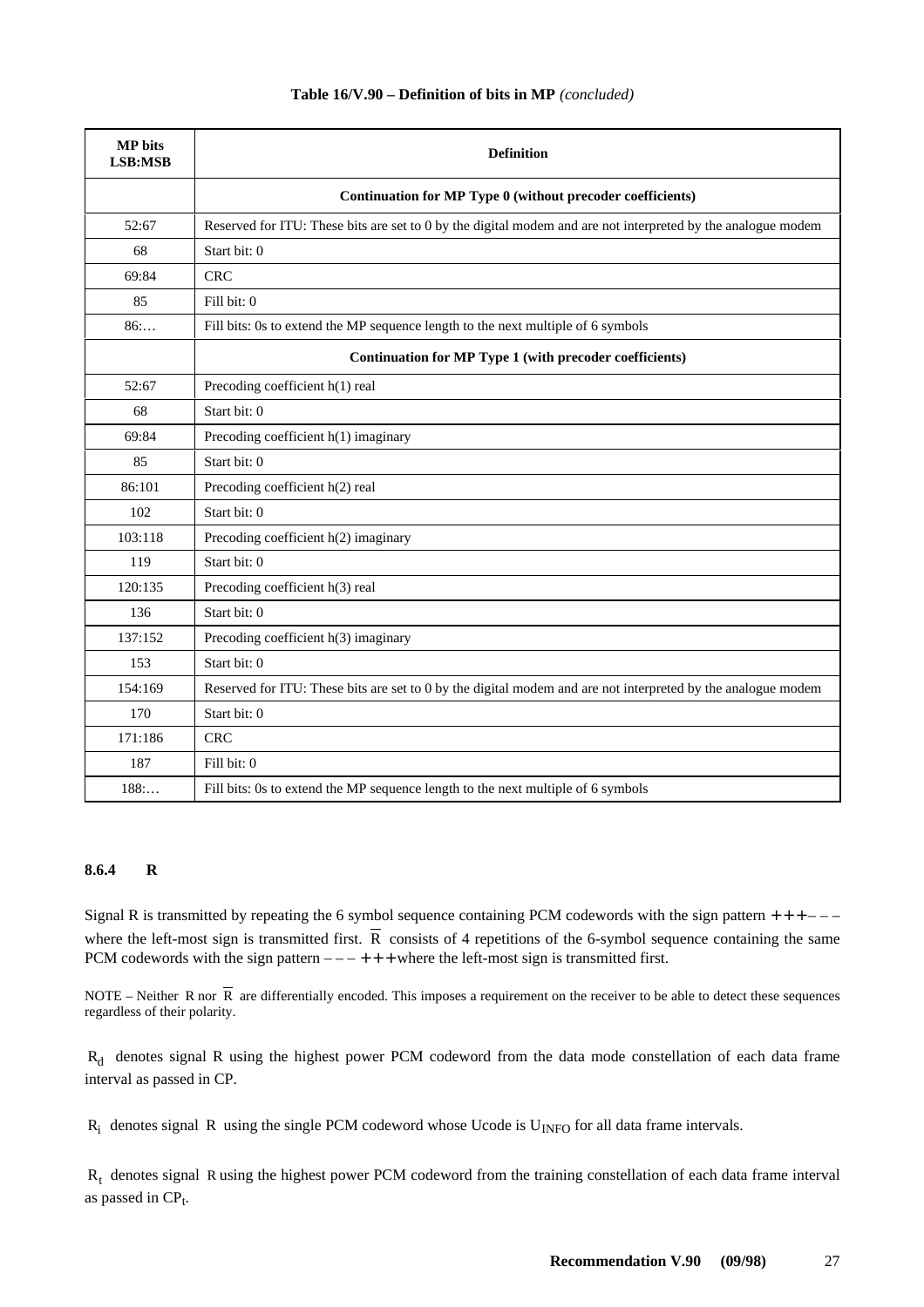**Table 16/V.90 – Definition of bits in MP** *(concluded)*

| MP bits LSB:MSB | Definition |
|---|---|
| | **Continuation for MP Type 0 (without precoder coefficients)** |
| 52:67 | Reserved for ITU: These bits are set to 0 by the digital modem and are not interpreted by the analogue modem |
| 68 | Start bit: 0 |
| 69:84 | CRC |
| 85 | Fill bit: 0 |
| 86:… | Fill bits: 0s to extend the MP sequence length to the next multiple of 6 symbols |
| | **Continuation for MP Type 1 (with precoder coefficients)** |
| 52:67 | Precoding coefficient h(1) real |
| 68 | Start bit: 0 |
| 69:84 | Precoding coefficient h(1) imaginary |
| 85 | Start bit: 0 |
| 86:101 | Precoding coefficient h(2) real |
| 102 | Start bit: 0 |
| 103:118 | Precoding coefficient h(2) imaginary |
| 119 | Start bit: 0 |
| 120:135 | Precoding coefficient h(3) real |
| 136 | Start bit: 0 |
| 137:152 | Precoding coefficient h(3) imaginary |
| 153 | Start bit: 0 |
| 154:169 | Reserved for ITU: These bits are set to 0 by the digital modem and are not interpreted by the analogue modem |
| 170 | Start bit: 0 |
| 171:186 | CRC |
| 187 | Fill bit: 0 |
| 188:… | Fill bits: 0s to extend the MP sequence length to the next multiple of 6 symbols |

### 8.6.4 R

Signal R is transmitted by repeating the 6 symbol sequence containing PCM codewords with the sign pattern + + + – – – where the left-most sign is transmitted first. $\overline{R}$ consists of 4 repetitions of the 6-symbol sequence containing the same PCM codewords with the sign pattern – – – + + + where the left-most sign is transmitted first.

NOTE – Neither R nor $\overline{R}$ are differentially encoded. This imposes a requirement on the receiver to be able to detect these sequences regardless of their polarity.

$R_d$ denotes signal R using the highest power PCM codeword from the data mode constellation of each data frame interval as passed in CP.

$R_i$ denotes signal R using the single PCM codeword whose Ucode is $U_{INFO}$ for all data frame intervals.

$R_t$ denotes signal R using the highest power PCM codeword from the training constellation of each data frame interval as passed in $CP_t$.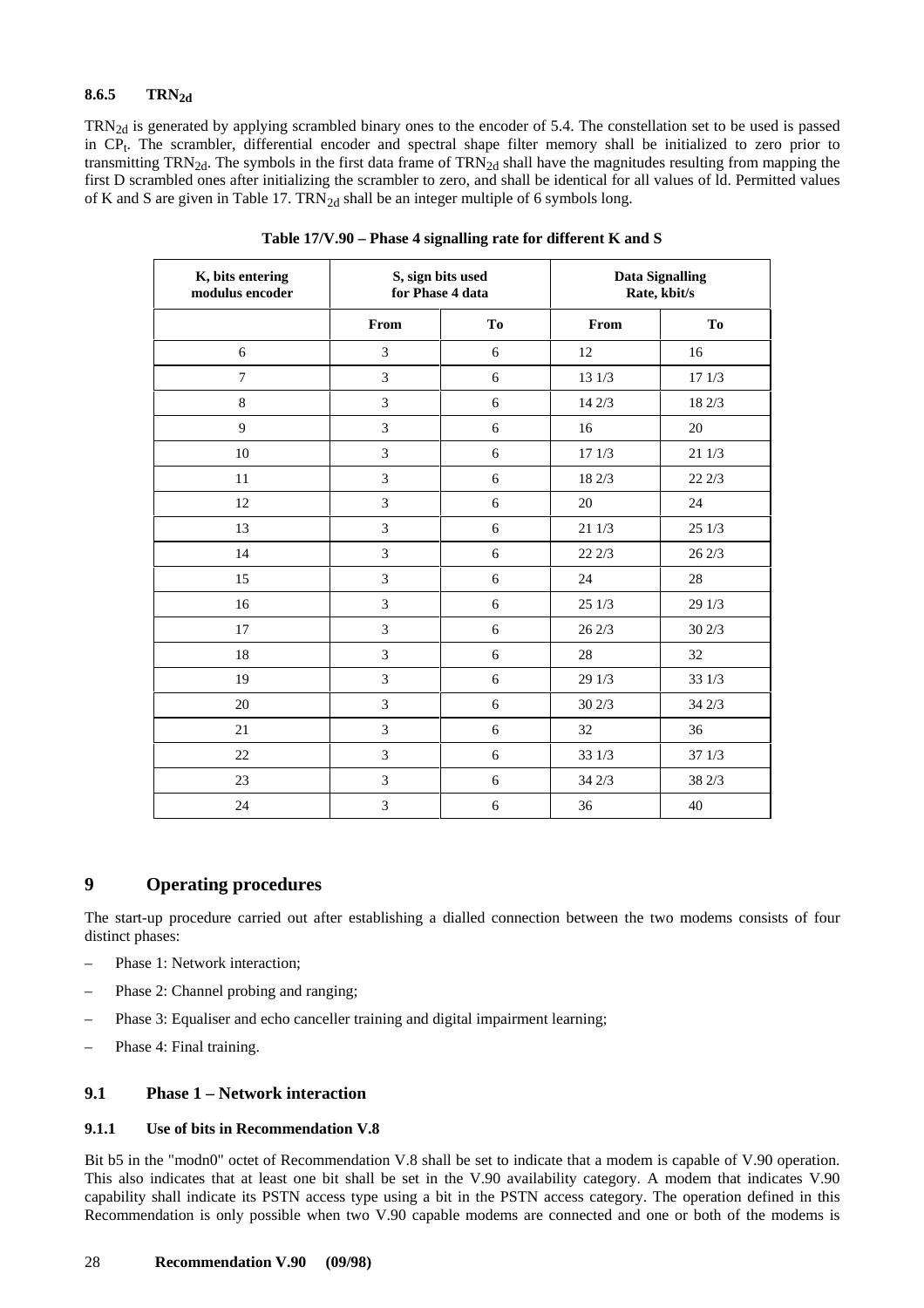### 8.6.5 $TRN_{2d}$

$TRN_{2d}$ is generated by applying scrambled binary ones to the encoder of 5.4. The constellation set to be used is passed in $CP_t$. The scrambler, differential encoder and spectral shape filter memory shall be initialized to zero prior to transmitting $TRN_{2d}$. The symbols in the first data frame of $TRN_{2d}$ shall have the magnitudes resulting from mapping the first D scrambled ones after initializing the scrambler to zero, and shall be identical for all values of ld. Permitted values of K and S are given in Table 17. $TRN_{2d}$ shall be an integer multiple of 6 symbols long.

**Table 17/V.90 – Phase 4 signalling rate for different K and S**

| K, bits entering modulus encoder | S, sign bits used for Phase 4 data | | Data Signalling Rate, kbit/s | |
|---|---|---|---|---|
| | From | To | From | To |
| 6 | 3 | 6 | 12 | 16 |
| 7 | 3 | 6 | 13 1/3 | 17 1/3 |
| 8 | 3 | 6 | 14 2/3 | 18 2/3 |
| 9 | 3 | 6 | 16 | 20 |
| 10 | 3 | 6 | 17 1/3 | 21 1/3 |
| 11 | 3 | 6 | 18 2/3 | 22 2/3 |
| 12 | 3 | 6 | 20 | 24 |
| 13 | 3 | 6 | 21 1/3 | 25 1/3 |
| 14 | 3 | 6 | 22 2/3 | 26 2/3 |
| 15 | 3 | 6 | 24 | 28 |
| 16 | 3 | 6 | 25 1/3 | 29 1/3 |
| 17 | 3 | 6 | 26 2/3 | 30 2/3 |
| 18 | 3 | 6 | 28 | 32 |
| 19 | 3 | 6 | 29 1/3 | 33 1/3 |
| 20 | 3 | 6 | 30 2/3 | 34 2/3 |
| 21 | 3 | 6 | 32 | 36 |
| 22 | 3 | 6 | 33 1/3 | 37 1/3 |
| 23 | 3 | 6 | 34 2/3 | 38 2/3 |
| 24 | 3 | 6 | 36 | 40 |

# 9 Operating procedures

The start-up procedure carried out after establishing a dialled connection between the two modems consists of four distinct phases:

– Phase 1: Network interaction;

– Phase 2: Channel probing and ranging;

– Phase 3: Equaliser and echo canceller training and digital impairment learning;

– Phase 4: Final training.

## 9.1 Phase 1 – Network interaction

### 9.1.1 Use of bits in Recommendation V.8

Bit b5 in the "modn0" octet of Recommendation V.8 shall be set to indicate that a modem is capable of V.90 operation. This also indicates that at least one bit shall be set in the V.90 availability category. A modem that indicates V.90 capability shall indicate its PSTN access type using a bit in the PSTN access category. The operation defined in this Recommendation is only possible when two V.90 capable modems are connected and one or both of the modems is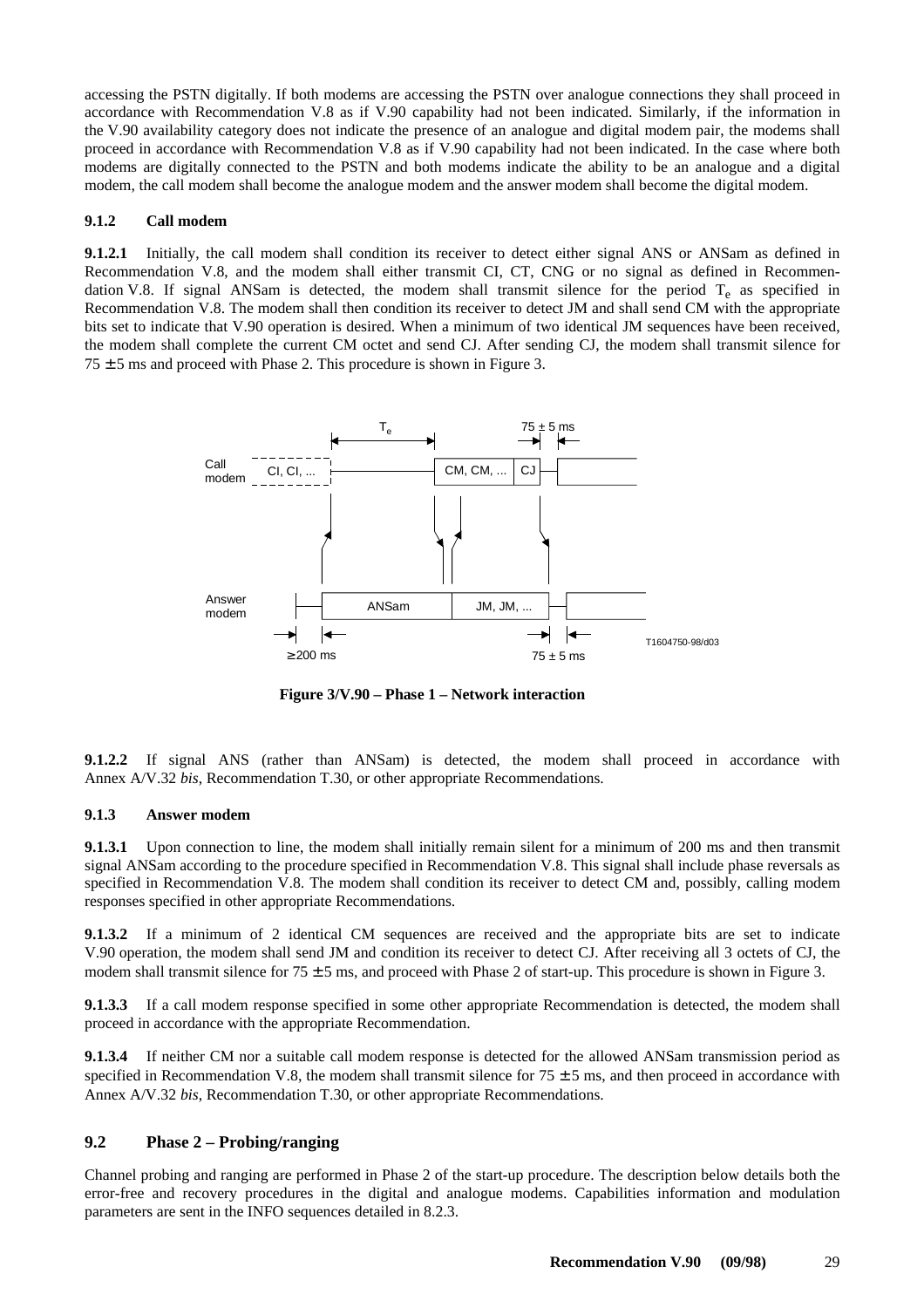accessing the PSTN digitally. If both modems are accessing the PSTN over analogue connections they shall proceed in accordance with Recommendation V.8 as if V.90 capability had not been indicated. Similarly, if the information in the V.90 availability category does not indicate the presence of an analogue and digital modem pair, the modems shall proceed in accordance with Recommendation V.8 as if V.90 capability had not been indicated. In the case where both modems are digitally connected to the PSTN and both modems indicate the ability to be an analogue and a digital modem, the call modem shall become the analogue modem and the answer modem shall become the digital modem.

#### 9.1.2 Call modem

**9.1.2.1** Initially, the call modem shall condition its receiver to detect either signal ANS or ANSam as defined in Recommendation V.8, and the modem shall either transmit CI, CT, CNG or no signal as defined in Recommendation V.8. If signal ANSam is detected, the modem shall transmit silence for the period $T_e$ as specified in Recommendation V.8. The modem shall then condition its receiver to detect JM and shall send CM with the appropriate bits set to indicate that V.90 operation is desired. When a minimum of two identical JM sequences have been received, the modem shall complete the current CM octet and send CJ. After sending CJ, the modem shall transmit silence for 75 ± 5 ms and proceed with Phase 2. This procedure is shown in Figure 3.

**Figure 3/V.90 – Phase 1 – Network interaction**

**9.1.2.2** If signal ANS (rather than ANSam) is detected, the modem shall proceed in accordance with Annex A/V.32 *bis*, Recommendation T.30, or other appropriate Recommendations.

#### 9.1.3 Answer modem

**9.1.3.1** Upon connection to line, the modem shall initially remain silent for a minimum of 200 ms and then transmit signal ANSam according to the procedure specified in Recommendation V.8. This signal shall include phase reversals as specified in Recommendation V.8. The modem shall condition its receiver to detect CM and, possibly, calling modem responses specified in other appropriate Recommendations.

**9.1.3.2** If a minimum of 2 identical CM sequences are received and the appropriate bits are set to indicate V.90 operation, the modem shall send JM and condition its receiver to detect CJ. After receiving all 3 octets of CJ, the modem shall transmit silence for 75 ± 5 ms, and proceed with Phase 2 of start-up. This procedure is shown in Figure 3.

**9.1.3.3** If a call modem response specified in some other appropriate Recommendation is detected, the modem shall proceed in accordance with the appropriate Recommendation.

**9.1.3.4** If neither CM nor a suitable call modem response is detected for the allowed ANSam transmission period as specified in Recommendation V.8, the modem shall transmit silence for 75 ± 5 ms, and then proceed in accordance with Annex A/V.32 *bis*, Recommendation T.30, or other appropriate Recommendations.

### 9.2 Phase 2 – Probing/ranging

Channel probing and ranging are performed in Phase 2 of the start-up procedure. The description below details both the error-free and recovery procedures in the digital and analogue modems. Capabilities information and modulation parameters are sent in the INFO sequences detailed in 8.2.3.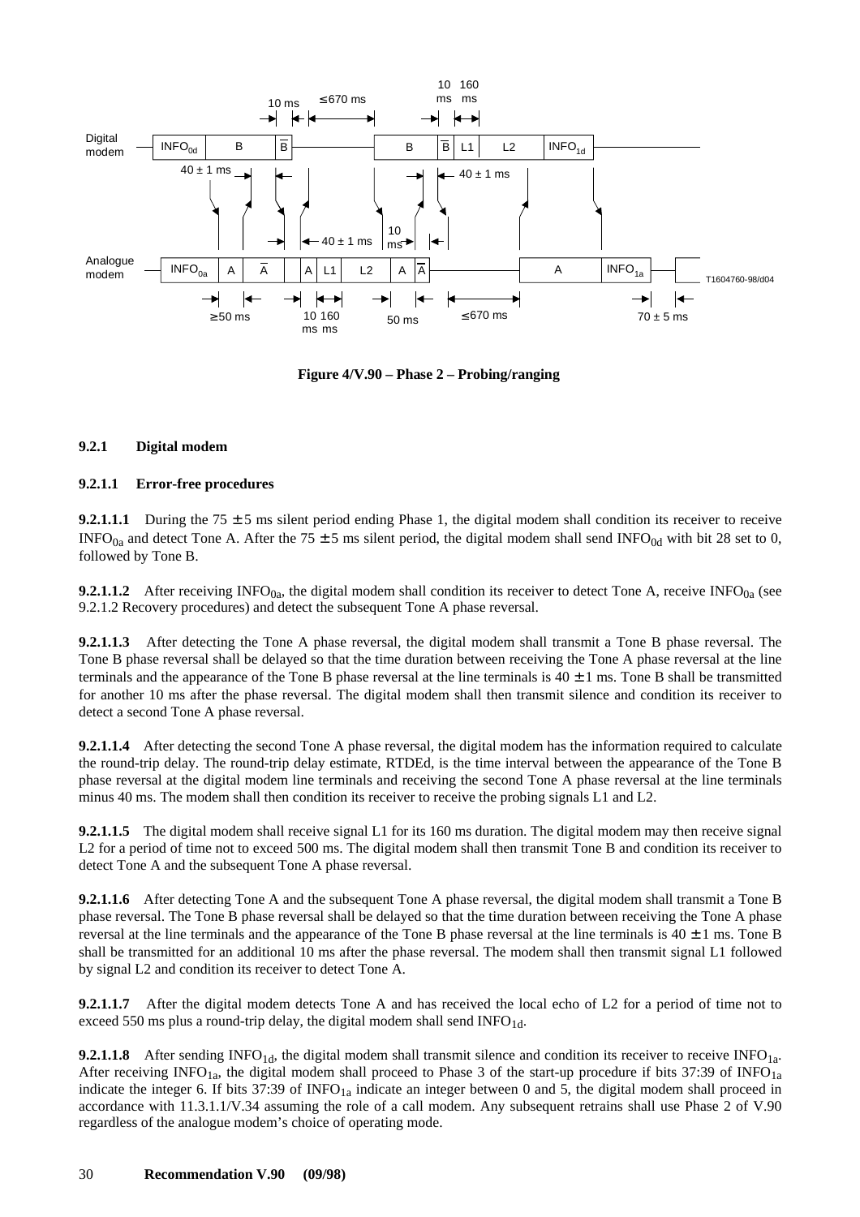**Figure 4/V.90 – Phase 2 – Probing/ranging**

### 9.2.1 Digital modem

#### 9.2.1.1 Error-free procedures

**9.2.1.1.1** During the 75 ± 5 ms silent period ending Phase 1, the digital modem shall condition its receiver to receive $INFO_{0a}$ and detect Tone A. After the 75 ± 5 ms silent period, the digital modem shall send $INFO_{0d}$ with bit 28 set to 0, followed by Tone B.

**9.2.1.1.2** After receiving $INFO_{0a}$, the digital modem shall condition its receiver to detect Tone A, receive $INFO_{0a}$ (see 9.2.1.2 Recovery procedures) and detect the subsequent Tone A phase reversal.

**9.2.1.1.3** After detecting the Tone A phase reversal, the digital modem shall transmit a Tone B phase reversal. The Tone B phase reversal shall be delayed so that the time duration between receiving the Tone A phase reversal at the line terminals and the appearance of the Tone B phase reversal at the line terminals is 40 ± 1 ms. Tone B shall be transmitted for another 10 ms after the phase reversal. The digital modem shall then transmit silence and condition its receiver to detect a second Tone A phase reversal.

**9.2.1.1.4** After detecting the second Tone A phase reversal, the digital modem has the information required to calculate the round-trip delay. The round-trip delay estimate, RTDEd, is the time interval between the appearance of the Tone B phase reversal at the digital modem line terminals and receiving the second Tone A phase reversal at the line terminals minus 40 ms. The modem shall then condition its receiver to receive the probing signals L1 and L2.

**9.2.1.1.5** The digital modem shall receive signal L1 for its 160 ms duration. The digital modem may then receive signal L2 for a period of time not to exceed 500 ms. The digital modem shall then transmit Tone B and condition its receiver to detect Tone A and the subsequent Tone A phase reversal.

**9.2.1.1.6** After detecting Tone A and the subsequent Tone A phase reversal, the digital modem shall transmit a Tone B phase reversal. The Tone B phase reversal shall be delayed so that the time duration between receiving the Tone A phase reversal at the line terminals and the appearance of the Tone B phase reversal at the line terminals is 40 ± 1 ms. Tone B shall be transmitted for an additional 10 ms after the phase reversal. The modem shall then transmit signal L1 followed by signal L2 and condition its receiver to detect Tone A.

**9.2.1.1.7** After the digital modem detects Tone A and has received the local echo of L2 for a period of time not to exceed 550 ms plus a round-trip delay, the digital modem shall send $INFO_{1d}$.

**9.2.1.1.8** After sending $INFO_{1d}$, the digital modem shall transmit silence and condition its receiver to receive $INFO_{1a}$. After receiving $INFO_{1a}$, the digital modem shall proceed to Phase 3 of the start-up procedure if bits 37:39 of $INFO_{1a}$ indicate the integer 6. If bits 37:39 of $INFO_{1a}$ indicate an integer between 0 and 5, the digital modem shall proceed in accordance with 11.3.1.1/V.34 assuming the role of a call modem. Any subsequent retrains shall use Phase 2 of V.90 regardless of the analogue modem's choice of operating mode.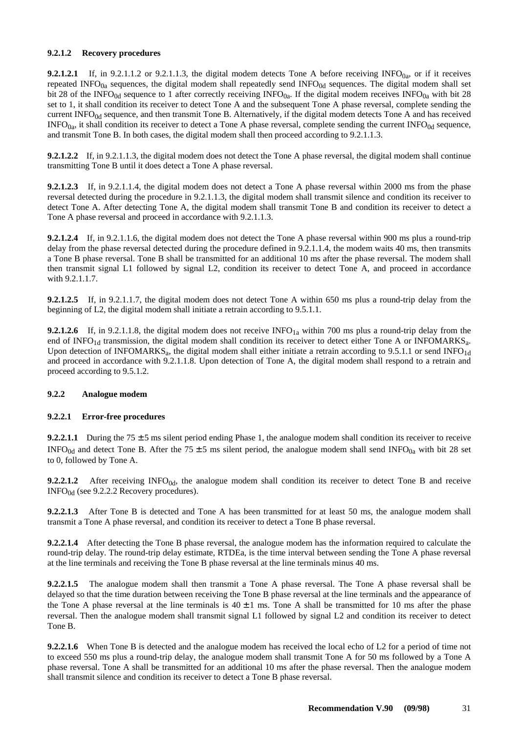#### 9.2.1.2 Recovery procedures

**9.2.1.2.1** If, in 9.2.1.1.2 or 9.2.1.1.3, the digital modem detects Tone A before receiving $INFO_{0a}$, or if it receives repeated $INFO_{0a}$ sequences, the digital modem shall repeatedly send $INFO_{0d}$ sequences. The digital modem shall set bit 28 of the $INFO_{0d}$ sequence to 1 after correctly receiving $INFO_{0a}$. If the digital modem receives $INFO_{0a}$ with bit 28 set to 1, it shall condition its receiver to detect Tone A and the subsequent Tone A phase reversal, complete sending the current $INFO_{0d}$ sequence, and then transmit Tone B. Alternatively, if the digital modem detects Tone A and has received $INFO_{0a}$, it shall condition its receiver to detect a Tone A phase reversal, complete sending the current $INFO_{0d}$ sequence, and transmit Tone B. In both cases, the digital modem shall then proceed according to 9.2.1.1.3.

**9.2.1.2.2** If, in 9.2.1.1.3, the digital modem does not detect the Tone A phase reversal, the digital modem shall continue transmitting Tone B until it does detect a Tone A phase reversal.

**9.2.1.2.3** If, in 9.2.1.1.4, the digital modem does not detect a Tone A phase reversal within 2000 ms from the phase reversal detected during the procedure in 9.2.1.1.3, the digital modem shall transmit silence and condition its receiver to detect Tone A. After detecting Tone A, the digital modem shall transmit Tone B and condition its receiver to detect a Tone A phase reversal and proceed in accordance with 9.2.1.1.3.

**9.2.1.2.4** If, in 9.2.1.1.6, the digital modem does not detect the Tone A phase reversal within 900 ms plus a round-trip delay from the phase reversal detected during the procedure defined in 9.2.1.1.4, the modem waits 40 ms, then transmits a Tone B phase reversal. Tone B shall be transmitted for an additional 10 ms after the phase reversal. The modem shall then transmit signal L1 followed by signal L2, condition its receiver to detect Tone A, and proceed in accordance with 9.2.1.1.7.

**9.2.1.2.5** If, in 9.2.1.1.7, the digital modem does not detect Tone A within 650 ms plus a round-trip delay from the beginning of L2, the digital modem shall initiate a retrain according to 9.5.1.1.

**9.2.1.2.6** If, in 9.2.1.1.8, the digital modem does not receive $INFO_{1a}$ within 700 ms plus a round-trip delay from the end of $INFO_{1d}$ transmission, the digital modem shall condition its receiver to detect either Tone A or $INFOMARKS_a$. Upon detection of $INFOMARKS_a$, the digital modem shall either initiate a retrain according to 9.5.1.1 or send $INFO_{1d}$ and proceed in accordance with 9.2.1.1.8. Upon detection of Tone A, the digital modem shall respond to a retrain and proceed according to 9.5.1.2.

### 9.2.2 Analogue modem

#### 9.2.2.1 Error-free procedures

**9.2.2.1.1** During the 75 ± 5 ms silent period ending Phase 1, the analogue modem shall condition its receiver to receive $INFO_{0d}$ and detect Tone B. After the 75 ± 5 ms silent period, the analogue modem shall send $INFO_{0a}$ with bit 28 set to 0, followed by Tone A.

**9.2.2.1.2** After receiving $INFO_{0d}$, the analogue modem shall condition its receiver to detect Tone B and receive $INFO_{0d}$ (see 9.2.2.2 Recovery procedures).

**9.2.2.1.3** After Tone B is detected and Tone A has been transmitted for at least 50 ms, the analogue modem shall transmit a Tone A phase reversal, and condition its receiver to detect a Tone B phase reversal.

**9.2.2.1.4** After detecting the Tone B phase reversal, the analogue modem has the information required to calculate the round-trip delay. The round-trip delay estimate, RTDEa, is the time interval between sending the Tone A phase reversal at the line terminals and receiving the Tone B phase reversal at the line terminals minus 40 ms.

**9.2.2.1.5** The analogue modem shall then transmit a Tone A phase reversal. The Tone A phase reversal shall be delayed so that the time duration between receiving the Tone B phase reversal at the line terminals and the appearance of the Tone A phase reversal at the line terminals is 40 ± 1 ms. Tone A shall be transmitted for 10 ms after the phase reversal. Then the analogue modem shall transmit signal L1 followed by signal L2 and condition its receiver to detect Tone B.

**9.2.2.1.6** When Tone B is detected and the analogue modem has received the local echo of L2 for a period of time not to exceed 550 ms plus a round-trip delay, the analogue modem shall transmit Tone A for 50 ms followed by a Tone A phase reversal. Tone A shall be transmitted for an additional 10 ms after the phase reversal. Then the analogue modem shall transmit silence and condition its receiver to detect a Tone B phase reversal.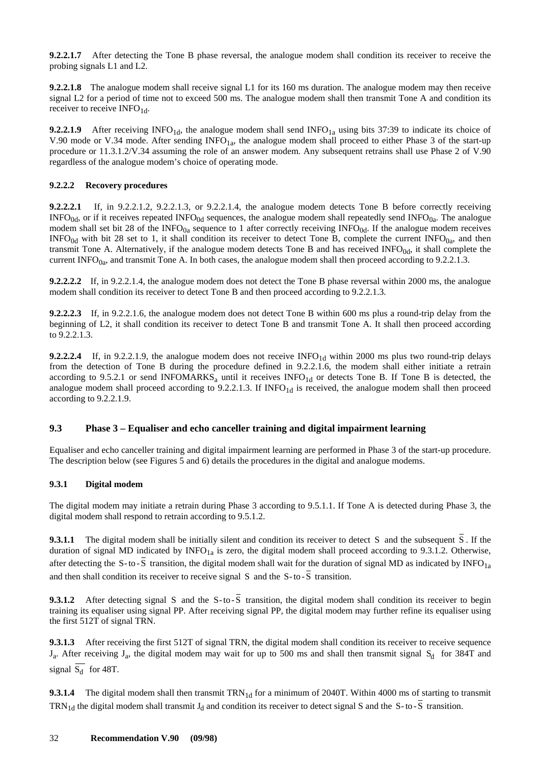**9.2.2.1.7** After detecting the Tone B phase reversal, the analogue modem shall condition its receiver to receive the probing signals L1 and L2.

**9.2.2.1.8** The analogue modem shall receive signal L1 for its 160 ms duration. The analogue modem may then receive signal L2 for a period of time not to exceed 500 ms. The analogue modem shall then transmit Tone A and condition its receiver to receive $INFO_{1d}$.

**9.2.2.1.9** After receiving $INFO_{1d}$, the analogue modem shall send $INFO_{1a}$ using bits 37:39 to indicate its choice of V.90 mode or V.34 mode. After sending $INFO_{1a}$, the analogue modem shall proceed to either Phase 3 of the start-up procedure or 11.3.1.2/V.34 assuming the role of an answer modem. Any subsequent retrains shall use Phase 2 of V.90 regardless of the analogue modem's choice of operating mode.

#### 9.2.2.2 Recovery procedures

**9.2.2.2.1** If, in 9.2.2.1.2, 9.2.2.1.3, or 9.2.2.1.4, the analogue modem detects Tone B before correctly receiving $INFO_{0d}$, or if it receives repeated $INFO_{0d}$ sequences, the analogue modem shall repeatedly send $INFO_{0a}$. The analogue modem shall set bit 28 of the $INFO_{0a}$ sequence to 1 after correctly receiving $INFO_{0d}$. If the analogue modem receives $INFO_{0d}$ with bit 28 set to 1, it shall condition its receiver to detect Tone B, complete the current $INFO_{0a}$, and then transmit Tone A. Alternatively, if the analogue modem detects Tone B and has received $INFO_{0d}$, it shall complete the current $INFO_{0a}$, and transmit Tone A. In both cases, the analogue modem shall then proceed according to 9.2.2.1.3.

**9.2.2.2.2** If, in 9.2.2.1.4, the analogue modem does not detect the Tone B phase reversal within 2000 ms, the analogue modem shall condition its receiver to detect Tone B and then proceed according to 9.2.2.1.3.

**9.2.2.2.3** If, in 9.2.2.1.6, the analogue modem does not detect Tone B within 600 ms plus a round-trip delay from the beginning of L2, it shall condition its receiver to detect Tone B and transmit Tone A. It shall then proceed according to 9.2.2.1.3.

**9.2.2.2.4** If, in 9.2.2.1.9, the analogue modem does not receive $INFO_{1d}$ within 2000 ms plus two round-trip delays from the detection of Tone B during the procedure defined in 9.2.2.1.6, the modem shall either initiate a retrain according to 9.5.2.1 or send $INFOMARKS_a$ until it receives $INFO_{1d}$ or detects Tone B. If Tone B is detected, the analogue modem shall proceed according to 9.2.2.1.3. If $INFO_{1d}$ is received, the analogue modem shall then proceed according to 9.2.2.1.9.

## 9.3 Phase 3 – Equaliser and echo canceller training and digital impairment learning

Equaliser and echo canceller training and digital impairment learning are performed in Phase 3 of the start-up procedure. The description below (see Figures 5 and 6) details the procedures in the digital and analogue modems.

### 9.3.1 Digital modem

The digital modem may initiate a retrain during Phase 3 according to 9.5.1.1. If Tone A is detected during Phase 3, the digital modem shall respond to retrain according to 9.5.1.2.

**9.3.1.1** The digital modem shall be initially silent and condition its receiver to detect S and the subsequent $\overline{S}$. If the duration of signal MD indicated by $INFO_{1a}$ is zero, the digital modem shall proceed according to 9.3.1.2. Otherwise, after detecting the S-to-$\overline{S}$ transition, the digital modem shall wait for the duration of signal MD as indicated by $INFO_{1a}$ and then shall condition its receiver to receive signal S and the S-to-$\overline{S}$ transition.

**9.3.1.2** After detecting signal S and the S-to-$\overline{S}$ transition, the digital modem shall condition its receiver to begin training its equaliser using signal PP. After receiving signal PP, the digital modem may further refine its equaliser using the first 512T of signal TRN.

**9.3.1.3** After receiving the first 512T of signal TRN, the digital modem shall condition its receiver to receive sequence $J_a$. After receiving $J_a$, the digital modem may wait for up to 500 ms and shall then transmit signal $S_d$ for 384T and signal $\overline{S_d}$ for 48T.

**9.3.1.4** The digital modem shall then transmit $TRN_{1d}$ for a minimum of 2040T. Within 4000 ms of starting to transmit $TRN_{1d}$ the digital modem shall transmit $J_d$ and condition its receiver to detect signal S and the S-to-$\overline{S}$ transition.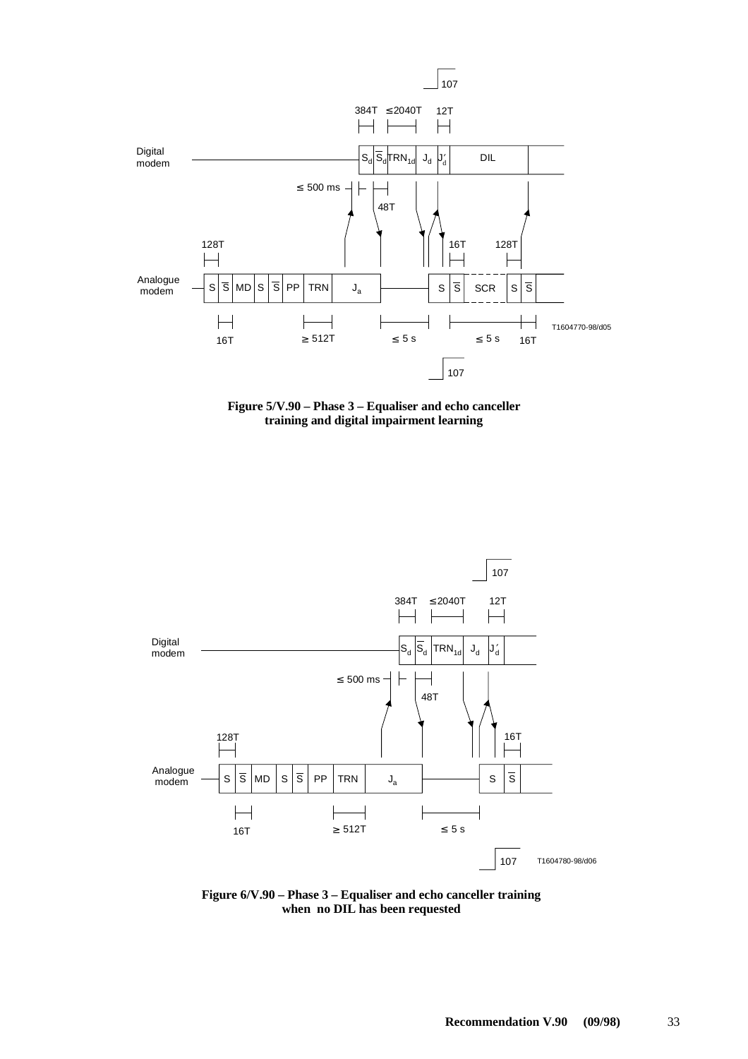**Figure 5/V.90 – Phase 3 – Equaliser and echo canceller training and digital impairment learning**

**Figure 6/V.90 – Phase 3 – Equaliser and echo canceller training when no DIL has been requested**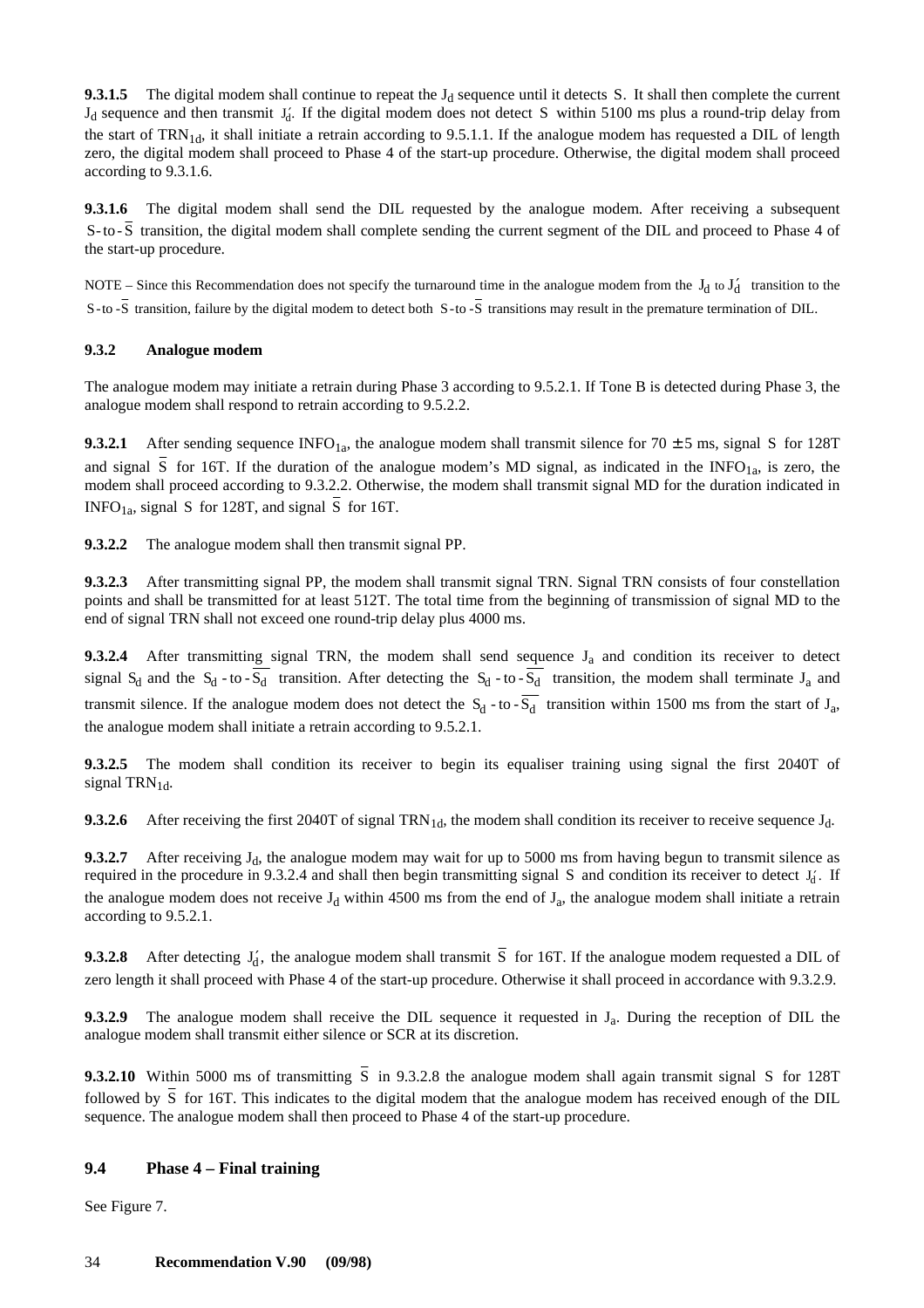**9.3.1.5** The digital modem shall continue to repeat the $J_d$ sequence until it detects S. It shall then complete the current $J_d$ sequence and then transmit $J_d'$. If the digital modem does not detect S within 5100 ms plus a round-trip delay from the start of $TRN_{1d}$, it shall initiate a retrain according to 9.5.1.1. If the analogue modem has requested a DIL of length zero, the digital modem shall proceed to Phase 4 of the start-up procedure. Otherwise, the digital modem shall proceed according to 9.3.1.6.

**9.3.1.6** The digital modem shall send the DIL requested by the analogue modem. After receiving a subsequent $\mathrm{S}$-to-$\overline{\mathrm{S}}$ transition, the digital modem shall complete sending the current segment of the DIL and proceed to Phase 4 of the start-up procedure.

NOTE – Since this Recommendation does not specify the turnaround time in the analogue modem from the $J_d$ to $J_d'$ transition to the $\mathrm{S}$-to-$\overline{\mathrm{S}}$ transition, failure by the digital modem to detect both $\mathrm{S}$-to-$\overline{\mathrm{S}}$ transitions may result in the premature termination of DIL.

### 9.3.2 Analogue modem

The analogue modem may initiate a retrain during Phase 3 according to 9.5.2.1. If Tone B is detected during Phase 3, the analogue modem shall respond to retrain according to 9.5.2.2.

**9.3.2.1** After sending sequence $INFO_{1a}$, the analogue modem shall transmit silence for $70 \pm 5$ ms, signal S for 128T and signal $\overline{\mathrm{S}}$ for 16T. If the duration of the analogue modem's MD signal, as indicated in the $INFO_{1a}$, is zero, the modem shall proceed according to 9.3.2.2. Otherwise, the modem shall transmit signal MD for the duration indicated in $INFO_{1a}$, signal S for 128T, and signal $\overline{\mathrm{S}}$ for 16T.

**9.3.2.2** The analogue modem shall then transmit signal PP.

**9.3.2.3** After transmitting signal PP, the modem shall transmit signal TRN. Signal TRN consists of four constellation points and shall be transmitted for at least 512T. The total time from the beginning of transmission of signal MD to the end of signal TRN shall not exceed one round-trip delay plus 4000 ms.

**9.3.2.4** After transmitting signal TRN, the modem shall send sequence $J_a$ and condition its receiver to detect signal $S_d$ and the $S_d$-to-$\overline{S_d}$ transition. After detecting the $S_d$-to-$\overline{S_d}$ transition, the modem shall terminate $J_a$ and transmit silence. If the analogue modem does not detect the $S_d$-to-$\overline{S_d}$ transition within 1500 ms from the start of $J_a$, the analogue modem shall initiate a retrain according to 9.5.2.1.

**9.3.2.5** The modem shall condition its receiver to begin its equaliser training using signal the first 2040T of signal $TRN_{1d}$.

**9.3.2.6** After receiving the first 2040T of signal $TRN_{1d}$, the modem shall condition its receiver to receive sequence $J_d$.

**9.3.2.7** After receiving $J_d$, the analogue modem may wait for up to 5000 ms from having begun to transmit silence as required in the procedure in 9.3.2.4 and shall then begin transmitting signal S and condition its receiver to detect $J_d'$. If the analogue modem does not receive $J_d$ within 4500 ms from the end of $J_a$, the analogue modem shall initiate a retrain according to 9.5.2.1.

**9.3.2.8** After detecting $J_d'$, the analogue modem shall transmit $\overline{\mathrm{S}}$ for 16T. If the analogue modem requested a DIL of zero length it shall proceed with Phase 4 of the start-up procedure. Otherwise it shall proceed in accordance with 9.3.2.9.

**9.3.2.9** The analogue modem shall receive the DIL sequence it requested in $J_a$. During the reception of DIL the analogue modem shall transmit either silence or SCR at its discretion.

**9.3.2.10** Within 5000 ms of transmitting $\overline{\mathrm{S}}$ in 9.3.2.8 the analogue modem shall again transmit signal S for 128T followed by $\overline{\mathrm{S}}$ for 16T. This indicates to the digital modem that the analogue modem has received enough of the DIL sequence. The analogue modem shall then proceed to Phase 4 of the start-up procedure.

## 9.4 Phase 4 – Final training

See Figure 7.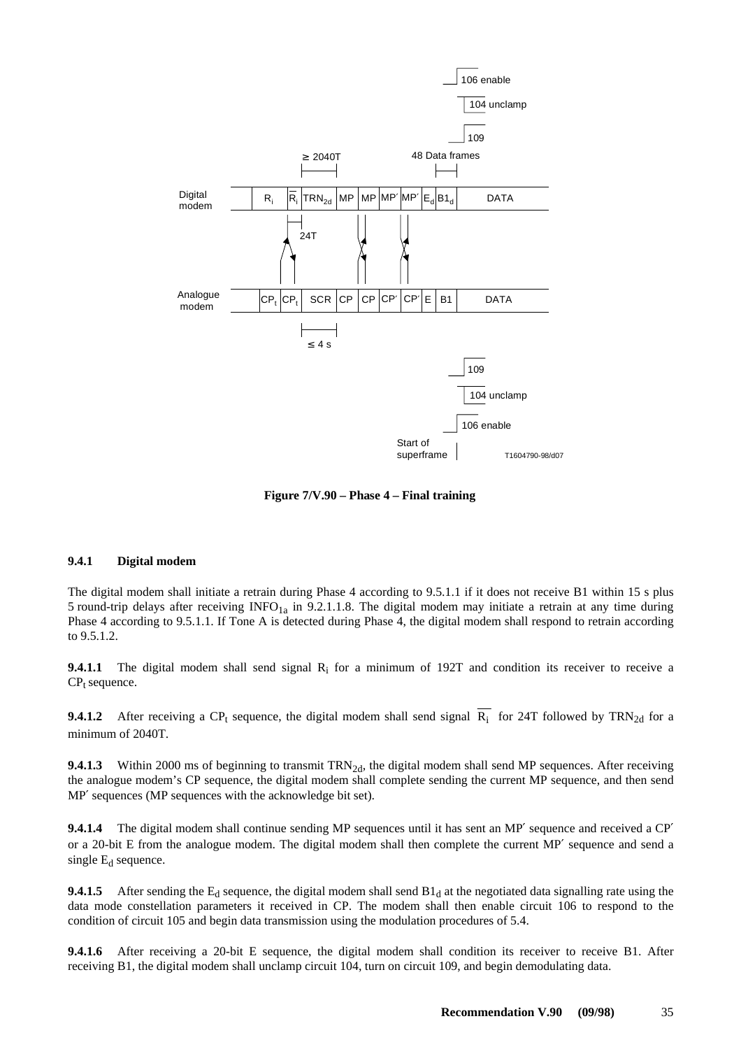**Figure 7/V.90 – Phase 4 – Final training**

### 9.4.1 Digital modem

The digital modem shall initiate a retrain during Phase 4 according to 9.5.1.1 if it does not receive B1 within 15 s plus 5 round-trip delays after receiving $INFO_{1a}$ in 9.2.1.1.8. The digital modem may initiate a retrain at any time during Phase 4 according to 9.5.1.1. If Tone A is detected during Phase 4, the digital modem shall respond to retrain according to 9.5.1.2.

**9.4.1.1** The digital modem shall send signal $R_i$ for a minimum of 192T and condition its receiver to receive a $CP_t$ sequence.

**9.4.1.2** After receiving a $CP_t$ sequence, the digital modem shall send signal $\overline{R_i}$ for 24T followed by $TRN_{2d}$ for a minimum of 2040T.

**9.4.1.3** Within 2000 ms of beginning to transmit $TRN_{2d}$, the digital modem shall send MP sequences. After receiving the analogue modem's CP sequence, the digital modem shall complete sending the current MP sequence, and then send MP′ sequences (MP sequences with the acknowledge bit set).

**9.4.1.4** The digital modem shall continue sending MP sequences until it has sent an MP′ sequence and received a CP′ or a 20-bit E from the analogue modem. The digital modem shall then complete the current MP′ sequence and send a single $E_d$ sequence.

**9.4.1.5** After sending the $E_d$ sequence, the digital modem shall send $B1_d$ at the negotiated data signalling rate using the data mode constellation parameters it received in CP. The modem shall then enable circuit 106 to respond to the condition of circuit 105 and begin data transmission using the modulation procedures of 5.4.

**9.4.1.6** After receiving a 20-bit E sequence, the digital modem shall condition its receiver to receive B1. After receiving B1, the digital modem shall unclamp circuit 104, turn on circuit 109, and begin demodulating data.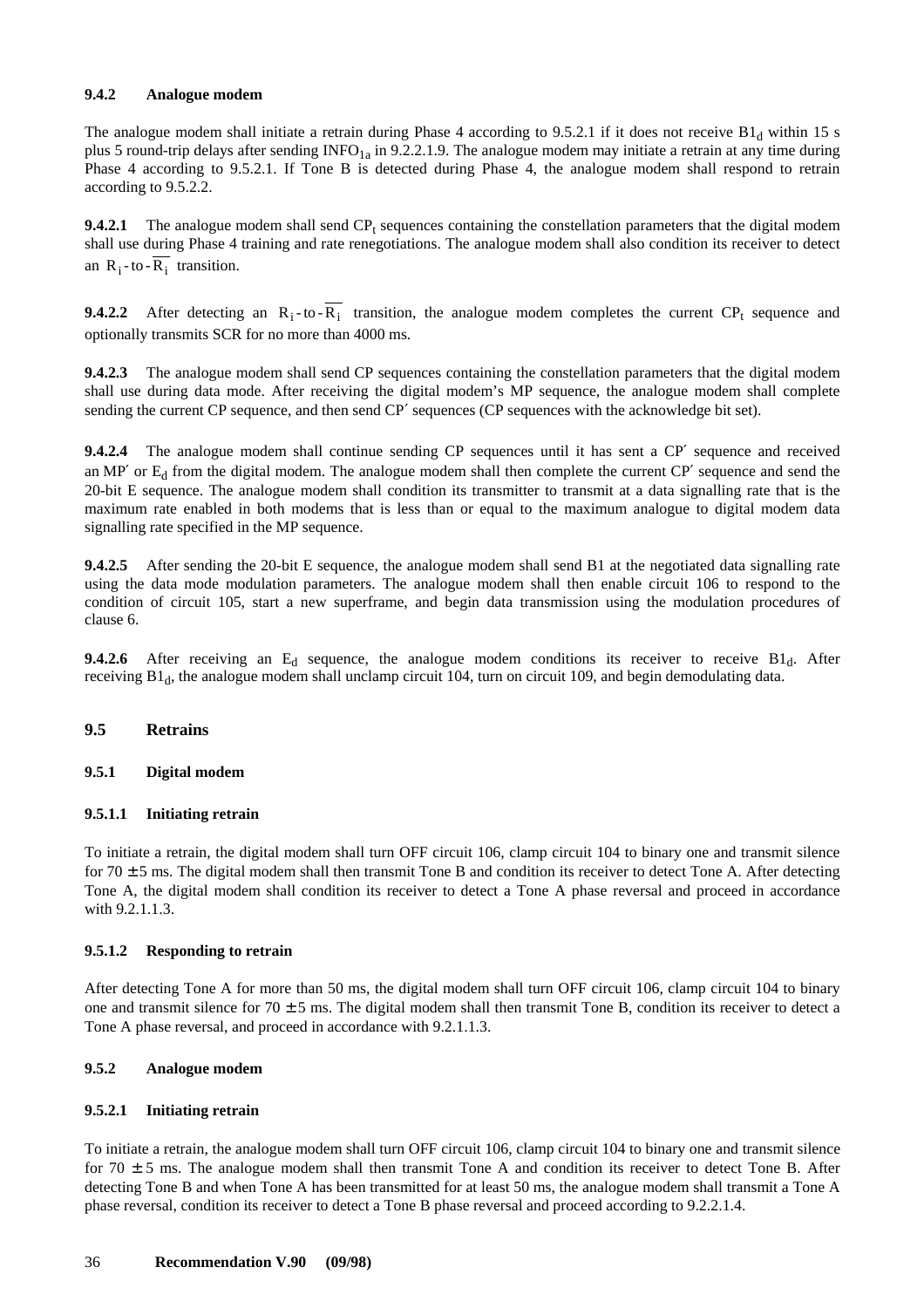### 9.4.2 Analogue modem

The analogue modem shall initiate a retrain during Phase 4 according to 9.5.2.1 if it does not receive $B1_d$ within 15 s plus 5 round-trip delays after sending $INFO_{1a}$ in 9.2.2.1.9. The analogue modem may initiate a retrain at any time during Phase 4 according to 9.5.2.1. If Tone B is detected during Phase 4, the analogue modem shall respond to retrain according to 9.5.2.2.

**9.4.2.1** The analogue modem shall send $CP_t$ sequences containing the constellation parameters that the digital modem shall use during Phase 4 training and rate renegotiations. The analogue modem shall also condition its receiver to detect an $R_i$-to-$\overline{R_i}$ transition.

**9.4.2.2** After detecting an $R_i$-to-$\overline{R_i}$ transition, the analogue modem completes the current $CP_t$ sequence and optionally transmits SCR for no more than 4000 ms.

**9.4.2.3** The analogue modem shall send CP sequences containing the constellation parameters that the digital modem shall use during data mode. After receiving the digital modem's MP sequence, the analogue modem shall complete sending the current CP sequence, and then send CP′ sequences (CP sequences with the acknowledge bit set).

**9.4.2.4** The analogue modem shall continue sending CP sequences until it has sent a CP′ sequence and received an MP′ or $E_d$ from the digital modem. The analogue modem shall then complete the current CP′ sequence and send the 20-bit E sequence. The analogue modem shall condition its transmitter to transmit at a data signalling rate that is the maximum rate enabled in both modems that is less than or equal to the maximum analogue to digital modem data signalling rate specified in the MP sequence.

**9.4.2.5** After sending the 20-bit E sequence, the analogue modem shall send B1 at the negotiated data signalling rate using the data mode modulation parameters. The analogue modem shall then enable circuit 106 to respond to the condition of circuit 105, start a new superframe, and begin data transmission using the modulation procedures of clause 6.

**9.4.2.6** After receiving an $E_d$ sequence, the analogue modem conditions its receiver to receive $B1_d$. After receiving $B1_d$, the analogue modem shall unclamp circuit 104, turn on circuit 109, and begin demodulating data.

## 9.5 Retrains

### 9.5.1 Digital modem

#### 9.5.1.1 Initiating retrain

To initiate a retrain, the digital modem shall turn OFF circuit 106, clamp circuit 104 to binary one and transmit silence for 70 ± 5 ms. The digital modem shall then transmit Tone B and condition its receiver to detect Tone A. After detecting Tone A, the digital modem shall condition its receiver to detect a Tone A phase reversal and proceed in accordance with 9.2.1.1.3.

#### 9.5.1.2 Responding to retrain

After detecting Tone A for more than 50 ms, the digital modem shall turn OFF circuit 106, clamp circuit 104 to binary one and transmit silence for 70 ± 5 ms. The digital modem shall then transmit Tone B, condition its receiver to detect a Tone A phase reversal, and proceed in accordance with 9.2.1.1.3.

### 9.5.2 Analogue modem

#### 9.5.2.1 Initiating retrain

To initiate a retrain, the analogue modem shall turn OFF circuit 106, clamp circuit 104 to binary one and transmit silence for 70 ± 5 ms. The analogue modem shall then transmit Tone A and condition its receiver to detect Tone B. After detecting Tone B and when Tone A has been transmitted for at least 50 ms, the analogue modem shall transmit a Tone A phase reversal, condition its receiver to detect a Tone B phase reversal and proceed according to 9.2.2.1.4.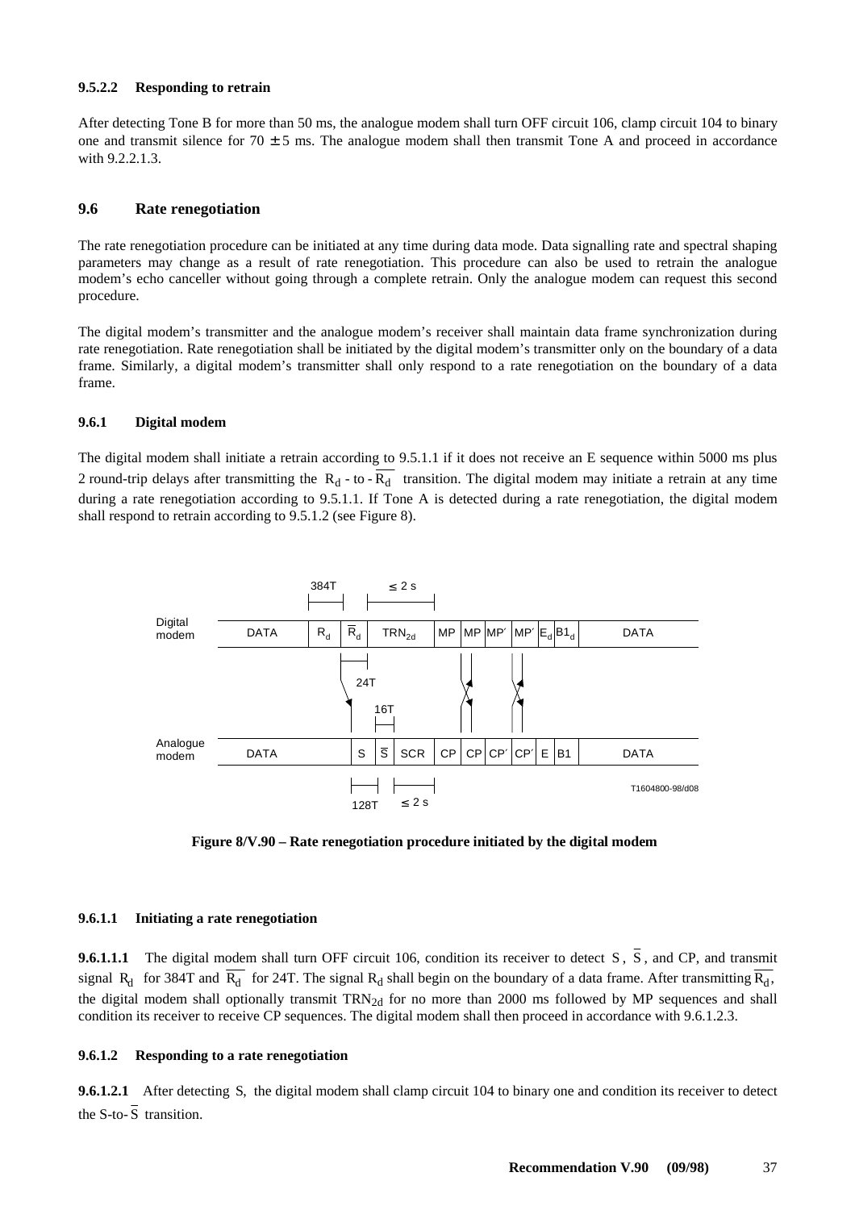#### 9.5.2.2 Responding to retrain

After detecting Tone B for more than 50 ms, the analogue modem shall turn OFF circuit 106, clamp circuit 104 to binary one and transmit silence for 70 ± 5 ms. The analogue modem shall then transmit Tone A and proceed in accordance with 9.2.2.1.3.

## 9.6 Rate renegotiation

The rate renegotiation procedure can be initiated at any time during data mode. Data signalling rate and spectral shaping parameters may change as a result of rate renegotiation. This procedure can also be used to retrain the analogue modem's echo canceller without going through a complete retrain. Only the analogue modem can request this second procedure.

The digital modem's transmitter and the analogue modem's receiver shall maintain data frame synchronization during rate renegotiation. Rate renegotiation shall be initiated by the digital modem's transmitter only on the boundary of a data frame. Similarly, a digital modem's transmitter shall only respond to a rate renegotiation on the boundary of a data frame.

### 9.6.1 Digital modem

The digital modem shall initiate a retrain according to 9.5.1.1 if it does not receive an E sequence within 5000 ms plus 2 round-trip delays after transmitting the $R_d$ - to - $\overline{R_d}$ transition. The digital modem may initiate a retrain at any time during a rate renegotiation according to 9.5.1.1. If Tone A is detected during a rate renegotiation, the digital modem shall respond to retrain according to 9.5.1.2 (see Figure 8).

**Figure 8/V.90 – Rate renegotiation procedure initiated by the digital modem**

#### 9.6.1.1 Initiating a rate renegotiation

**9.6.1.1.1** The digital modem shall turn OFF circuit 106, condition its receiver to detect S, $\overline{S}$, and CP, and transmit signal $R_d$ for 384T and $\overline{R_d}$ for 24T. The signal $R_d$ shall begin on the boundary of a data frame. After transmitting $\overline{R_d}$, the digital modem shall optionally transmit $TRN_{2d}$ for no more than 2000 ms followed by MP sequences and shall condition its receiver to receive CP sequences. The digital modem shall then proceed in accordance with 9.6.1.2.3.

#### 9.6.1.2 Responding to a rate renegotiation

**9.6.1.2.1** After detecting S, the digital modem shall clamp circuit 104 to binary one and condition its receiver to detect the S-to-$\overline{S}$ transition.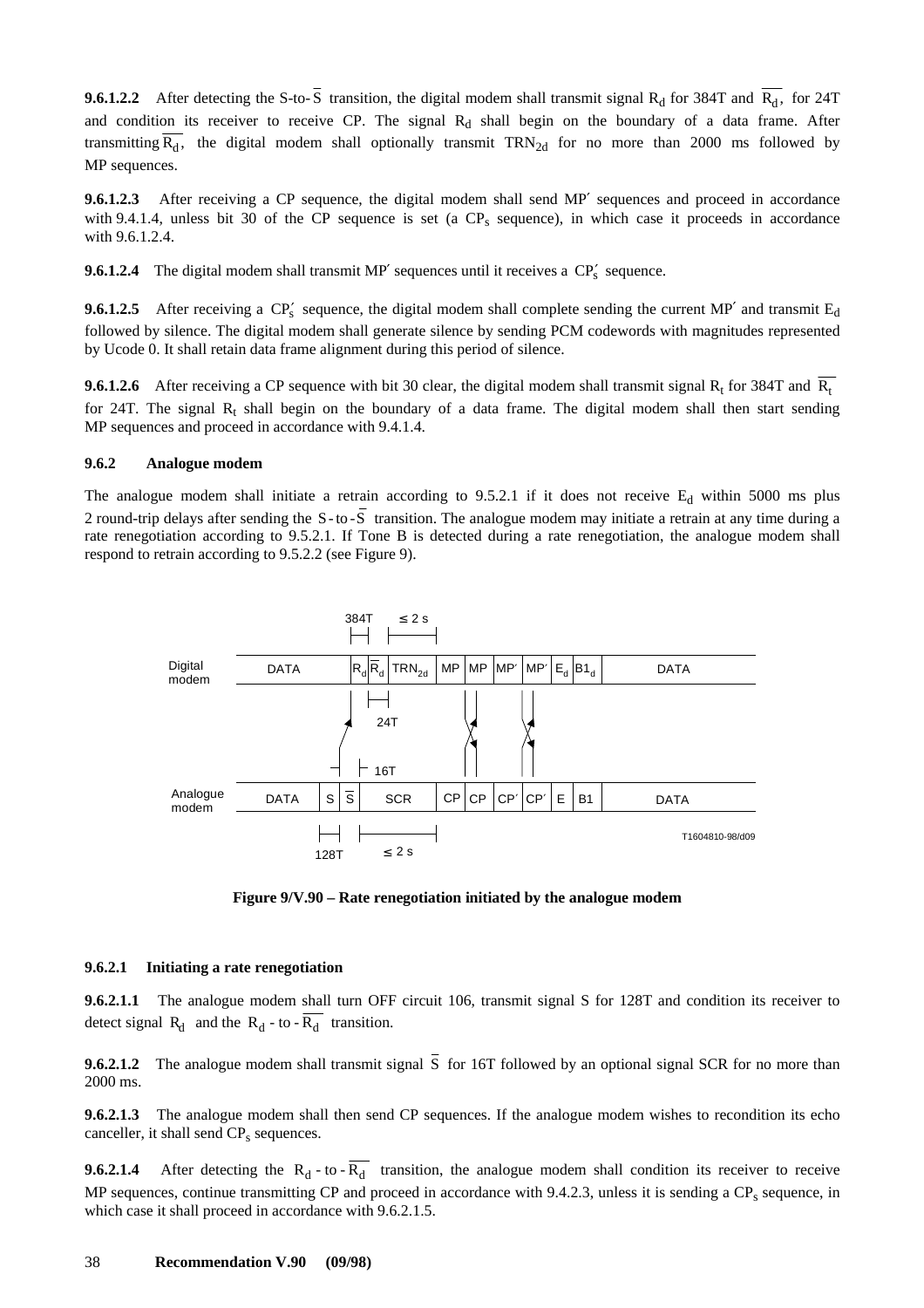**9.6.1.2.2** After detecting the S-to-$\overline{S}$ transition, the digital modem shall transmit signal $R_d$ for 384T and $\overline{R_d}$, for 24T and condition its receiver to receive CP. The signal $R_d$ shall begin on the boundary of a data frame. After transmitting $\overline{R_d}$, the digital modem shall optionally transmit $TRN_{2d}$ for no more than 2000 ms followed by MP sequences.

**9.6.1.2.3** After receiving a CP sequence, the digital modem shall send MP′ sequences and proceed in accordance with 9.4.1.4, unless bit 30 of the CP sequence is set (a $CP_s$ sequence), in which case it proceeds in accordance with 9.6.1.2.4.

**9.6.1.2.4** The digital modem shall transmit MP′ sequences until it receives a $CP'_s$ sequence.

**9.6.1.2.5** After receiving a $CP'_s$ sequence, the digital modem shall complete sending the current MP′ and transmit $E_d$ followed by silence. The digital modem shall generate silence by sending PCM codewords with magnitudes represented by Ucode 0. It shall retain data frame alignment during this period of silence.

**9.6.1.2.6** After receiving a CP sequence with bit 30 clear, the digital modem shall transmit signal $R_t$ for 384T and $\overline{R_t}$ for 24T. The signal $R_t$ shall begin on the boundary of a data frame. The digital modem shall then start sending MP sequences and proceed in accordance with 9.4.1.4.

### 9.6.2 Analogue modem

The analogue modem shall initiate a retrain according to 9.5.2.1 if it does not receive $E_d$ within 5000 ms plus 2 round-trip delays after sending the S-to-$\overline{S}$ transition. The analogue modem may initiate a retrain at any time during a rate renegotiation according to 9.5.2.1. If Tone B is detected during a rate renegotiation, the analogue modem shall respond to retrain according to 9.5.2.2 (see Figure 9).

**Figure 9/V.90 – Rate renegotiation initiated by the analogue modem**

#### 9.6.2.1 Initiating a rate renegotiation

**9.6.2.1.1** The analogue modem shall turn OFF circuit 106, transmit signal S for 128T and condition its receiver to detect signal $R_d$ and the $R_d$-to-$\overline{R_d}$ transition.

**9.6.2.1.2** The analogue modem shall transmit signal $\overline{S}$ for 16T followed by an optional signal SCR for no more than 2000 ms.

**9.6.2.1.3** The analogue modem shall then send CP sequences. If the analogue modem wishes to recondition its echo canceller, it shall send $CP_s$ sequences.

**9.6.2.1.4** After detecting the $R_d$-to-$\overline{R_d}$ transition, the analogue modem shall condition its receiver to receive MP sequences, continue transmitting CP and proceed in accordance with 9.4.2.3, unless it is sending a $CP_s$ sequence, in which case it shall proceed in accordance with 9.6.2.1.5.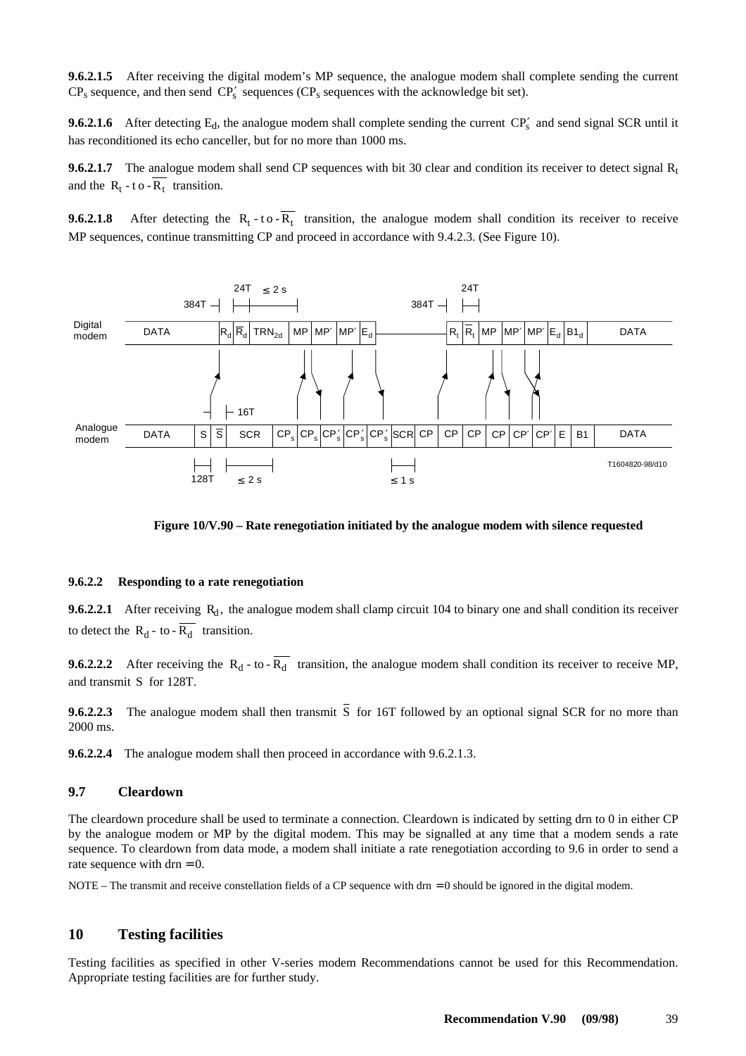**9.6.2.1.5** After receiving the digital modem's MP sequence, the analogue modem shall complete sending the current $CP_s$ sequence, and then send $CP_s'$ sequences ($CP_s$ sequences with the acknowledge bit set).

**9.6.2.1.6** After detecting $E_d$, the analogue modem shall complete sending the current $CP_s'$ and send signal SCR until it has reconditioned its echo canceller, but for no more than 1000 ms.

**9.6.2.1.7** The analogue modem shall send CP sequences with bit 30 clear and condition its receiver to detect signal $R_t$ and the $R_t\text{-to-}\overline{R_t}$ transition.

**9.6.2.1.8** After detecting the $R_t\text{-to-}\overline{R_t}$ transition, the analogue modem shall condition its receiver to receive MP sequences, continue transmitting CP and proceed in accordance with 9.4.2.3. (See Figure 10).

**Figure 10/V.90 – Rate renegotiation initiated by the analogue modem with silence requested**

### 9.6.2.2 Responding to a rate renegotiation

**9.6.2.2.1** After receiving $R_d$, the analogue modem shall clamp circuit 104 to binary one and shall condition its receiver to detect the $R_d\text{-to-}\overline{R_d}$ transition.

**9.6.2.2.2** After receiving the $R_d\text{-to-}\overline{R_d}$ transition, the analogue modem shall condition its receiver to receive MP, and transmit S for 128T.

**9.6.2.2.3** The analogue modem shall then transmit $\overline{S}$ for 16T followed by an optional signal SCR for no more than 2000 ms.

**9.6.2.2.4** The analogue modem shall then proceed in accordance with 9.6.2.1.3.

## 9.7 Cleardown

The cleardown procedure shall be used to terminate a connection. Cleardown is indicated by setting drn to 0 in either CP by the analogue modem or MP by the digital modem. This may be signalled at any time that a modem sends a rate sequence. To cleardown from data mode, a modem shall initiate a rate renegotiation according to 9.6 in order to send a rate sequence with drn = 0.

NOTE – The transmit and receive constellation fields of a CP sequence with drn = 0 should be ignored in the digital modem.

# 10 Testing facilities

Testing facilities as specified in other V-series modem Recommendations cannot be used for this Recommendation. Appropriate testing facilities are for further study.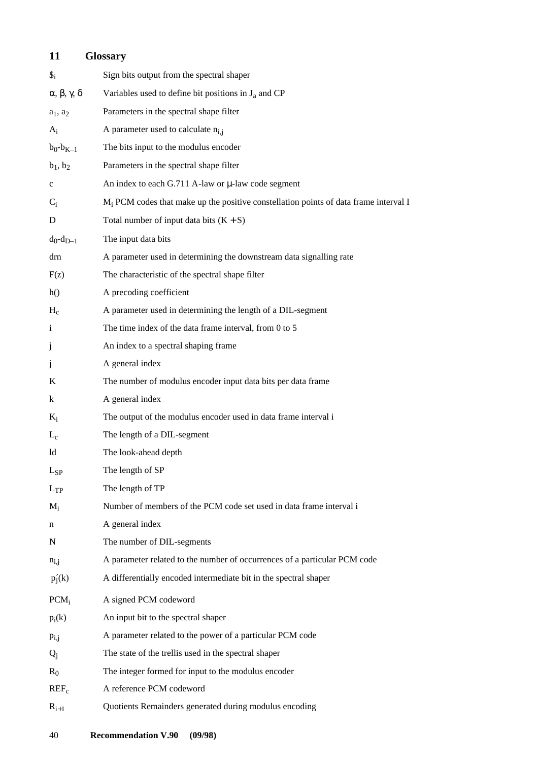## 11 Glossary

| | |
|---|---|
| $\$_i$ | Sign bits output from the spectral shaper |
| $\alpha, \beta, \gamma, \delta$ | Variables used to define bit positions in $J_a$ and CP |
| $a_1, a_2$ | Parameters in the spectral shape filter |
| $A_i$ | A parameter used to calculate $n_{i,j}$ |
| $b_0$-$b_{K-1}$ | The bits input to the modulus encoder |
| $b_1, b_2$ | Parameters in the spectral shape filter |
| c | An index to each G.711 A-law or μ-law code segment |
| $C_i$ | $M_i$ PCM codes that make up the positive constellation points of data frame interval I |
| D | Total number of input data bits $(K + S)$ |
| $d_0$-$d_{D-1}$ | The input data bits |
| drn | A parameter used in determining the downstream data signalling rate |
| F(z) | The characteristic of the spectral shape filter |
| h() | A precoding coefficient |
| $H_c$ | A parameter used in determining the length of a DIL-segment |
| i | The time index of the data frame interval, from 0 to 5 |
| j | An index to a spectral shaping frame |
| j | A general index |
| K | The number of modulus encoder input data bits per data frame |
| k | A general index |
| $K_i$ | The output of the modulus encoder used in data frame interval i |
| $L_c$ | The length of a DIL-segment |
| ld | The look-ahead depth |
| $L_{SP}$ | The length of SP |
| $L_{TP}$ | The length of TP |
| $M_i$ | Number of members of the PCM code set used in data frame interval i |
| n | A general index |
| N | The number of DIL-segments |
| $n_{i,j}$ | A parameter related to the number of occurrences of a particular PCM code |
| $p_j'(k)$ | A differentially encoded intermediate bit in the spectral shaper |
| $PCM_i$ | A signed PCM codeword |
| $p_i(k)$ | An input bit to the spectral shaper |
| $p_{i,j}$ | A parameter related to the power of a particular PCM code |
| $Q_j$ | The state of the trellis used in the spectral shaper |
| $R_0$ | The integer formed for input to the modulus encoder |
| $REF_c$ | A reference PCM codeword |
| $R_{i+1}$ | Quotients Remainders generated during modulus encoding |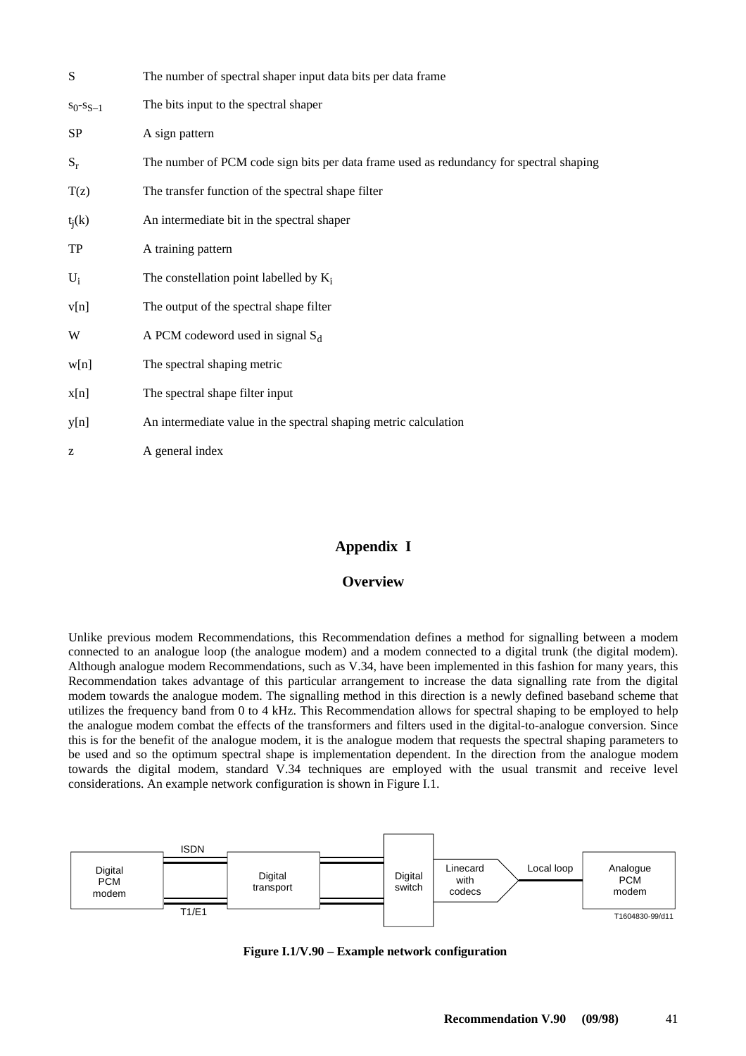| | |
|---|---|
| S | The number of spectral shaper input data bits per data frame |
| $s_0$-$s_{S-1}$ | The bits input to the spectral shaper |
| SP | A sign pattern |
| $S_r$ | The number of PCM code sign bits per data frame used as redundancy for spectral shaping |
| T(z) | The transfer function of the spectral shape filter |
| $t_j(k)$ | An intermediate bit in the spectral shaper |
| TP | A training pattern |
| $U_i$ | The constellation point labelled by $K_i$ |
| v[n] | The output of the spectral shape filter |
| W | A PCM codeword used in signal $S_d$ |
| w[n] | The spectral shaping metric |
| x[n] | The spectral shape filter input |
| y[n] | An intermediate value in the spectral shaping metric calculation |
| z | A general index |

# Appendix I

## Overview

Unlike previous modem Recommendations, this Recommendation defines a method for signalling between a modem connected to an analogue loop (the analogue modem) and a modem connected to a digital trunk (the digital modem). Although analogue modem Recommendations, such as V.34, have been implemented in this fashion for many years, this Recommendation takes advantage of this particular arrangement to increase the data signalling rate from the digital modem towards the analogue modem. The signalling method in this direction is a newly defined baseband scheme that utilizes the frequency band from 0 to 4 kHz. This Recommendation allows for spectral shaping to be employed to help the analogue modem combat the effects of the transformers and filters used in the digital-to-analogue conversion. Since this is for the benefit of the analogue modem, it is the analogue modem that requests the spectral shaping parameters to be used and so the optimum spectral shape is implementation dependent. In the direction from the analogue modem towards the digital modem, standard V.34 techniques are employed with the usual transmit and receive level considerations. An example network configuration is shown in Figure I.1.

Digital PCM modem

ISDN

T1/E1

Digital transport

Digital switch

Linecard with codecs

Local loop

Analogue PCM modem

T1604830-99/d11

**Figure I.1/V.90 – Example network configuration**